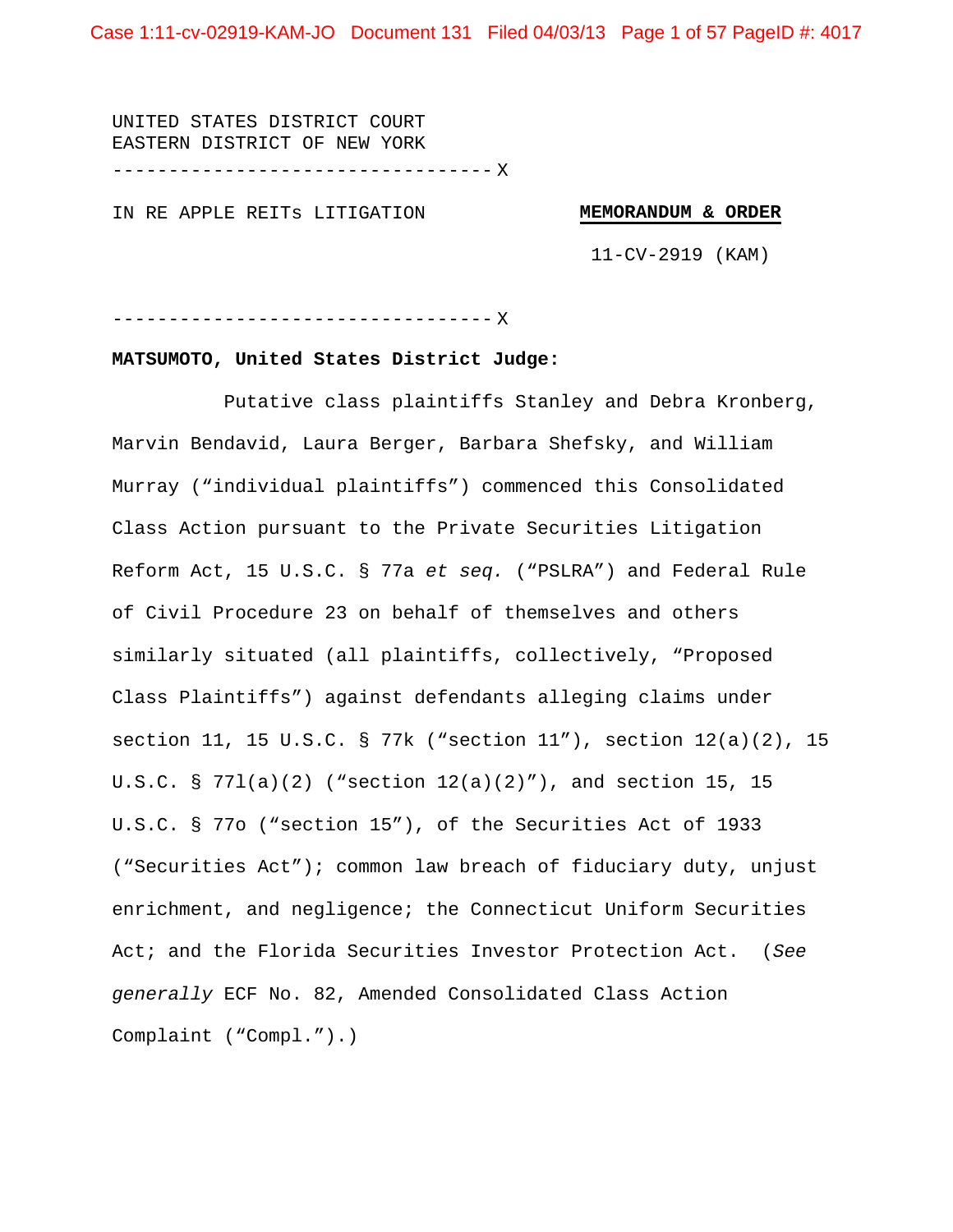UNITED STATES DISTRICT COURT
EASTERN DISTRICT OF NEW YORK

----------------------------------X

IN RE APPLE REITs LITIGATION

**MEMORANDUM & ORDER**

11-CV-2919 (KAM)

----------------------------------X

**MATSUMOTO, United States District Judge:**

Putative class plaintiffs Stanley and Debra Kronberg, Marvin Bendavid, Laura Berger, Barbara Shefsky, and William Murray ("individual plaintiffs") commenced this Consolidated Class Action pursuant to the Private Securities Litigation Reform Act, 15 U.S.C. § 77a *et seq.* ("PSLRA") and Federal Rule of Civil Procedure 23 on behalf of themselves and others similarly situated (all plaintiffs, collectively, "Proposed Class Plaintiffs") against defendants alleging claims under section 11, 15 U.S.C. § 77k ("section 11"), section 12(a)(2), 15 U.S.C. § 77l(a)(2) ("section 12(a)(2)"), and section 15, 15 U.S.C. § 77o ("section 15"), of the Securities Act of 1933 ("Securities Act"); common law breach of fiduciary duty, unjust enrichment, and negligence; the Connecticut Uniform Securities Act; and the Florida Securities Investor Protection Act. (*See generally* ECF No. 82, Amended Consolidated Class Action Complaint ("Compl.").)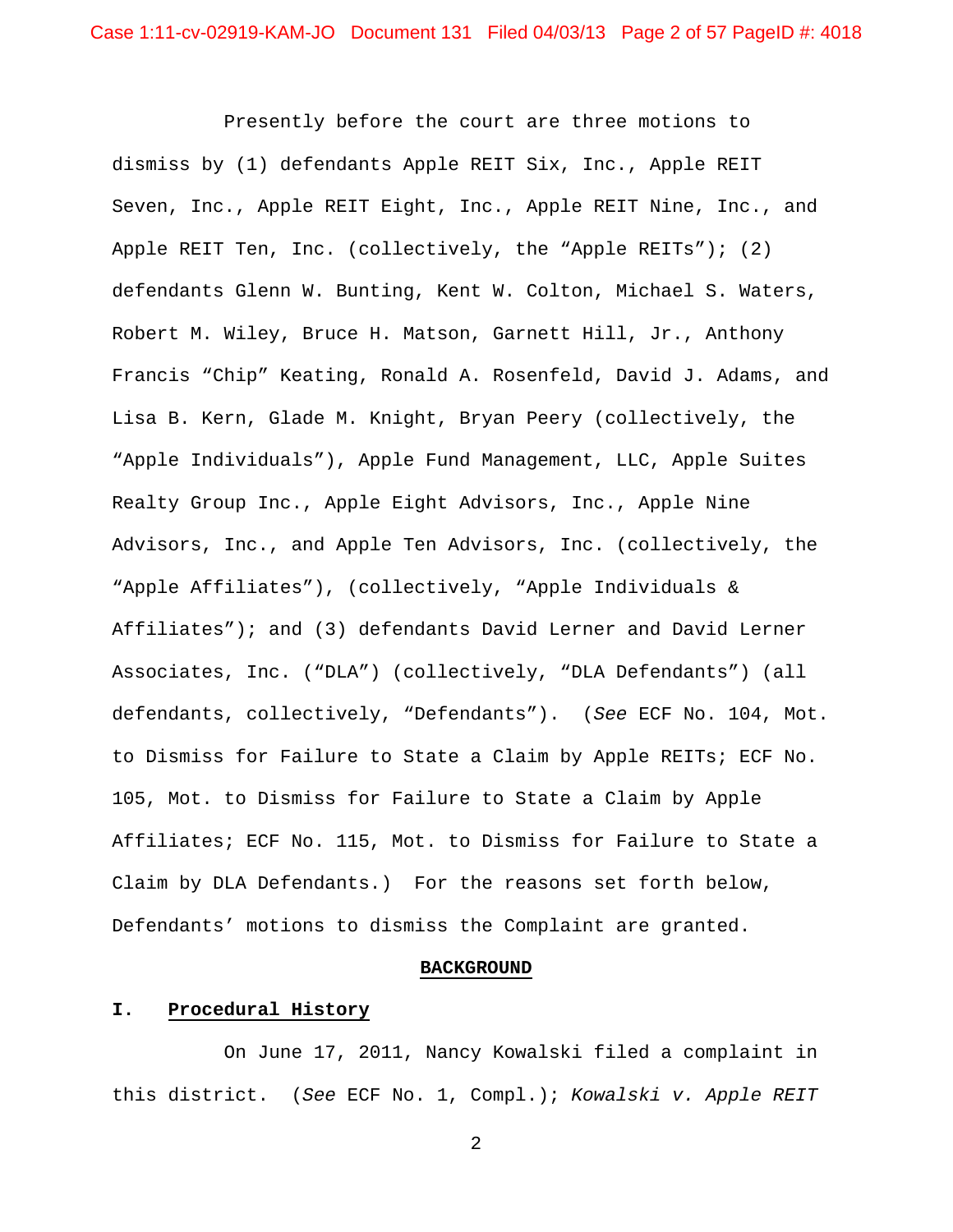Presently before the court are three motions to dismiss by (1) defendants Apple REIT Six, Inc., Apple REIT Seven, Inc., Apple REIT Eight, Inc., Apple REIT Nine, Inc., and Apple REIT Ten, Inc. (collectively, the "Apple REITs"); (2) defendants Glenn W. Bunting, Kent W. Colton, Michael S. Waters, Robert M. Wiley, Bruce H. Matson, Garnett Hill, Jr., Anthony Francis "Chip" Keating, Ronald A. Rosenfeld, David J. Adams, and Lisa B. Kern, Glade M. Knight, Bryan Peery (collectively, the "Apple Individuals"), Apple Fund Management, LLC, Apple Suites Realty Group Inc., Apple Eight Advisors, Inc., Apple Nine Advisors, Inc., and Apple Ten Advisors, Inc. (collectively, the "Apple Affiliates"), (collectively, "Apple Individuals & Affiliates"); and (3) defendants David Lerner and David Lerner Associates, Inc. ("DLA") (collectively, "DLA Defendants") (all defendants, collectively, "Defendants"). (*See* ECF No. 104, Mot. to Dismiss for Failure to State a Claim by Apple REITs; ECF No. 105, Mot. to Dismiss for Failure to State a Claim by Apple Affiliates; ECF No. 115, Mot. to Dismiss for Failure to State a Claim by DLA Defendants.) For the reasons set forth below, Defendants' motions to dismiss the Complaint are granted.

## BACKGROUND

### I. Procedural History

On June 17, 2011, Nancy Kowalski filed a complaint in this district. (*See* ECF No. 1, Compl.); *Kowalski v. Apple REIT*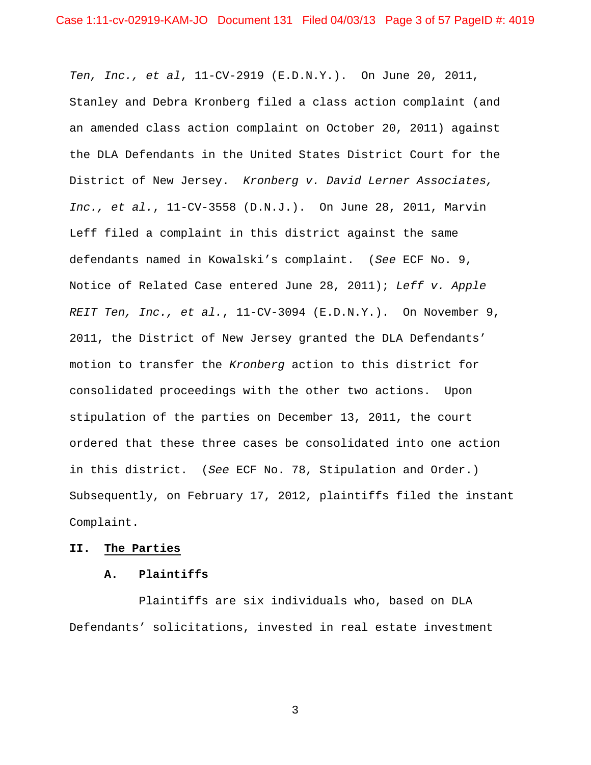*Ten, Inc., et al*, 11-CV-2919 (E.D.N.Y.). On June 20, 2011, Stanley and Debra Kronberg filed a class action complaint (and an amended class action complaint on October 20, 2011) against the DLA Defendants in the United States District Court for the District of New Jersey. *Kronberg v. David Lerner Associates, Inc., et al.*, 11-CV-3558 (D.N.J.). On June 28, 2011, Marvin Leff filed a complaint in this district against the same defendants named in Kowalski's complaint. (*See* ECF No. 9, Notice of Related Case entered June 28, 2011); *Leff v. Apple REIT Ten, Inc., et al.*, 11-CV-3094 (E.D.N.Y.). On November 9, 2011, the District of New Jersey granted the DLA Defendants' motion to transfer the *Kronberg* action to this district for consolidated proceedings with the other two actions. Upon stipulation of the parties on December 13, 2011, the court ordered that these three cases be consolidated into one action in this district. (*See* ECF No. 78, Stipulation and Order.) Subsequently, on February 17, 2012, plaintiffs filed the instant Complaint.

## II. The Parties

### A. Plaintiffs

Plaintiffs are six individuals who, based on DLA Defendants' solicitations, invested in real estate investment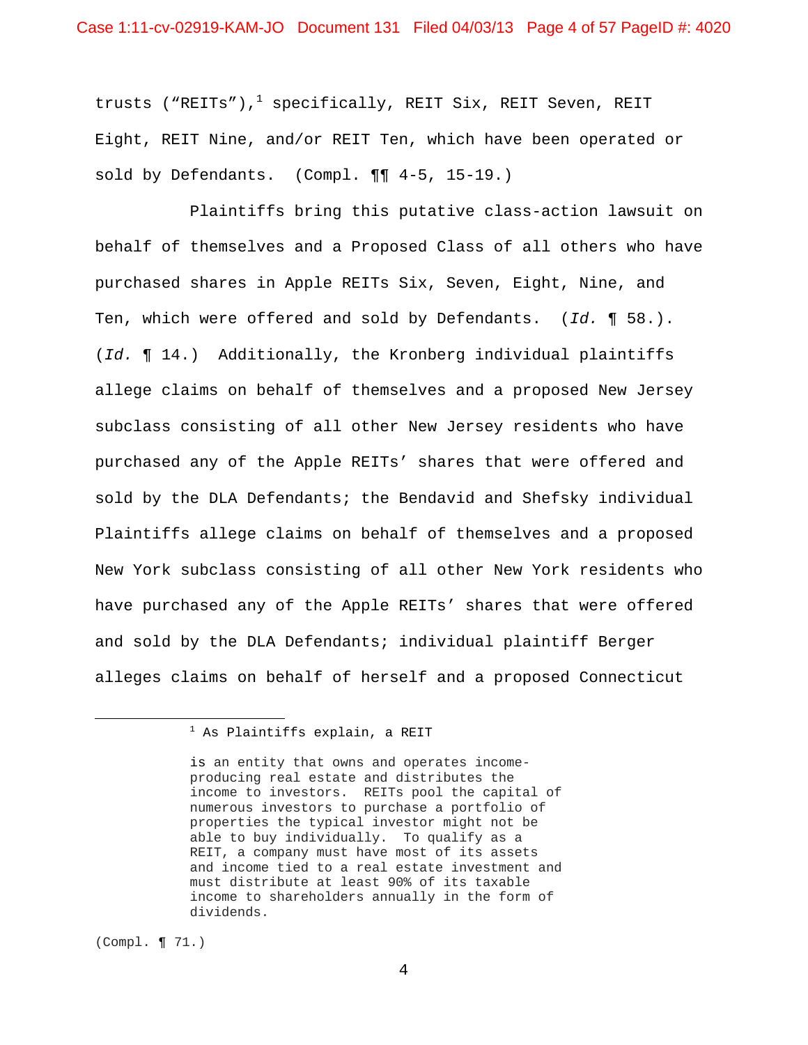trusts ("REITs"),[1] specifically, REIT Six, REIT Seven, REIT Eight, REIT Nine, and/or REIT Ten, which have been operated or sold by Defendants. (Compl. ¶¶ 4-5, 15-19.)

Plaintiffs bring this putative class-action lawsuit on behalf of themselves and a Proposed Class of all others who have purchased shares in Apple REITs Six, Seven, Eight, Nine, and Ten, which were offered and sold by Defendants. (*Id.* ¶ 58.). (*Id.* ¶ 14.) Additionally, the Kronberg individual plaintiffs allege claims on behalf of themselves and a proposed New Jersey subclass consisting of all other New Jersey residents who have purchased any of the Apple REITs' shares that were offered and sold by the DLA Defendants; the Bendavid and Shefsky individual Plaintiffs allege claims on behalf of themselves and a proposed New York subclass consisting of all other New York residents who have purchased any of the Apple REITs' shares that were offered and sold by the DLA Defendants; individual plaintiff Berger alleges claims on behalf of herself and a proposed Connecticut

---

[1] As Plaintiffs explain, a REIT

> is an entity that owns and operates income-producing real estate and distributes the income to investors. REITs pool the capital of numerous investors to purchase a portfolio of properties the typical investor might not be able to buy individually. To qualify as a REIT, a company must have most of its assets and income tied to a real estate investment and must distribute at least 90% of its taxable income to shareholders annually in the form of dividends.

(Compl. ¶ 71.)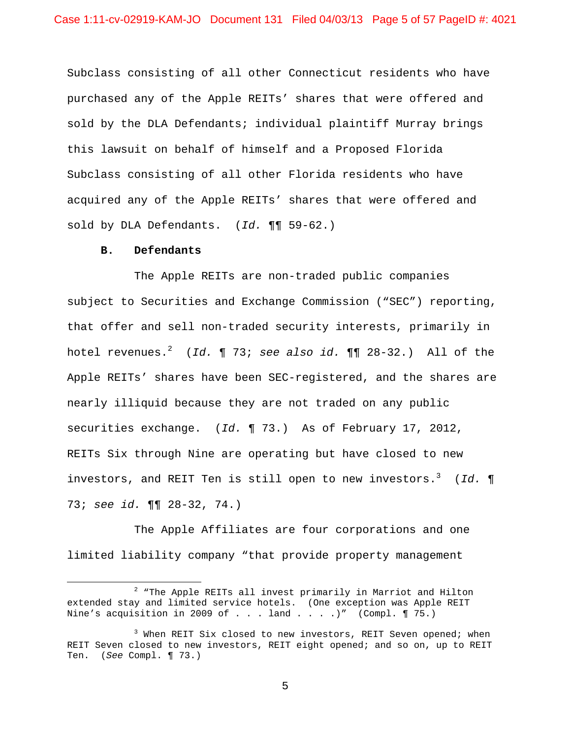Subclass consisting of all other Connecticut residents who have purchased any of the Apple REITs' shares that were offered and sold by the DLA Defendants; individual plaintiff Murray brings this lawsuit on behalf of himself and a Proposed Florida Subclass consisting of all other Florida residents who have acquired any of the Apple REITs' shares that were offered and sold by DLA Defendants. (*Id.* ¶¶ 59-62.)

**B. Defendants**

The Apple REITs are non-traded public companies subject to Securities and Exchange Commission ("SEC") reporting, that offer and sell non-traded security interests, primarily in hotel revenues.[2] (*Id.* ¶ 73; *see also id.* ¶¶ 28-32.) All of the Apple REITs' shares have been SEC-registered, and the shares are nearly illiquid because they are not traded on any public securities exchange. (*Id.* ¶ 73.) As of February 17, 2012, REITs Six through Nine are operating but have closed to new investors, and REIT Ten is still open to new investors.[3] (*Id.* ¶ 73; *see id.* ¶¶ 28-32, 74.)

The Apple Affiliates are four corporations and one limited liability company "that provide property management

---

[2] "The Apple REITs all invest primarily in Marriot and Hilton extended stay and limited service hotels. (One exception was Apple REIT Nine's acquisition in 2009 of . . . land . . . .)" (Compl. ¶ 75.)

[3] When REIT Six closed to new investors, REIT Seven opened; when REIT Seven closed to new investors, REIT eight opened; and so on, up to REIT Ten. (*See* Compl. ¶ 73.)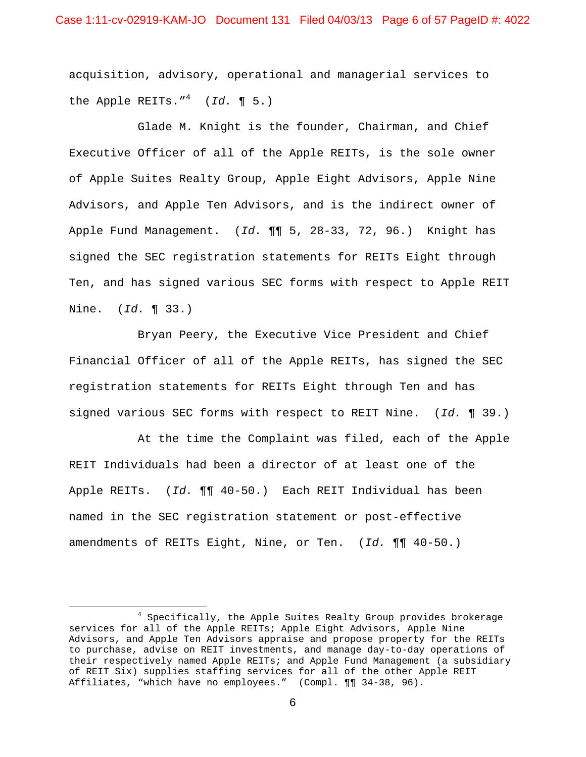acquisition, advisory, operational and managerial services to the Apple REITs."[4] (*Id.* ¶ 5.)

Glade M. Knight is the founder, Chairman, and Chief Executive Officer of all of the Apple REITs, is the sole owner of Apple Suites Realty Group, Apple Eight Advisors, Apple Nine Advisors, and Apple Ten Advisors, and is the indirect owner of Apple Fund Management. (*Id.* ¶¶ 5, 28-33, 72, 96.) Knight has signed the SEC registration statements for REITs Eight through Ten, and has signed various SEC forms with respect to Apple REIT Nine. (*Id.* ¶ 33.)

Bryan Peery, the Executive Vice President and Chief Financial Officer of all of the Apple REITs, has signed the SEC registration statements for REITs Eight through Ten and has signed various SEC forms with respect to REIT Nine. (*Id.* ¶ 39.)

At the time the Complaint was filed, each of the Apple REIT Individuals had been a director of at least one of the Apple REITs. (*Id.* ¶¶ 40-50.) Each REIT Individual has been named in the SEC registration statement or post-effective amendments of REITs Eight, Nine, or Ten. (*Id.* ¶¶ 40-50.)

---

[4] Specifically, the Apple Suites Realty Group provides brokerage services for all of the Apple REITs; Apple Eight Advisors, Apple Nine Advisors, and Apple Ten Advisors appraise and propose property for the REITs to purchase, advise on REIT investments, and manage day-to-day operations of their respectively named Apple REITs; and Apple Fund Management (a subsidiary of REIT Six) supplies staffing services for all of the other Apple REIT Affiliates, "which have no employees." (Compl. ¶¶ 34-38, 96).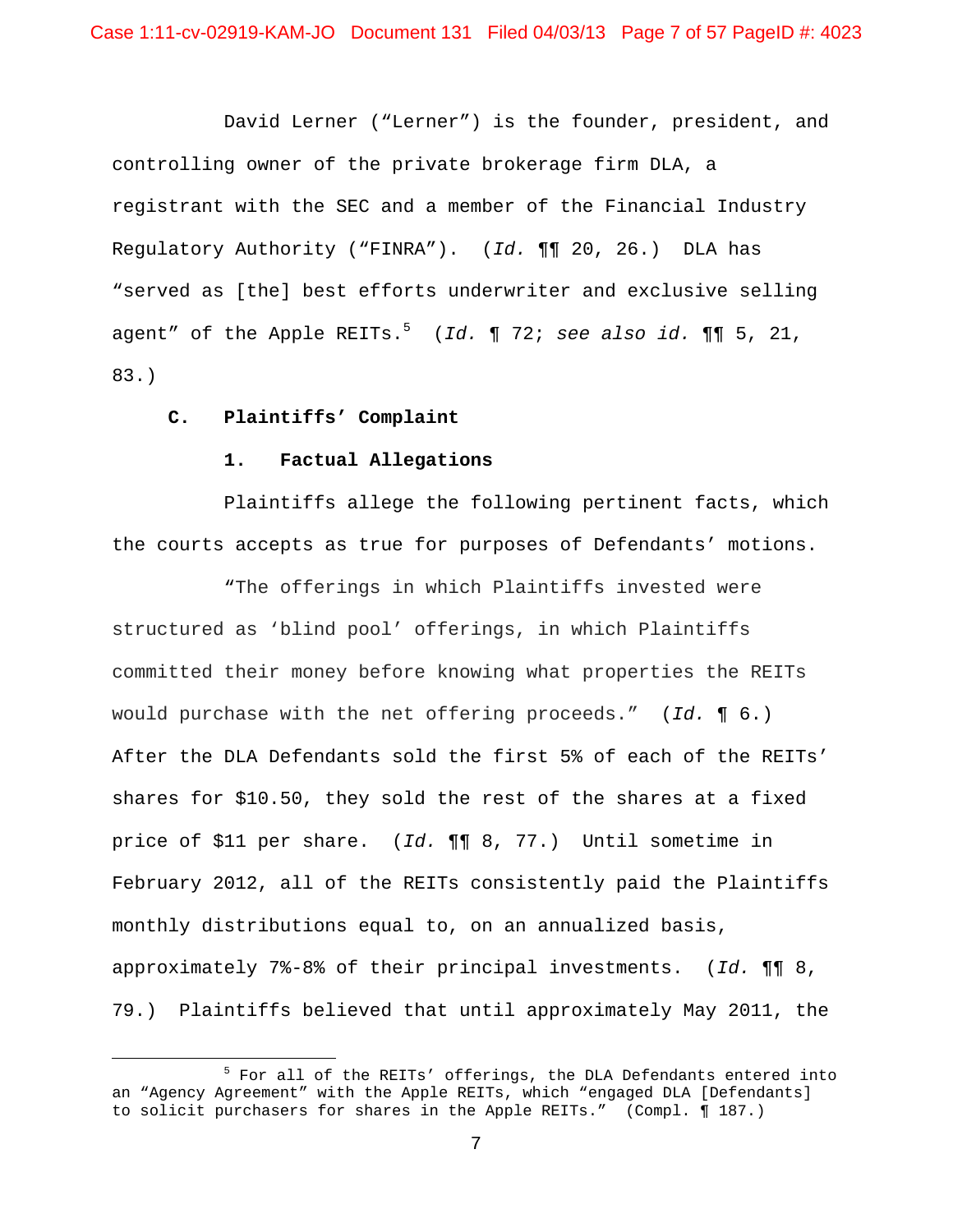David Lerner ("Lerner") is the founder, president, and controlling owner of the private brokerage firm DLA, a registrant with the SEC and a member of the Financial Industry Regulatory Authority ("FINRA"). (*Id.* ¶¶ 20, 26.) DLA has "served as [the] best efforts underwriter and exclusive selling agent" of the Apple REITs.[5] (*Id.* ¶ 72; *see also id.* ¶¶ 5, 21, 83.)

### C. Plaintiffs' Complaint

#### 1. Factual Allegations

Plaintiffs allege the following pertinent facts, which the courts accepts as true for purposes of Defendants' motions.

"The offerings in which Plaintiffs invested were structured as 'blind pool' offerings, in which Plaintiffs committed their money before knowing what properties the REITs would purchase with the net offering proceeds." (*Id.* ¶ 6.) After the DLA Defendants sold the first 5% of each of the REITs' shares for $10.50, they sold the rest of the shares at a fixed price of $11 per share. (*Id.* ¶¶ 8, 77.) Until sometime in February 2012, all of the REITs consistently paid the Plaintiffs monthly distributions equal to, on an annualized basis, approximately 7%-8% of their principal investments. (*Id.* ¶¶ 8, 79.) Plaintiffs believed that until approximately May 2011, the

---

[5] For all of the REITs' offerings, the DLA Defendants entered into an "Agency Agreement" with the Apple REITs, which "engaged DLA [Defendants] to solicit purchasers for shares in the Apple REITs." (Compl. ¶ 187.)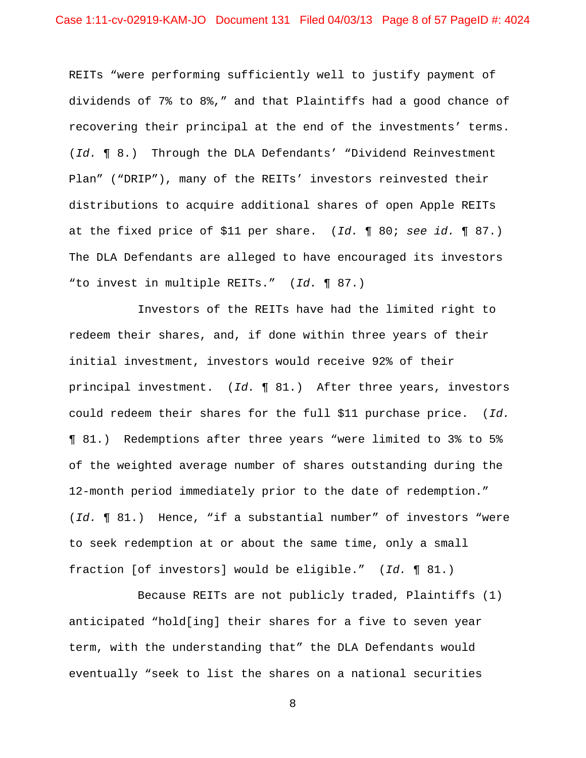REITs "were performing sufficiently well to justify payment of dividends of 7% to 8%," and that Plaintiffs had a good chance of recovering their principal at the end of the investments' terms. (*Id.* ¶ 8.) Through the DLA Defendants' "Dividend Reinvestment Plan" ("DRIP"), many of the REITs' investors reinvested their distributions to acquire additional shares of open Apple REITs at the fixed price of $11 per share. (*Id.* ¶ 80; *see id.* ¶ 87.) The DLA Defendants are alleged to have encouraged its investors "to invest in multiple REITs." (*Id.* ¶ 87.)

Investors of the REITs have had the limited right to redeem their shares, and, if done within three years of their initial investment, investors would receive 92% of their principal investment. (*Id.* ¶ 81.) After three years, investors could redeem their shares for the full $11 purchase price. (*Id.* ¶ 81.) Redemptions after three years "were limited to 3% to 5% of the weighted average number of shares outstanding during the 12-month period immediately prior to the date of redemption." (*Id.* ¶ 81.) Hence, "if a substantial number" of investors "were to seek redemption at or about the same time, only a small fraction [of investors] would be eligible." (*Id.* ¶ 81.)

Because REITs are not publicly traded, Plaintiffs (1) anticipated "hold[ing] their shares for a five to seven year term, with the understanding that" the DLA Defendants would eventually "seek to list the shares on a national securities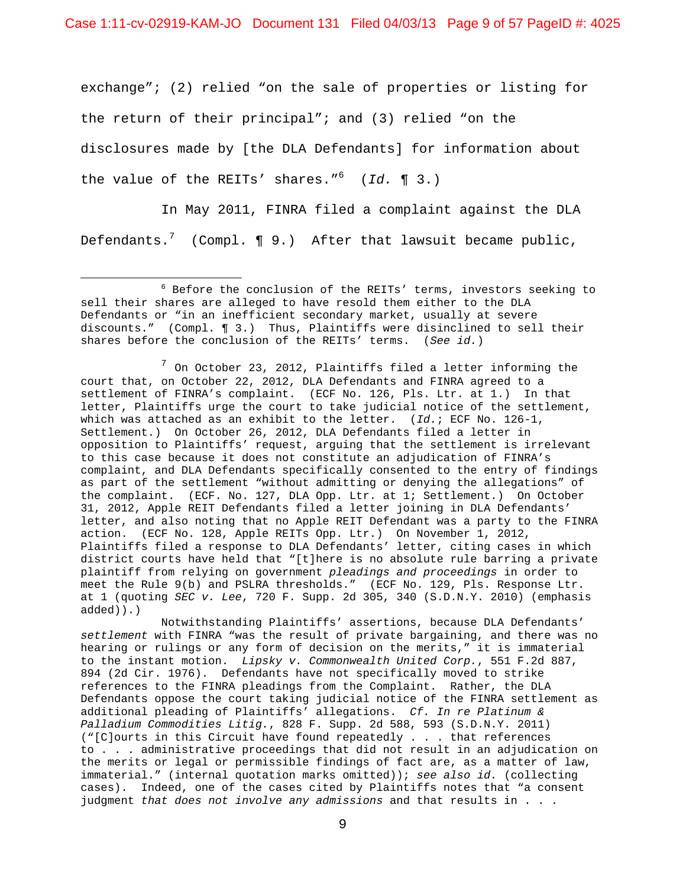exchange"; (2) relied "on the sale of properties or listing for the return of their principal"; and (3) relied "on the disclosures made by [the DLA Defendants] for information about the value of the REITs' shares."[6] (*Id.* ¶ 3.)

In May 2011, FINRA filed a complaint against the DLA Defendants.[7] (Compl. ¶ 9.) After that lawsuit became public,

---

[6] Before the conclusion of the REITs' terms, investors seeking to sell their shares are alleged to have resold them either to the DLA Defendants or "in an inefficient secondary market, usually at severe discounts." (Compl. ¶ 3.) Thus, Plaintiffs were disinclined to sell their shares before the conclusion of the REITs' terms. (*See id.*)

[7] On October 23, 2012, Plaintiffs filed a letter informing the court that, on October 22, 2012, DLA Defendants and FINRA agreed to a settlement of FINRA's complaint. (ECF No. 126, Pls. Ltr. at 1.) In that letter, Plaintiffs urge the court to take judicial notice of the settlement, which was attached as an exhibit to the letter. (*Id.*; ECF No. 126-1, Settlement.) On October 26, 2012, DLA Defendants filed a letter in opposition to Plaintiffs' request, arguing that the settlement is irrelevant to this case because it does not constitute an adjudication of FINRA's complaint, and DLA Defendants specifically consented to the entry of findings as part of the settlement "without admitting or denying the allegations" of the complaint. (ECF. No. 127, DLA Opp. Ltr. at 1; Settlement.) On October 31, 2012, Apple REIT Defendants filed a letter joining in DLA Defendants' letter, and also noting that no Apple REIT Defendant was a party to the FINRA action. (ECF No. 128, Apple REITs Opp. Ltr.) On November 1, 2012, Plaintiffs filed a response to DLA Defendants' letter, citing cases in which district courts have held that "[t]here is no absolute rule barring a private plaintiff from relying on government *pleadings and proceedings* in order to meet the Rule 9(b) and PSLRA thresholds." (ECF No. 129, Pls. Response Ltr. at 1 (quoting *SEC v. Lee*, 720 F. Supp. 2d 305, 340 (S.D.N.Y. 2010) (emphasis added)).)

Notwithstanding Plaintiffs' assertions, because DLA Defendants' *settlement* with FINRA "was the result of private bargaining, and there was no hearing or rulings or any form of decision on the merits," it is immaterial to the instant motion. *Lipsky v. Commonwealth United Corp.*, 551 F.2d 887, 894 (2d Cir. 1976). Defendants have not specifically moved to strike references to the FINRA pleadings from the Complaint. Rather, the DLA Defendants oppose the court taking judicial notice of the FINRA settlement as additional pleading of Plaintiffs' allegations. *Cf. In re Platinum & Palladium Commodities Litig.*, 828 F. Supp. 2d 588, 593 (S.D.N.Y. 2011) ("[C]ourts in this Circuit have found repeatedly . . . that references to . . . administrative proceedings that did not result in an adjudication on the merits or legal or permissible findings of fact are, as a matter of law, immaterial." (internal quotation marks omitted)); *see also id.* (collecting cases). Indeed, one of the cases cited by Plaintiffs notes that "a consent judgment *that does not involve any admissions* and that results in . . .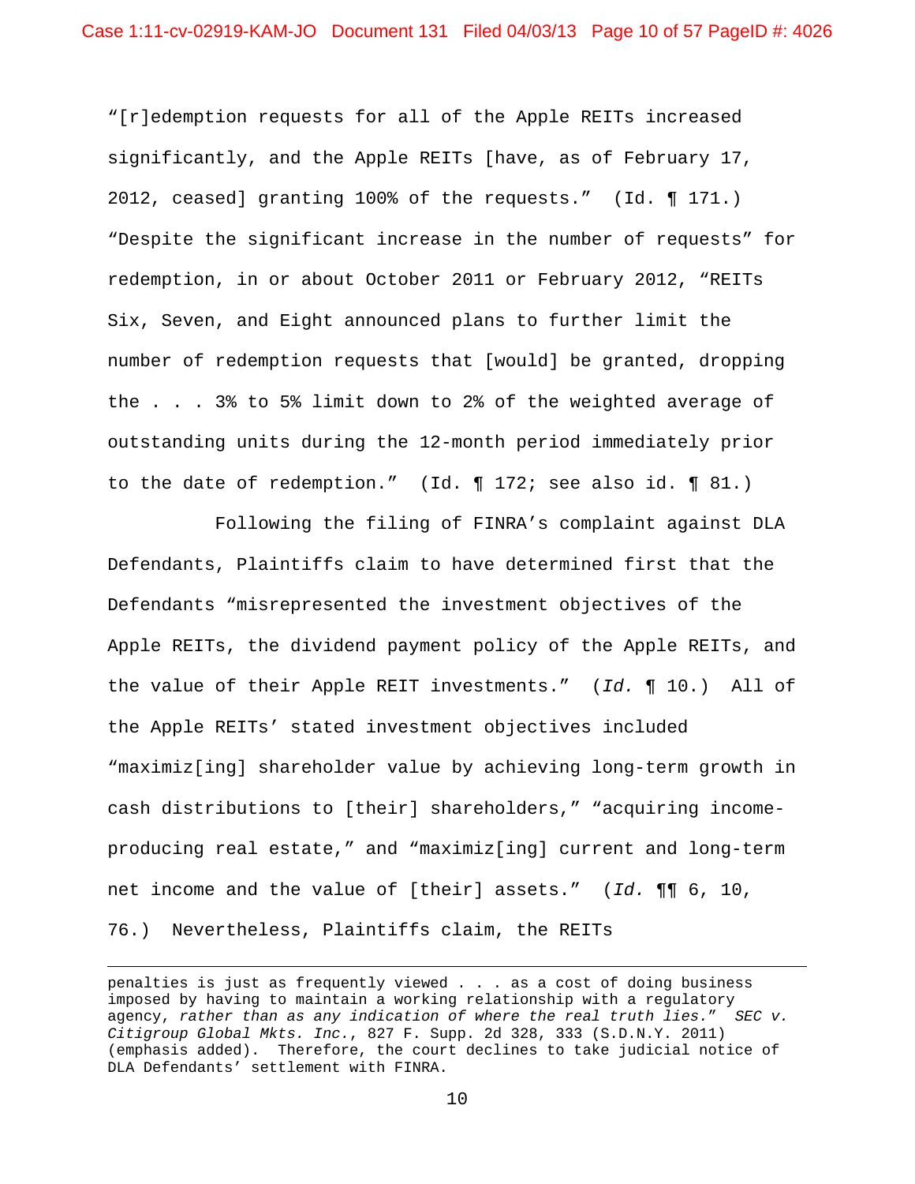"[r]edemption requests for all of the Apple REITs increased significantly, and the Apple REITs [have, as of February 17, 2012, ceased] granting 100% of the requests." (Id. ¶ 171.) "Despite the significant increase in the number of requests" for redemption, in or about October 2011 or February 2012, "REITs Six, Seven, and Eight announced plans to further limit the number of redemption requests that [would] be granted, dropping the . . . 3% to 5% limit down to 2% of the weighted average of outstanding units during the 12-month period immediately prior to the date of redemption." (Id. ¶ 172; see also id. ¶ 81.)

Following the filing of FINRA's complaint against DLA Defendants, Plaintiffs claim to have determined first that the Defendants "misrepresented the investment objectives of the Apple REITs, the dividend payment policy of the Apple REITs, and the value of their Apple REIT investments." (*Id.* ¶ 10.) All of the Apple REITs' stated investment objectives included "maximiz[ing] shareholder value by achieving long-term growth in cash distributions to [their] shareholders," "acquiring income-producing real estate," and "maximiz[ing] current and long-term net income and the value of [their] assets." (*Id.* ¶¶ 6, 10, 76.) Nevertheless, Plaintiffs claim, the REITs

---

penalties is just as frequently viewed . . . as a cost of doing business imposed by having to maintain a working relationship with a regulatory agency, *rather than as any indication of where the real truth lies.*" *SEC v. Citigroup Global Mkts. Inc.*, 827 F. Supp. 2d 328, 333 (S.D.N.Y. 2011) (emphasis added). Therefore, the court declines to take judicial notice of DLA Defendants' settlement with FINRA.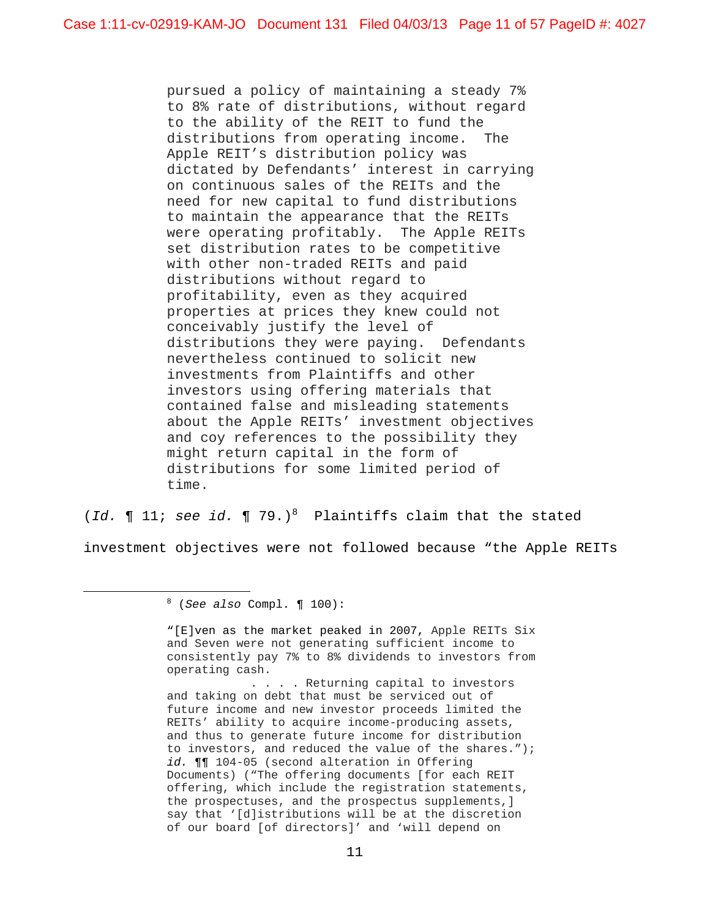> pursued a policy of maintaining a steady 7% to 8% rate of distributions, without regard to the ability of the REIT to fund the distributions from operating income. The Apple REIT's distribution policy was dictated by Defendants' interest in carrying on continuous sales of the REITs and the need for new capital to fund distributions to maintain the appearance that the REITs were operating profitably. The Apple REITs set distribution rates to be competitive with other non-traded REITs and paid distributions without regard to profitability, even as they acquired properties at prices they knew could not conceivably justify the level of distributions they were paying. Defendants nevertheless continued to solicit new investments from Plaintiffs and other investors using offering materials that contained false and misleading statements about the Apple REITs' investment objectives and coy references to the possibility they might return capital in the form of distributions for some limited period of time.

(*Id.* ¶ 11; *see id.* ¶ 79.)[8] Plaintiffs claim that the stated investment objectives were not followed because "the Apple REITs

---

[8] (*See also* Compl. ¶ 100):

> "[E]ven as the market peaked in 2007, Apple REITs Six and Seven were not generating sufficient income to consistently pay 7% to 8% dividends to investors from operating cash.
>
> . . . . Returning capital to investors and taking on debt that must be serviced out of future income and new investor proceeds limited the REITs' ability to acquire income-producing assets, and thus to generate future income for distribution to investors, and reduced the value of the shares."); *id.* ¶¶ 104-05 (second alteration in Offering Documents) ("The offering documents [for each REIT offering, which include the registration statements, the prospectuses, and the prospectus supplements,] say that '[d]istributions will be at the discretion of our board [of directors]' and 'will depend on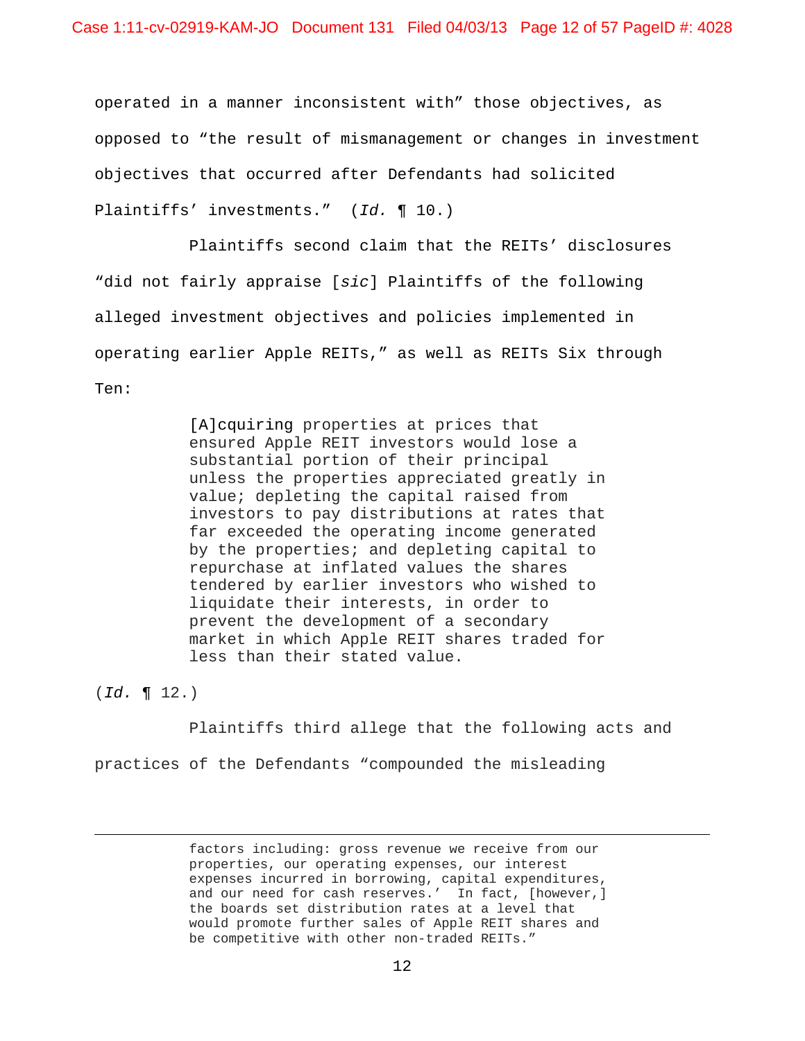operated in a manner inconsistent with" those objectives, as opposed to "the result of mismanagement or changes in investment objectives that occurred after Defendants had solicited Plaintiffs' investments." (*Id.* ¶ 10.)

Plaintiffs second claim that the REITs' disclosures "did not fairly appraise [*sic*] Plaintiffs of the following alleged investment objectives and policies implemented in operating earlier Apple REITs," as well as REITs Six through Ten:

> [A]cquiring properties at prices that ensured Apple REIT investors would lose a substantial portion of their principal unless the properties appreciated greatly in value; depleting the capital raised from investors to pay distributions at rates that far exceeded the operating income generated by the properties; and depleting capital to repurchase at inflated values the shares tendered by earlier investors who wished to liquidate their interests, in order to prevent the development of a secondary market in which Apple REIT shares traded for less than their stated value.

(*Id.* ¶ 12.)

Plaintiffs third allege that the following acts and practices of the Defendants "compounded the misleading

---

factors including: gross revenue we receive from our properties, our operating expenses, our interest expenses incurred in borrowing, capital expenditures, and our need for cash reserves.' In fact, [however,] the boards set distribution rates at a level that would promote further sales of Apple REIT shares and be competitive with other non-traded REITs."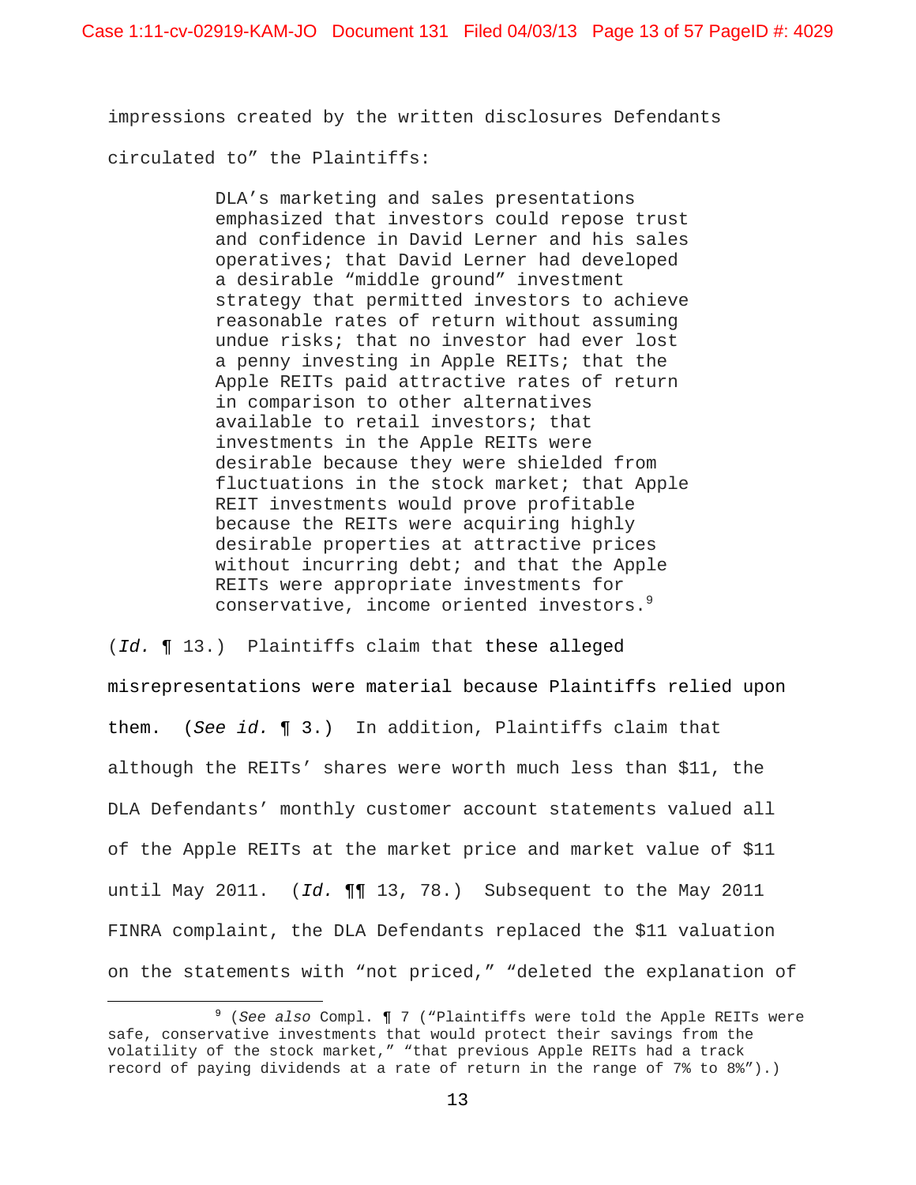impressions created by the written disclosures Defendants circulated to" the Plaintiffs:

> DLA's marketing and sales presentations emphasized that investors could repose trust and confidence in David Lerner and his sales operatives; that David Lerner had developed a desirable "middle ground" investment strategy that permitted investors to achieve reasonable rates of return without assuming undue risks; that no investor had ever lost a penny investing in Apple REITs; that the Apple REITs paid attractive rates of return in comparison to other alternatives available to retail investors; that investments in the Apple REITs were desirable because they were shielded from fluctuations in the stock market; that Apple REIT investments would prove profitable because the REITs were acquiring highly desirable properties at attractive prices without incurring debt; and that the Apple REITs were appropriate investments for conservative, income oriented investors.[9]

(*Id.* ¶ 13.) Plaintiffs claim that these alleged misrepresentations were material because Plaintiffs relied upon them. (*See id.* ¶ 3.) In addition, Plaintiffs claim that although the REITs' shares were worth much less than $11, the DLA Defendants' monthly customer account statements valued all of the Apple REITs at the market price and market value of $11 until May 2011. (*Id.* ¶¶ 13, 78.) Subsequent to the May 2011 FINRA complaint, the DLA Defendants replaced the $11 valuation on the statements with "not priced," "deleted the explanation of

---

[9] (*See also* Compl. ¶ 7 ("Plaintiffs were told the Apple REITs were safe, conservative investments that would protect their savings from the volatility of the stock market," "that previous Apple REITs had a track record of paying dividends at a rate of return in the range of 7% to 8%").)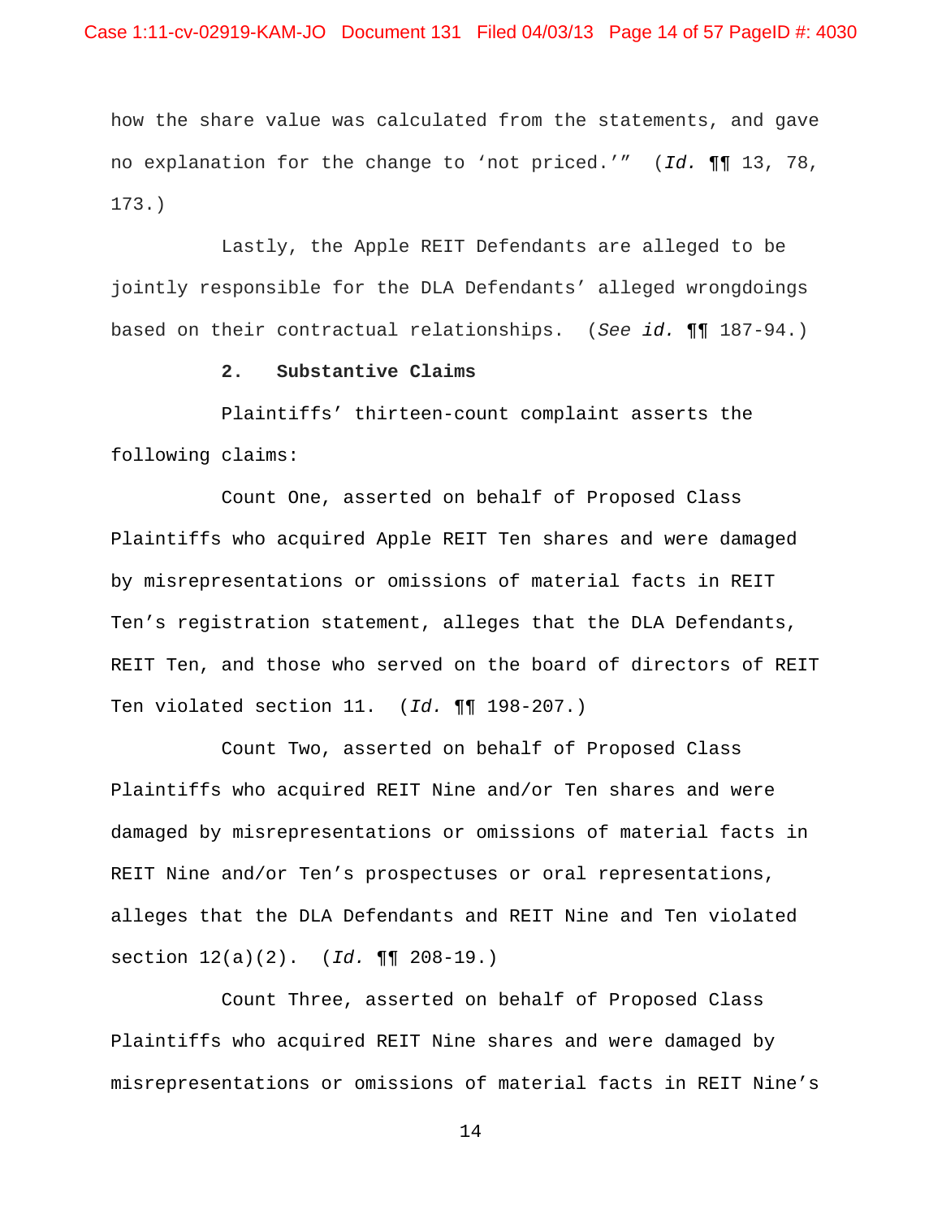how the share value was calculated from the statements, and gave no explanation for the change to 'not priced.'" (*Id.* ¶¶ 13, 78, 173.)

Lastly, the Apple REIT Defendants are alleged to be jointly responsible for the DLA Defendants' alleged wrongdoings based on their contractual relationships. (*See id.* ¶¶ 187-94.)

**2. Substantive Claims**

Plaintiffs' thirteen-count complaint asserts the following claims:

Count One, asserted on behalf of Proposed Class Plaintiffs who acquired Apple REIT Ten shares and were damaged by misrepresentations or omissions of material facts in REIT Ten's registration statement, alleges that the DLA Defendants, REIT Ten, and those who served on the board of directors of REIT Ten violated section 11. (*Id.* ¶¶ 198-207.)

Count Two, asserted on behalf of Proposed Class Plaintiffs who acquired REIT Nine and/or Ten shares and were damaged by misrepresentations or omissions of material facts in REIT Nine and/or Ten's prospectuses or oral representations, alleges that the DLA Defendants and REIT Nine and Ten violated section 12(a)(2). (*Id.* ¶¶ 208-19.)

Count Three, asserted on behalf of Proposed Class Plaintiffs who acquired REIT Nine shares and were damaged by misrepresentations or omissions of material facts in REIT Nine's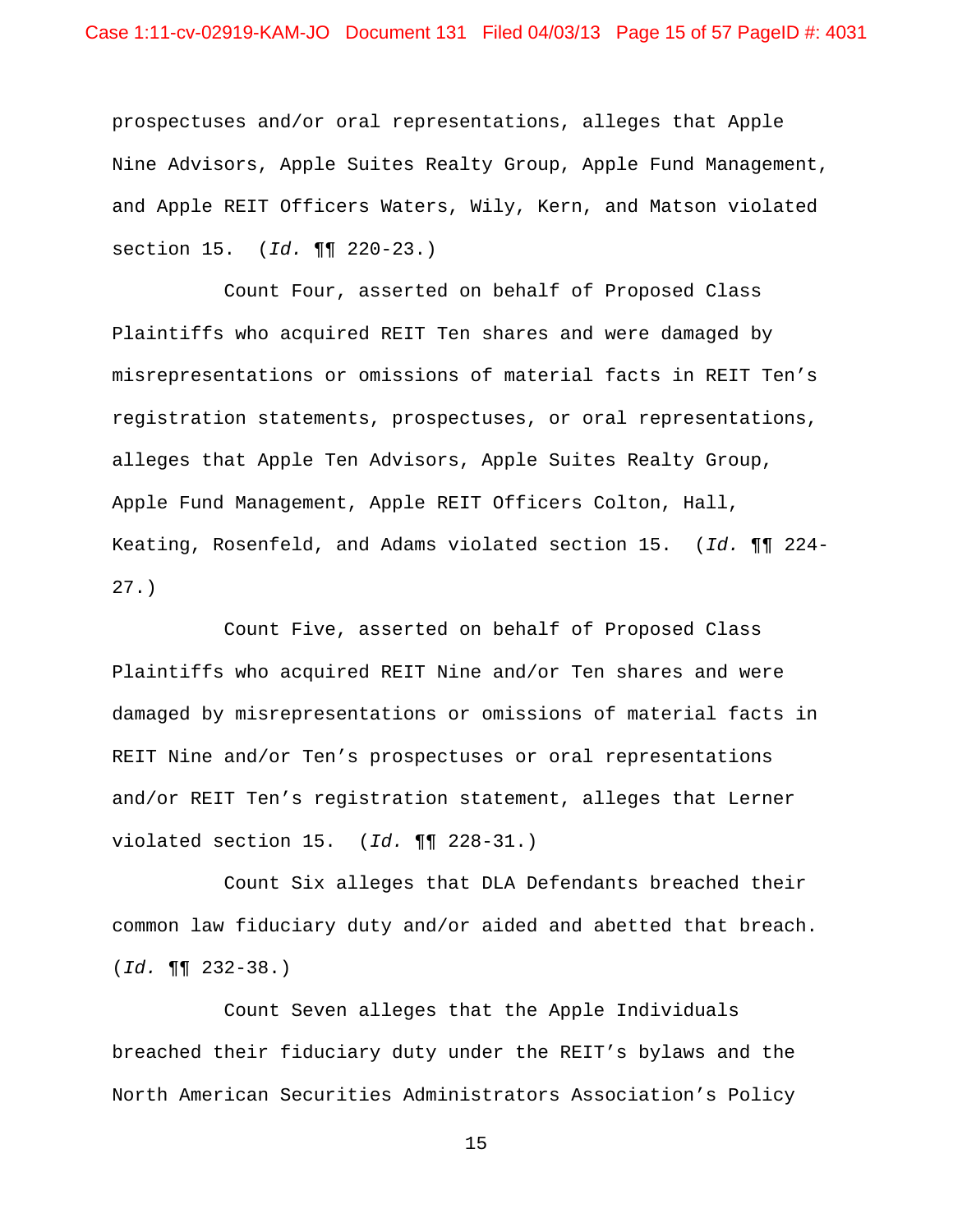prospectuses and/or oral representations, alleges that Apple Nine Advisors, Apple Suites Realty Group, Apple Fund Management, and Apple REIT Officers Waters, Wily, Kern, and Matson violated section 15. (*Id.* ¶¶ 220-23.)

Count Four, asserted on behalf of Proposed Class Plaintiffs who acquired REIT Ten shares and were damaged by misrepresentations or omissions of material facts in REIT Ten's registration statements, prospectuses, or oral representations, alleges that Apple Ten Advisors, Apple Suites Realty Group, Apple Fund Management, Apple REIT Officers Colton, Hall, Keating, Rosenfeld, and Adams violated section 15. (*Id.* ¶¶ 224-27.)

Count Five, asserted on behalf of Proposed Class Plaintiffs who acquired REIT Nine and/or Ten shares and were damaged by misrepresentations or omissions of material facts in REIT Nine and/or Ten's prospectuses or oral representations and/or REIT Ten's registration statement, alleges that Lerner violated section 15. (*Id.* ¶¶ 228-31.)

Count Six alleges that DLA Defendants breached their common law fiduciary duty and/or aided and abetted that breach. (*Id.* ¶¶ 232-38.)

Count Seven alleges that the Apple Individuals breached their fiduciary duty under the REIT's bylaws and the North American Securities Administrators Association's Policy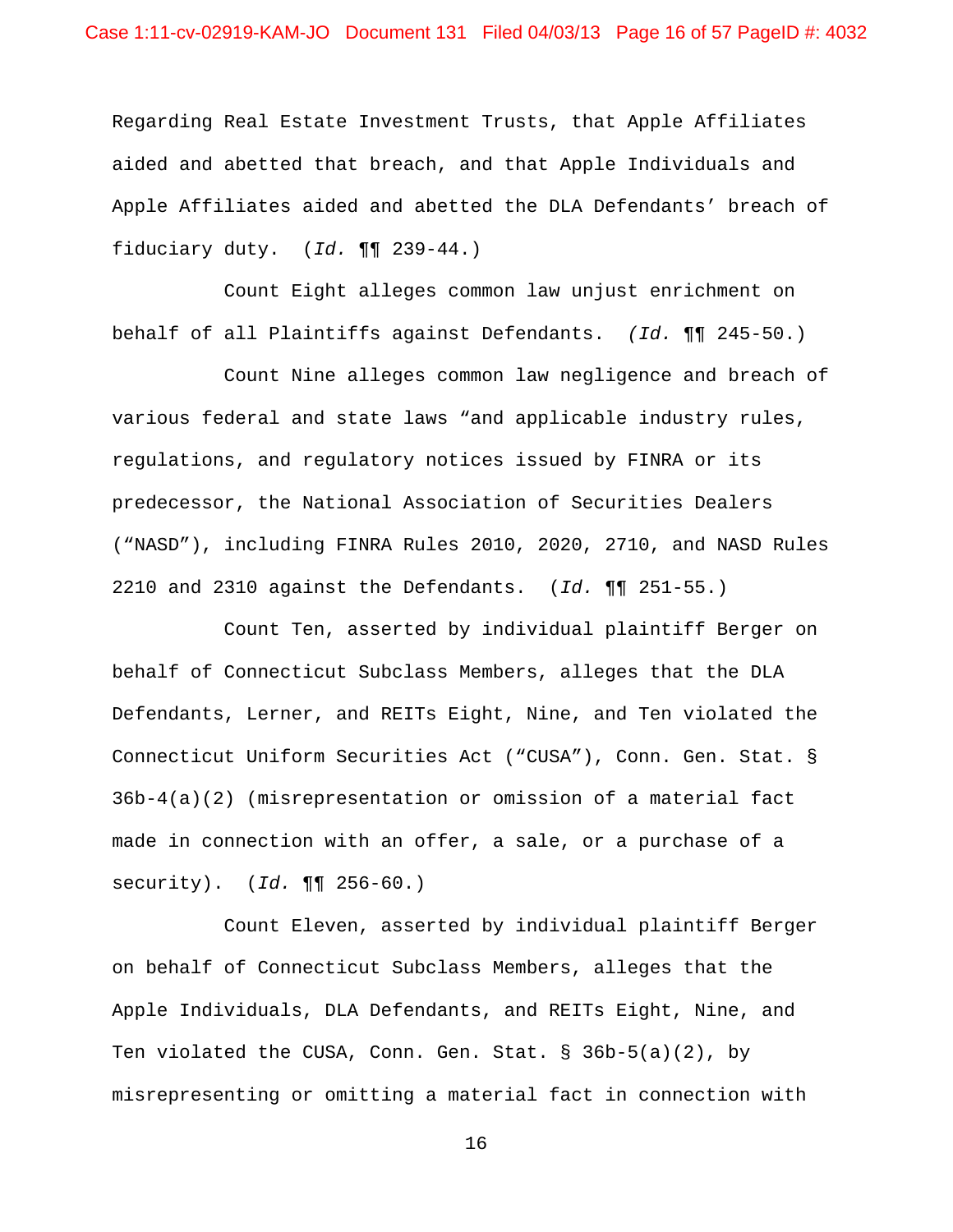Regarding Real Estate Investment Trusts, that Apple Affiliates aided and abetted that breach, and that Apple Individuals and Apple Affiliates aided and abetted the DLA Defendants' breach of fiduciary duty. (*Id.* ¶¶ 239-44.)

Count Eight alleges common law unjust enrichment on behalf of all Plaintiffs against Defendants. *(Id.* ¶¶ 245-50.)

Count Nine alleges common law negligence and breach of various federal and state laws "and applicable industry rules, regulations, and regulatory notices issued by FINRA or its predecessor, the National Association of Securities Dealers ("NASD"), including FINRA Rules 2010, 2020, 2710, and NASD Rules 2210 and 2310 against the Defendants. (*Id.* ¶¶ 251-55.)

Count Ten, asserted by individual plaintiff Berger on behalf of Connecticut Subclass Members, alleges that the DLA Defendants, Lerner, and REITs Eight, Nine, and Ten violated the Connecticut Uniform Securities Act ("CUSA"), Conn. Gen. Stat. § 36b-4(a)(2) (misrepresentation or omission of a material fact made in connection with an offer, a sale, or a purchase of a security). (*Id.* ¶¶ 256-60.)

Count Eleven, asserted by individual plaintiff Berger on behalf of Connecticut Subclass Members, alleges that the Apple Individuals, DLA Defendants, and REITs Eight, Nine, and Ten violated the CUSA, Conn. Gen. Stat. § 36b-5(a)(2), by misrepresenting or omitting a material fact in connection with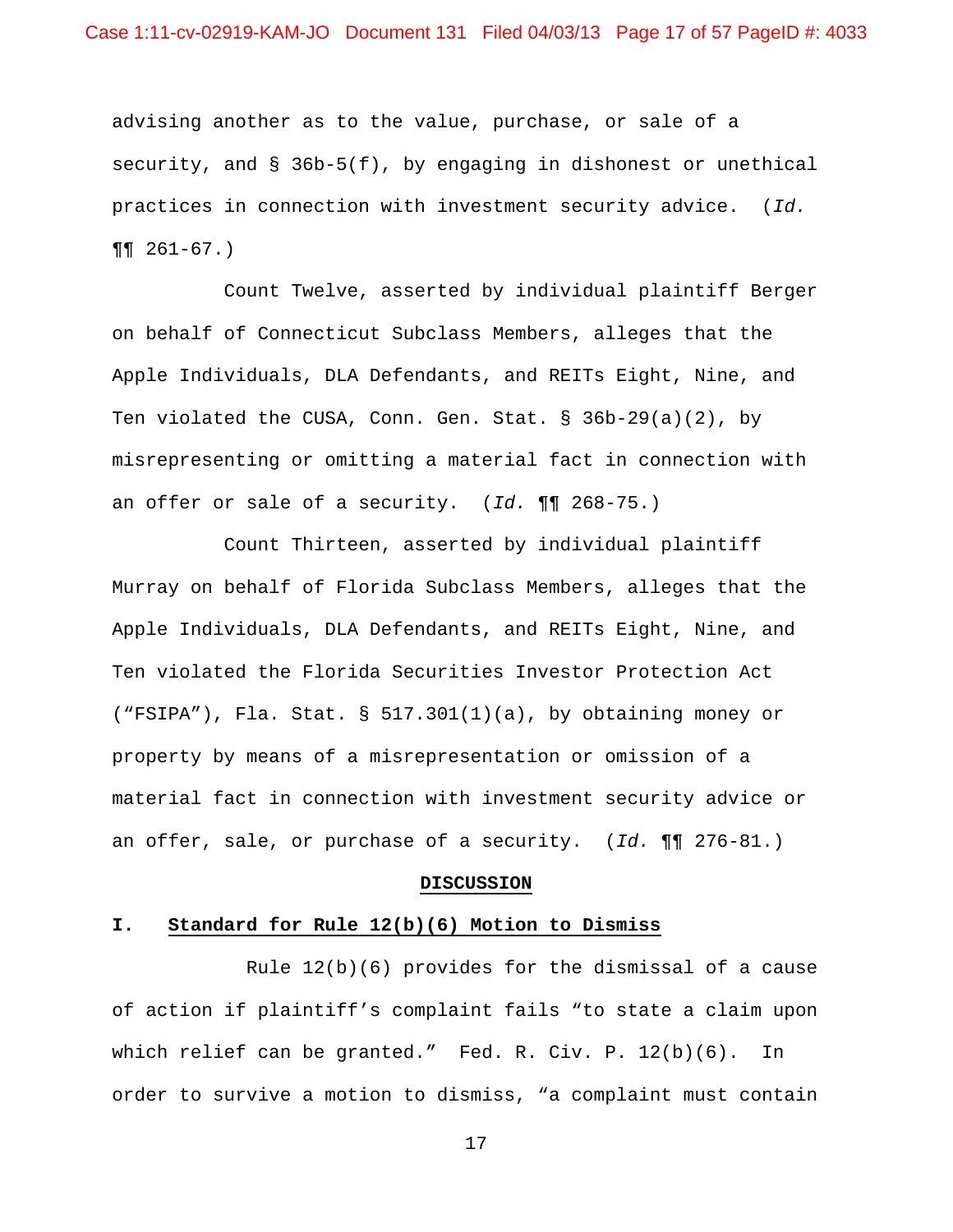advising another as to the value, purchase, or sale of a security, and § 36b-5(f), by engaging in dishonest or unethical practices in connection with investment security advice. (*Id.* ¶¶ 261-67.)

Count Twelve, asserted by individual plaintiff Berger on behalf of Connecticut Subclass Members, alleges that the Apple Individuals, DLA Defendants, and REITs Eight, Nine, and Ten violated the CUSA, Conn. Gen. Stat. § 36b-29(a)(2), by misrepresenting or omitting a material fact in connection with an offer or sale of a security. (*Id.* ¶¶ 268-75.)

Count Thirteen, asserted by individual plaintiff Murray on behalf of Florida Subclass Members, alleges that the Apple Individuals, DLA Defendants, and REITs Eight, Nine, and Ten violated the Florida Securities Investor Protection Act ("FSIPA"), Fla. Stat. § 517.301(1)(a), by obtaining money or property by means of a misrepresentation or omission of a material fact in connection with investment security advice or an offer, sale, or purchase of a security. (*Id.* ¶¶ 276-81.)

## DISCUSSION

### I. Standard for Rule 12(b)(6) Motion to Dismiss

Rule 12(b)(6) provides for the dismissal of a cause of action if plaintiff's complaint fails "to state a claim upon which relief can be granted." Fed. R. Civ. P. 12(b)(6). In order to survive a motion to dismiss, "a complaint must contain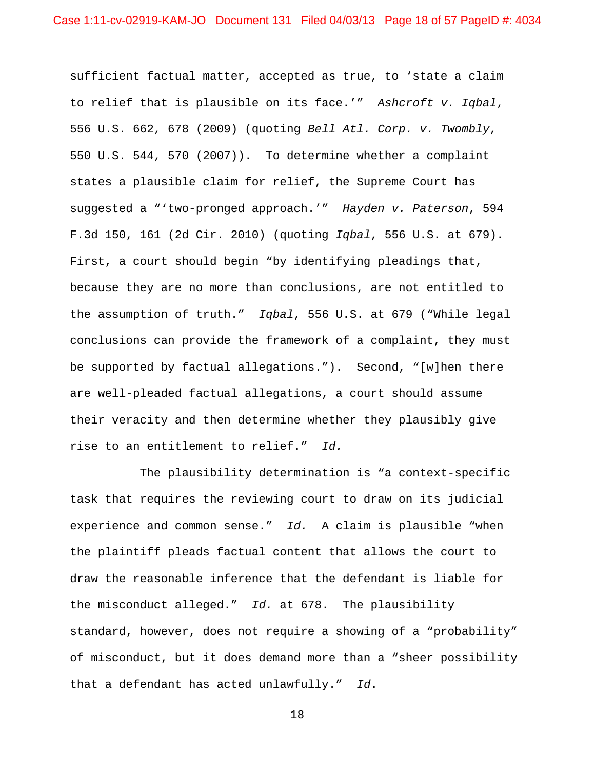sufficient factual matter, accepted as true, to 'state a claim to relief that is plausible on its face.'" *Ashcroft v. Iqbal*, 556 U.S. 662, 678 (2009) (quoting *Bell Atl. Corp. v. Twombly*, 550 U.S. 544, 570 (2007)). To determine whether a complaint states a plausible claim for relief, the Supreme Court has suggested a "'two-pronged approach.'" *Hayden v. Paterson*, 594 F.3d 150, 161 (2d Cir. 2010) (quoting *Iqbal*, 556 U.S. at 679). First, a court should begin "by identifying pleadings that, because they are no more than conclusions, are not entitled to the assumption of truth." *Iqbal*, 556 U.S. at 679 ("While legal conclusions can provide the framework of a complaint, they must be supported by factual allegations."). Second, "[w]hen there are well-pleaded factual allegations, a court should assume their veracity and then determine whether they plausibly give rise to an entitlement to relief." *Id.*

The plausibility determination is "a context-specific task that requires the reviewing court to draw on its judicial experience and common sense." *Id.* A claim is plausible "when the plaintiff pleads factual content that allows the court to draw the reasonable inference that the defendant is liable for the misconduct alleged." *Id.* at 678. The plausibility standard, however, does not require a showing of a "probability" of misconduct, but it does demand more than a "sheer possibility that a defendant has acted unlawfully." *Id*.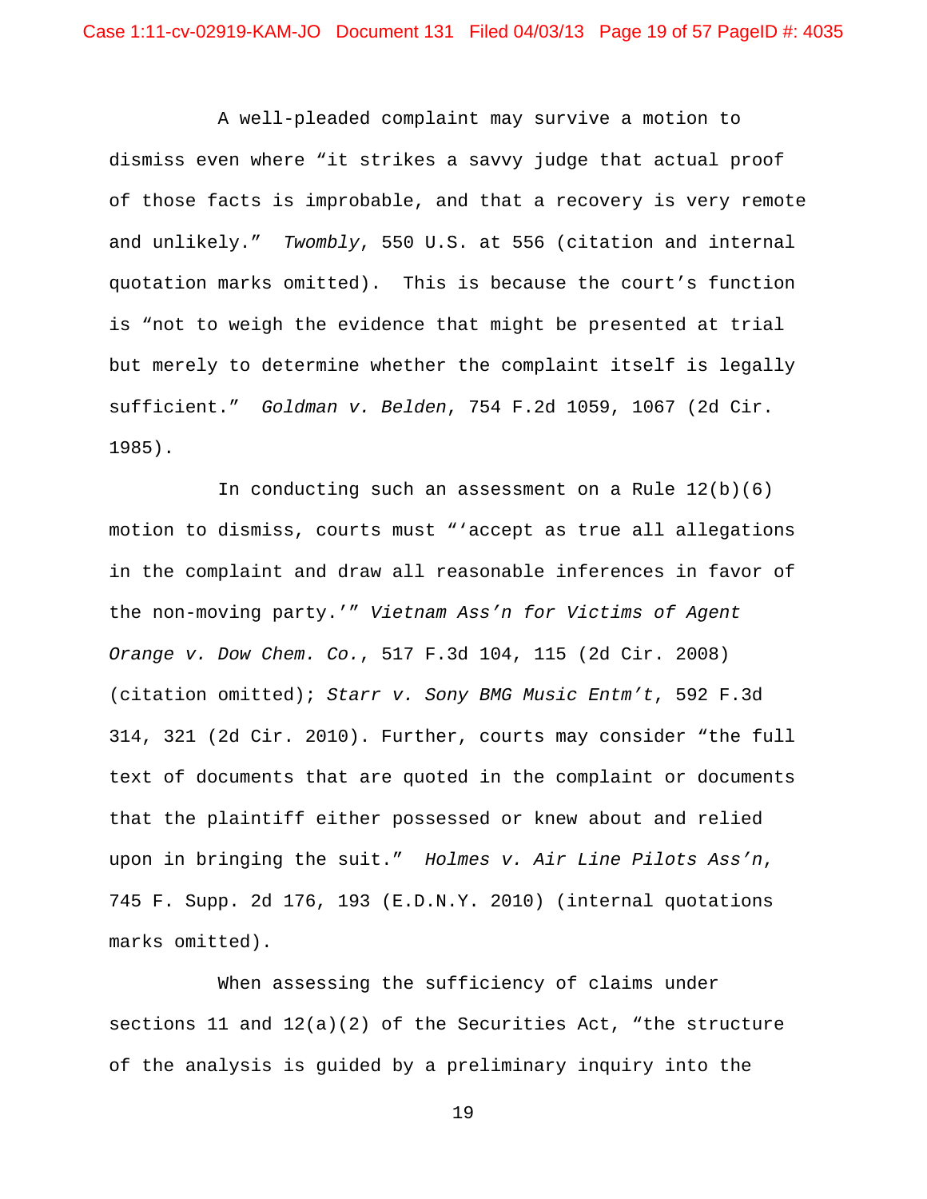A well-pleaded complaint may survive a motion to dismiss even where "it strikes a savvy judge that actual proof of those facts is improbable, and that a recovery is very remote and unlikely." *Twombly*, 550 U.S. at 556 (citation and internal quotation marks omitted). This is because the court's function is "not to weigh the evidence that might be presented at trial but merely to determine whether the complaint itself is legally sufficient." *Goldman v. Belden*, 754 F.2d 1059, 1067 (2d Cir. 1985).

In conducting such an assessment on a Rule 12(b)(6) motion to dismiss, courts must "'accept as true all allegations in the complaint and draw all reasonable inferences in favor of the non-moving party.'" *Vietnam Ass'n for Victims of Agent Orange v. Dow Chem. Co.*, 517 F.3d 104, 115 (2d Cir. 2008) (citation omitted); *Starr v. Sony BMG Music Entm't*, 592 F.3d 314, 321 (2d Cir. 2010). Further, courts may consider "the full text of documents that are quoted in the complaint or documents that the plaintiff either possessed or knew about and relied upon in bringing the suit." *Holmes v. Air Line Pilots Ass'n*, 745 F. Supp. 2d 176, 193 (E.D.N.Y. 2010) (internal quotations marks omitted).

When assessing the sufficiency of claims under sections 11 and 12(a)(2) of the Securities Act, "the structure of the analysis is guided by a preliminary inquiry into the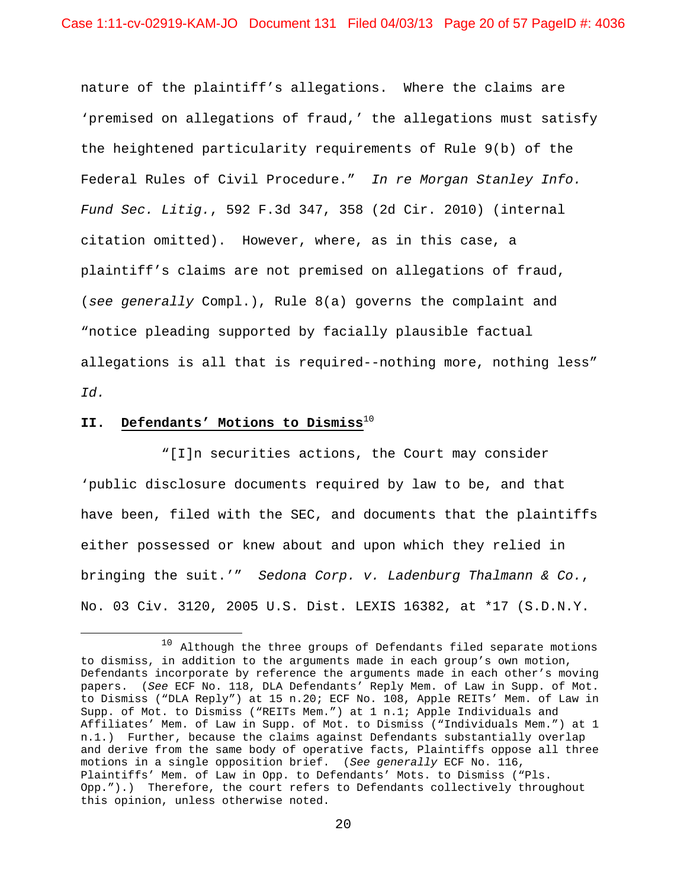nature of the plaintiff's allegations. Where the claims are 'premised on allegations of fraud,' the allegations must satisfy the heightened particularity requirements of Rule 9(b) of the Federal Rules of Civil Procedure." *In re Morgan Stanley Info. Fund Sec. Litig.*, 592 F.3d 347, 358 (2d Cir. 2010) (internal citation omitted). However, where, as in this case, a plaintiff's claims are not premised on allegations of fraud, (*see generally* Compl.), Rule 8(a) governs the complaint and "notice pleading supported by facially plausible factual allegations is all that is required--nothing more, nothing less" *Id.*

## II. Defendants' Motions to Dismiss[10]

"[I]n securities actions, the Court may consider 'public disclosure documents required by law to be, and that have been, filed with the SEC, and documents that the plaintiffs either possessed or knew about and upon which they relied in bringing the suit.'" *Sedona Corp. v. Ladenburg Thalmann & Co.*, No. 03 Civ. 3120, 2005 U.S. Dist. LEXIS 16382, at *17 (S.D.N.Y.

---

[10] Although the three groups of Defendants filed separate motions to dismiss, in addition to the arguments made in each group's own motion, Defendants incorporate by reference the arguments made in each other's moving papers. (*See* ECF No. 118, DLA Defendants' Reply Mem. of Law in Supp. of Mot. to Dismiss ("DLA Reply") at 15 n.20; ECF No. 108, Apple REITs' Mem. of Law in Supp. of Mot. to Dismiss ("REITs Mem.") at 1 n.1; Apple Individuals and Affiliates' Mem. of Law in Supp. of Mot. to Dismiss ("Individuals Mem.") at 1 n.1.) Further, because the claims against Defendants substantially overlap and derive from the same body of operative facts, Plaintiffs oppose all three motions in a single opposition brief. (*See generally* ECF No. 116, Plaintiffs' Mem. of Law in Opp. to Defendants' Mots. to Dismiss ("Pls. Opp.").) Therefore, the court refers to Defendants collectively throughout this opinion, unless otherwise noted.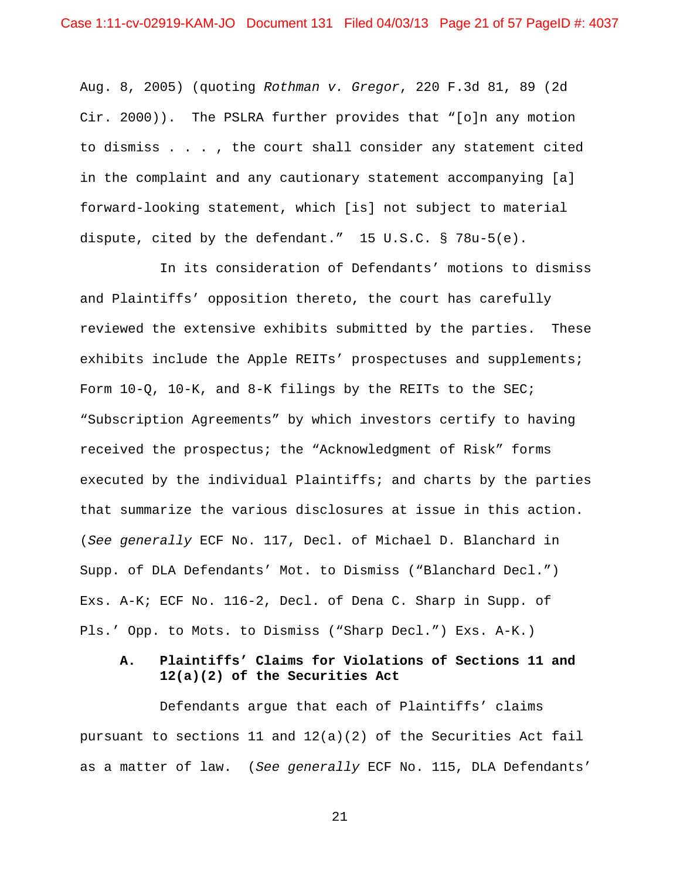Aug. 8, 2005) (quoting *Rothman v. Gregor*, 220 F.3d 81, 89 (2d Cir. 2000)). The PSLRA further provides that "[o]n any motion to dismiss . . . , the court shall consider any statement cited in the complaint and any cautionary statement accompanying [a] forward-looking statement, which [is] not subject to material dispute, cited by the defendant." 15 U.S.C. § 78u-5(e).

In its consideration of Defendants' motions to dismiss and Plaintiffs' opposition thereto, the court has carefully reviewed the extensive exhibits submitted by the parties. These exhibits include the Apple REITs' prospectuses and supplements; Form 10-Q, 10-K, and 8-K filings by the REITs to the SEC; "Subscription Agreements" by which investors certify to having received the prospectus; the "Acknowledgment of Risk" forms executed by the individual Plaintiffs; and charts by the parties that summarize the various disclosures at issue in this action. (*See generally* ECF No. 117, Decl. of Michael D. Blanchard in Supp. of DLA Defendants' Mot. to Dismiss ("Blanchard Decl.") Exs. A-K; ECF No. 116-2, Decl. of Dena C. Sharp in Supp. of Pls.' Opp. to Mots. to Dismiss ("Sharp Decl.") Exs. A-K.)

### A. Plaintiffs' Claims for Violations of Sections 11 and 12(a)(2) of the Securities Act

Defendants argue that each of Plaintiffs' claims pursuant to sections 11 and 12(a)(2) of the Securities Act fail as a matter of law. (*See generally* ECF No. 115, DLA Defendants'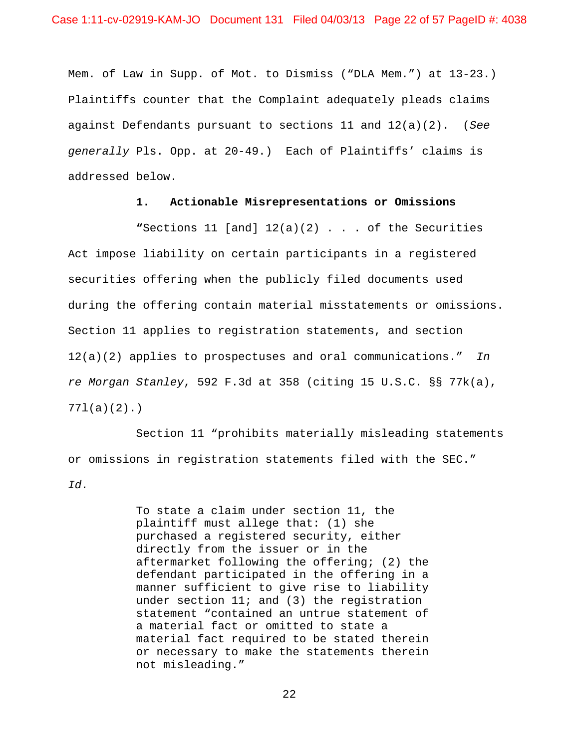Mem. of Law in Supp. of Mot. to Dismiss ("DLA Mem.") at 13-23.) Plaintiffs counter that the Complaint adequately pleads claims against Defendants pursuant to sections 11 and 12(a)(2). (*See generally* Pls. Opp. at 20-49.) Each of Plaintiffs' claims is addressed below.

### 1. Actionable Misrepresentations or Omissions

"Sections 11 [and] 12(a)(2) . . . of the Securities Act impose liability on certain participants in a registered securities offering when the publicly filed documents used during the offering contain material misstatements or omissions. Section 11 applies to registration statements, and section 12(a)(2) applies to prospectuses and oral communications." *In re Morgan Stanley*, 592 F.3d at 358 (citing 15 U.S.C. §§ 77k(a), 77l(a)(2).)

Section 11 "prohibits materially misleading statements or omissions in registration statements filed with the SEC." *Id.*

> To state a claim under section 11, the plaintiff must allege that: (1) she purchased a registered security, either directly from the issuer or in the aftermarket following the offering; (2) the defendant participated in the offering in a manner sufficient to give rise to liability under section 11; and (3) the registration statement "contained an untrue statement of a material fact or omitted to state a material fact required to be stated therein or necessary to make the statements therein not misleading."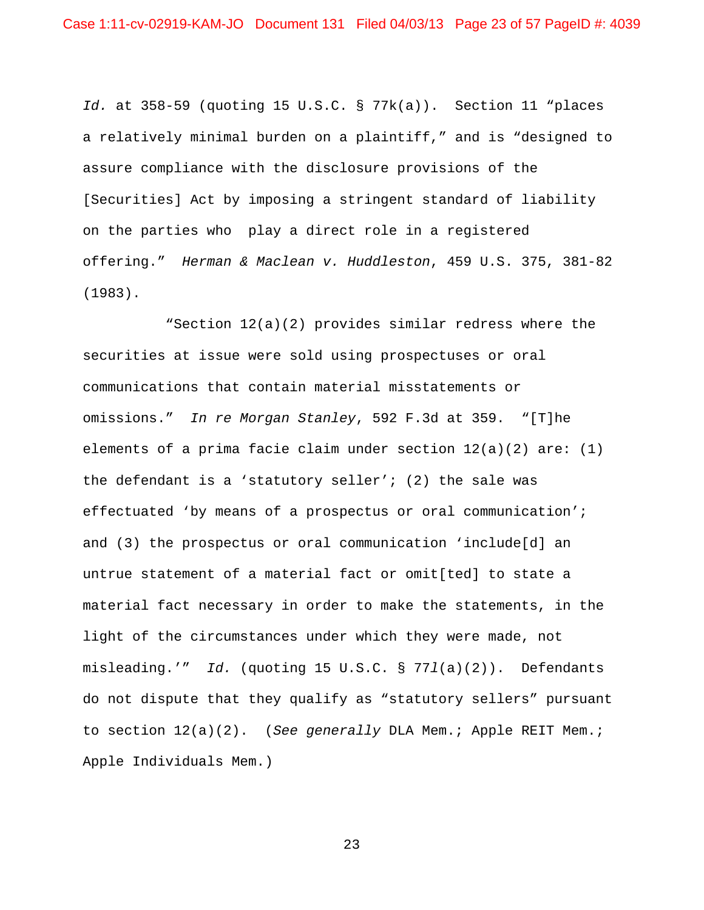*Id.* at 358-59 (quoting 15 U.S.C. § 77k(a)). Section 11 "places a relatively minimal burden on a plaintiff," and is "designed to assure compliance with the disclosure provisions of the [Securities] Act by imposing a stringent standard of liability on the parties who play a direct role in a registered offering." *Herman & Maclean v. Huddleston*, 459 U.S. 375, 381-82 (1983).

"Section 12(a)(2) provides similar redress where the securities at issue were sold using prospectuses or oral communications that contain material misstatements or omissions." *In re Morgan Stanley*, 592 F.3d at 359. "[T]he elements of a prima facie claim under section 12(a)(2) are: (1) the defendant is a 'statutory seller'; (2) the sale was effectuated 'by means of a prospectus or oral communication'; and (3) the prospectus or oral communication 'include[d] an untrue statement of a material fact or omit[ted] to state a material fact necessary in order to make the statements, in the light of the circumstances under which they were made, not misleading.'" *Id.* (quoting 15 U.S.C. § 77*l*(a)(2)). Defendants do not dispute that they qualify as "statutory sellers" pursuant to section 12(a)(2). (*See generally* DLA Mem.; Apple REIT Mem.; Apple Individuals Mem.)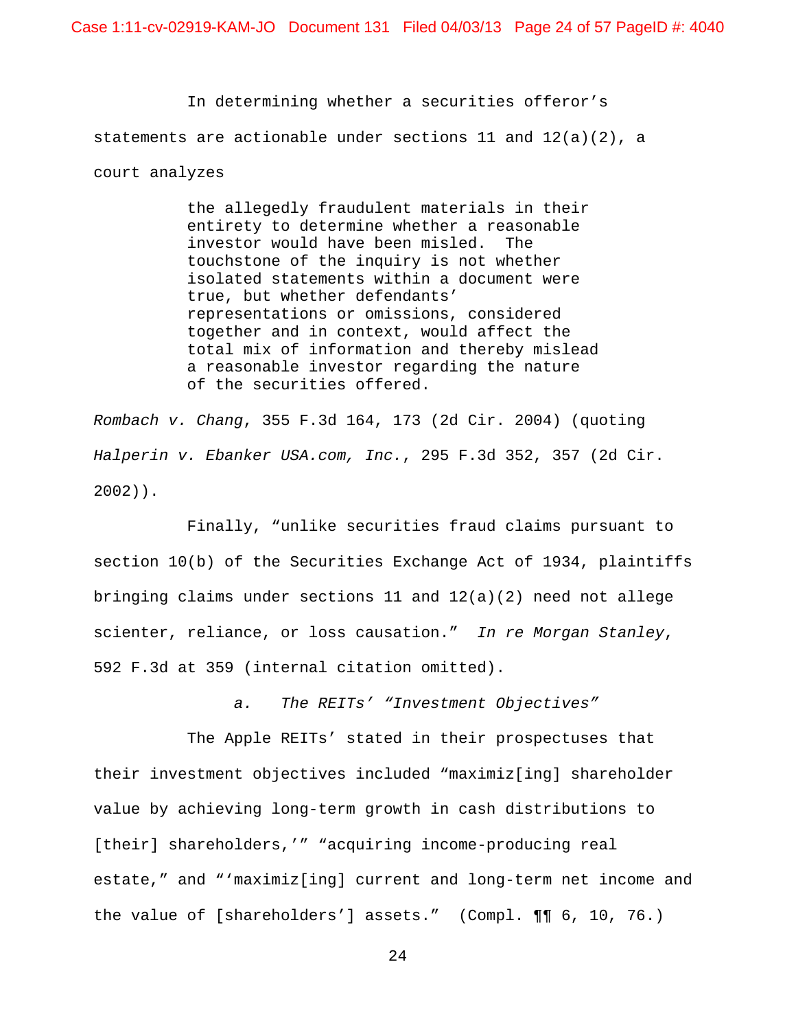In determining whether a securities offeror's statements are actionable under sections 11 and 12(a)(2), a court analyzes

> the allegedly fraudulent materials in their entirety to determine whether a reasonable investor would have been misled. The touchstone of the inquiry is not whether isolated statements within a document were true, but whether defendants' representations or omissions, considered together and in context, would affect the total mix of information and thereby mislead a reasonable investor regarding the nature of the securities offered.

*Rombach v. Chang*, 355 F.3d 164, 173 (2d Cir. 2004) (quoting *Halperin v. Ebanker USA.com, Inc.*, 295 F.3d 352, 357 (2d Cir. 2002)).

Finally, "unlike securities fraud claims pursuant to section 10(b) of the Securities Exchange Act of 1934, plaintiffs bringing claims under sections 11 and 12(a)(2) need not allege scienter, reliance, or loss causation." *In re Morgan Stanley*, 592 F.3d at 359 (internal citation omitted).

*a. The REITs' "Investment Objectives"*

The Apple REITs' stated in their prospectuses that their investment objectives included "maximiz[ing] shareholder value by achieving long-term growth in cash distributions to [their] shareholders,'" "acquiring income-producing real estate," and "'maximiz[ing] current and long-term net income and the value of [shareholders'] assets." (Compl. ¶¶ 6, 10, 76.)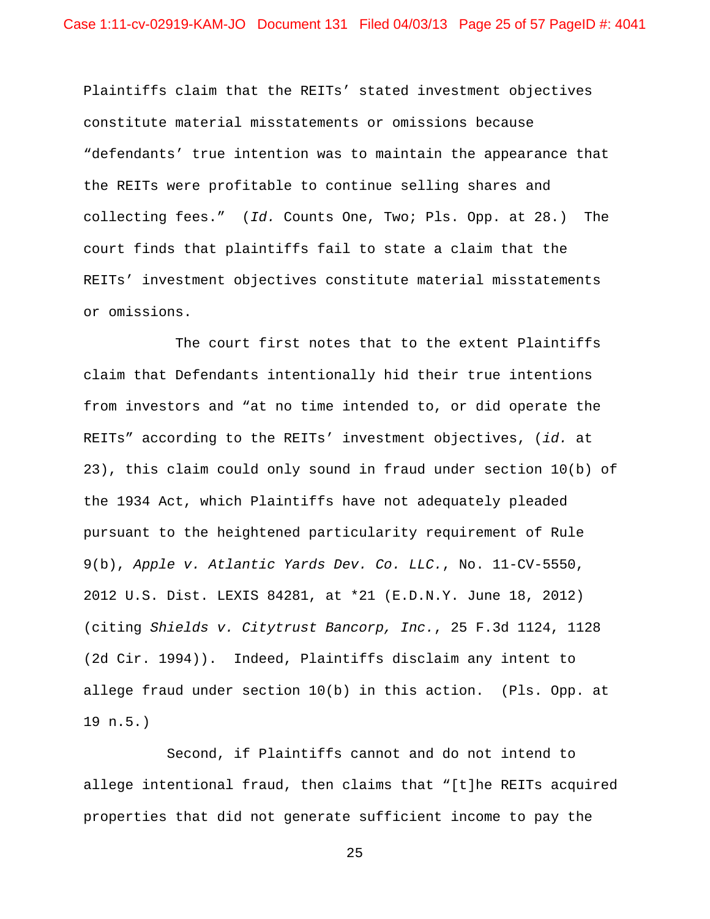Plaintiffs claim that the REITs' stated investment objectives constitute material misstatements or omissions because "defendants' true intention was to maintain the appearance that the REITs were profitable to continue selling shares and collecting fees." (*Id.* Counts One, Two; Pls. Opp. at 28.) The court finds that plaintiffs fail to state a claim that the REITs' investment objectives constitute material misstatements or omissions.

The court first notes that to the extent Plaintiffs claim that Defendants intentionally hid their true intentions from investors and "at no time intended to, or did operate the REITs" according to the REITs' investment objectives, (*id.* at 23), this claim could only sound in fraud under section 10(b) of the 1934 Act, which Plaintiffs have not adequately pleaded pursuant to the heightened particularity requirement of Rule 9(b), *Apple v. Atlantic Yards Dev. Co. LLC.*, No. 11-CV-5550, 2012 U.S. Dist. LEXIS 84281, at *21 (E.D.N.Y. June 18, 2012) (citing *Shields v. Citytrust Bancorp, Inc.*, 25 F.3d 1124, 1128 (2d Cir. 1994)). Indeed, Plaintiffs disclaim any intent to allege fraud under section 10(b) in this action. (Pls. Opp. at 19 n.5.)

Second, if Plaintiffs cannot and do not intend to allege intentional fraud, then claims that "[t]he REITs acquired properties that did not generate sufficient income to pay the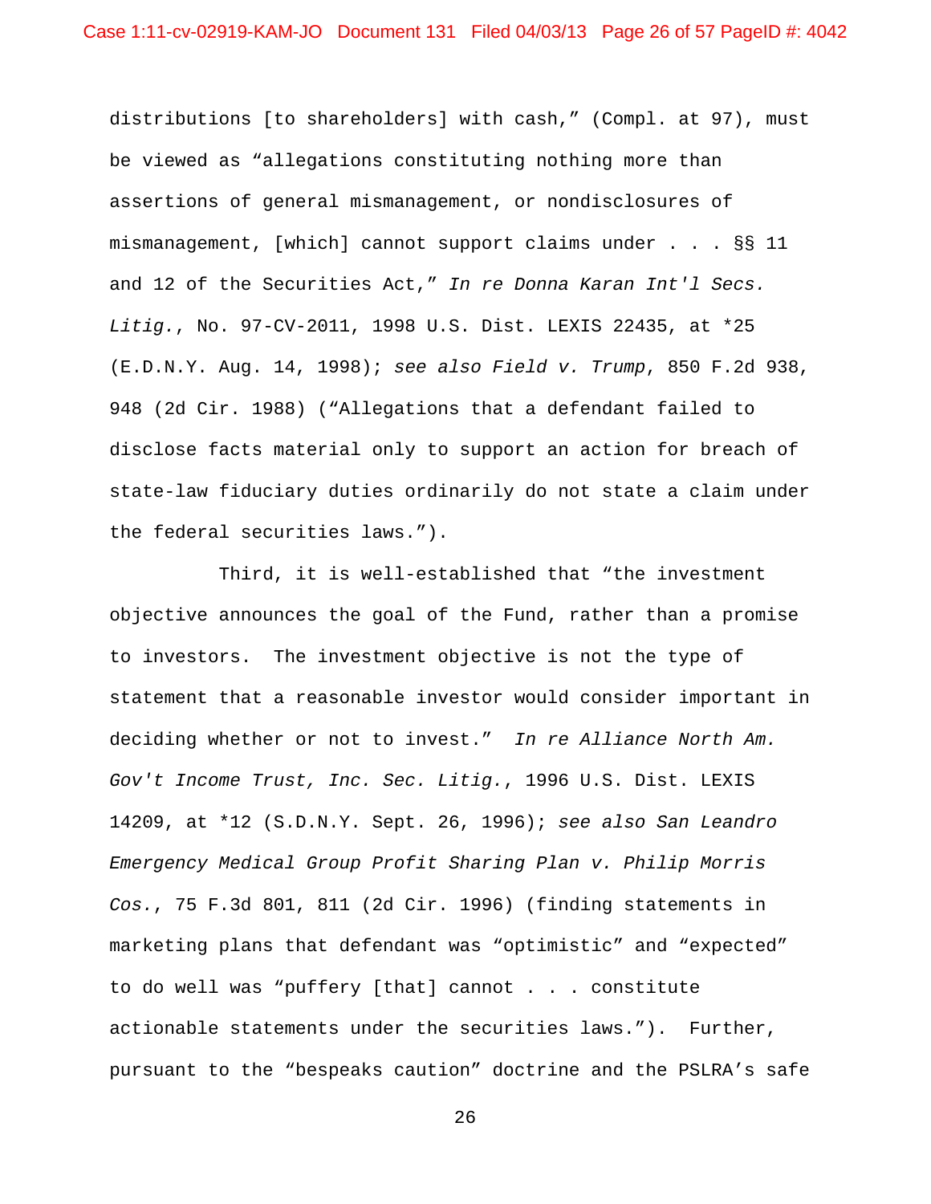distributions [to shareholders] with cash," (Compl. at 97), must be viewed as "allegations constituting nothing more than assertions of general mismanagement, or nondisclosures of mismanagement, [which] cannot support claims under . . . §§ 11 and 12 of the Securities Act," *In re Donna Karan Int'l Secs. Litig.*, No. 97-CV-2011, 1998 U.S. Dist. LEXIS 22435, at *25 (E.D.N.Y. Aug. 14, 1998); *see also Field v. Trump*, 850 F.2d 938, 948 (2d Cir. 1988) ("Allegations that a defendant failed to disclose facts material only to support an action for breach of state-law fiduciary duties ordinarily do not state a claim under the federal securities laws.").

Third, it is well-established that "the investment objective announces the goal of the Fund, rather than a promise to investors. The investment objective is not the type of statement that a reasonable investor would consider important in deciding whether or not to invest." *In re Alliance North Am. Gov't Income Trust, Inc. Sec. Litig.*, 1996 U.S. Dist. LEXIS 14209, at *12 (S.D.N.Y. Sept. 26, 1996); *see also San Leandro Emergency Medical Group Profit Sharing Plan v. Philip Morris Cos.*, 75 F.3d 801, 811 (2d Cir. 1996) (finding statements in marketing plans that defendant was "optimistic" and "expected" to do well was "puffery [that] cannot . . . constitute actionable statements under the securities laws."). Further, pursuant to the "bespeaks caution" doctrine and the PSLRA's safe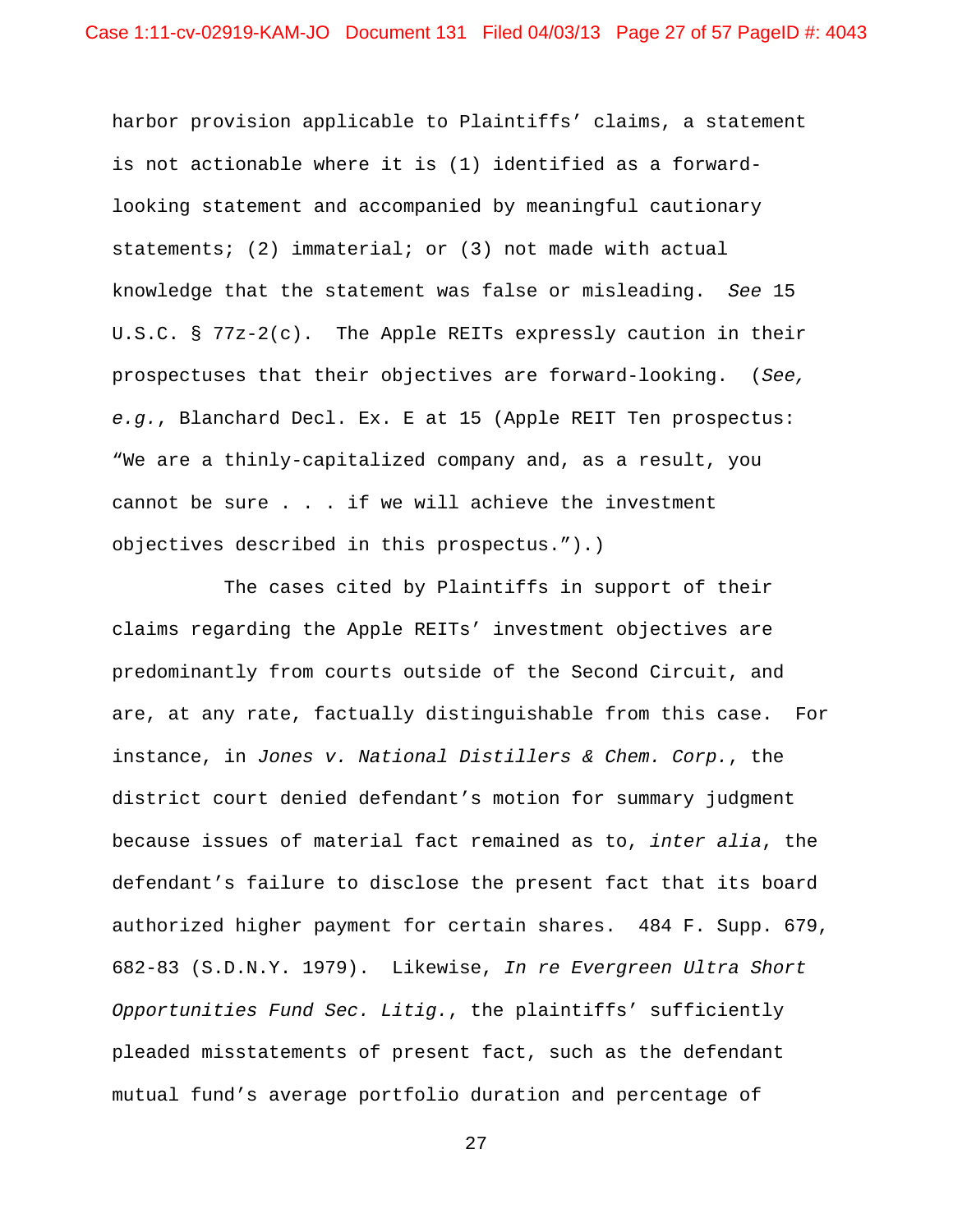harbor provision applicable to Plaintiffs' claims, a statement is not actionable where it is (1) identified as a forward-looking statement and accompanied by meaningful cautionary statements; (2) immaterial; or (3) not made with actual knowledge that the statement was false or misleading. *See* 15 U.S.C. § 77z-2(c). The Apple REITs expressly caution in their prospectuses that their objectives are forward-looking. (*See, e.g.*, Blanchard Decl. Ex. E at 15 (Apple REIT Ten prospectus: "We are a thinly-capitalized company and, as a result, you cannot be sure . . . if we will achieve the investment objectives described in this prospectus.").)

The cases cited by Plaintiffs in support of their claims regarding the Apple REITs' investment objectives are predominantly from courts outside of the Second Circuit, and are, at any rate, factually distinguishable from this case. For instance, in *Jones v. National Distillers & Chem. Corp.*, the district court denied defendant's motion for summary judgment because issues of material fact remained as to, *inter alia*, the defendant's failure to disclose the present fact that its board authorized higher payment for certain shares. 484 F. Supp. 679, 682-83 (S.D.N.Y. 1979). Likewise, *In re Evergreen Ultra Short Opportunities Fund Sec. Litig.*, the plaintiffs' sufficiently pleaded misstatements of present fact, such as the defendant mutual fund's average portfolio duration and percentage of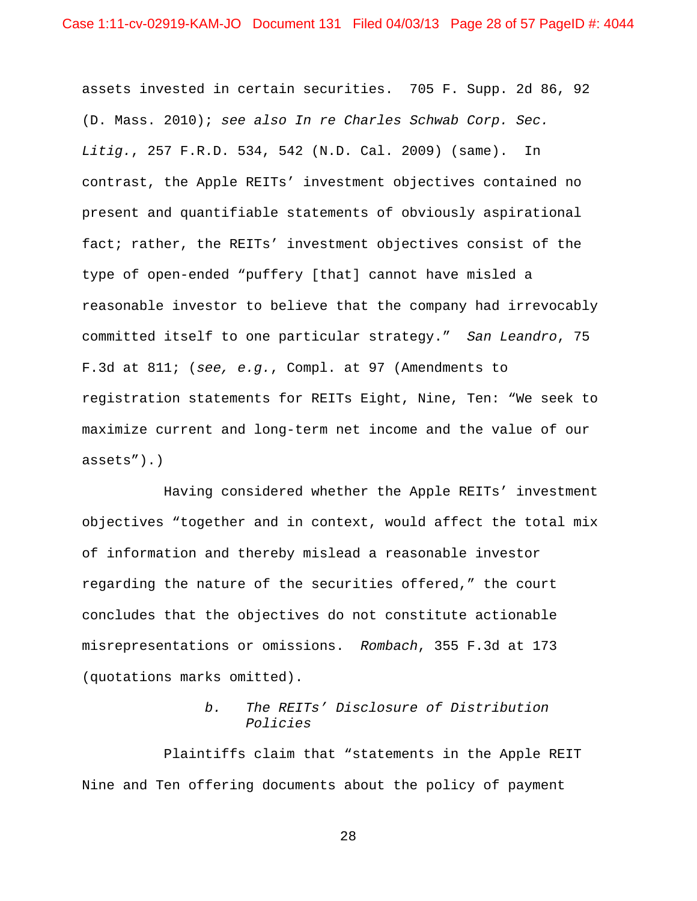assets invested in certain securities. 705 F. Supp. 2d 86, 92 (D. Mass. 2010); *see also In re Charles Schwab Corp. Sec. Litig.*, 257 F.R.D. 534, 542 (N.D. Cal. 2009) (same). In contrast, the Apple REITs' investment objectives contained no present and quantifiable statements of obviously aspirational fact; rather, the REITs' investment objectives consist of the type of open-ended "puffery [that] cannot have misled a reasonable investor to believe that the company had irrevocably committed itself to one particular strategy." *San Leandro*, 75 F.3d at 811; (*see, e.g.*, Compl. at 97 (Amendments to registration statements for REITs Eight, Nine, Ten: "We seek to maximize current and long-term net income and the value of our assets").)

Having considered whether the Apple REITs' investment objectives "together and in context, would affect the total mix of information and thereby mislead a reasonable investor regarding the nature of the securities offered," the court concludes that the objectives do not constitute actionable misrepresentations or omissions. *Rombach*, 355 F.3d at 173 (quotations marks omitted).

*b. The REITs' Disclosure of Distribution Policies*

Plaintiffs claim that "statements in the Apple REIT Nine and Ten offering documents about the policy of payment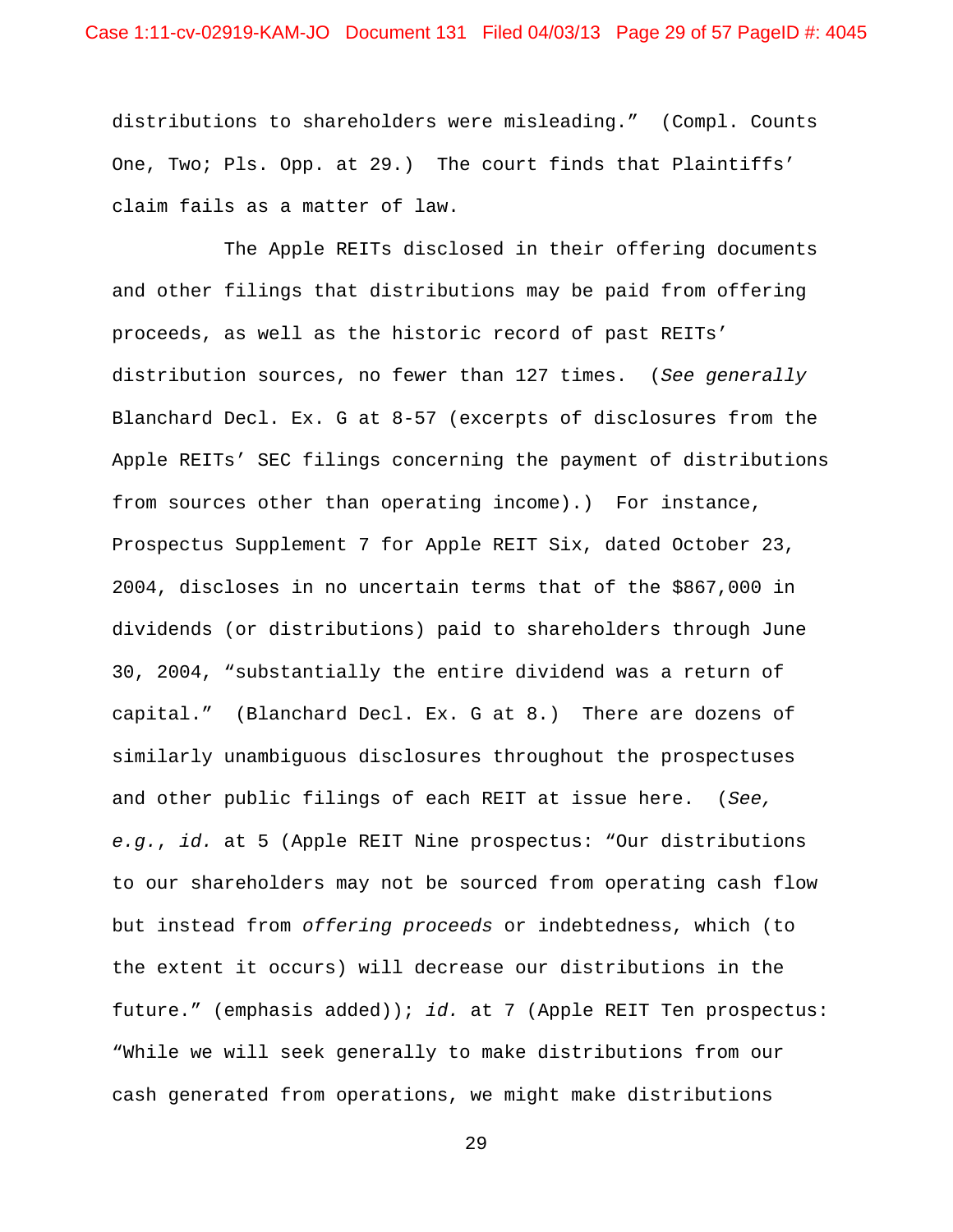distributions to shareholders were misleading." (Compl. Counts One, Two; Pls. Opp. at 29.) The court finds that Plaintiffs' claim fails as a matter of law.

The Apple REITs disclosed in their offering documents and other filings that distributions may be paid from offering proceeds, as well as the historic record of past REITs' distribution sources, no fewer than 127 times. (*See generally* Blanchard Decl. Ex. G at 8-57 (excerpts of disclosures from the Apple REITs' SEC filings concerning the payment of distributions from sources other than operating income).) For instance, Prospectus Supplement 7 for Apple REIT Six, dated October 23, 2004, discloses in no uncertain terms that of the $867,000 in dividends (or distributions) paid to shareholders through June 30, 2004, "substantially the entire dividend was a return of capital." (Blanchard Decl. Ex. G at 8.) There are dozens of similarly unambiguous disclosures throughout the prospectuses and other public filings of each REIT at issue here. (*See, e.g.*, *id.* at 5 (Apple REIT Nine prospectus: "Our distributions to our shareholders may not be sourced from operating cash flow but instead from *offering proceeds* or indebtedness, which (to the extent it occurs) will decrease our distributions in the future." (emphasis added)); *id.* at 7 (Apple REIT Ten prospectus: "While we will seek generally to make distributions from our cash generated from operations, we might make distributions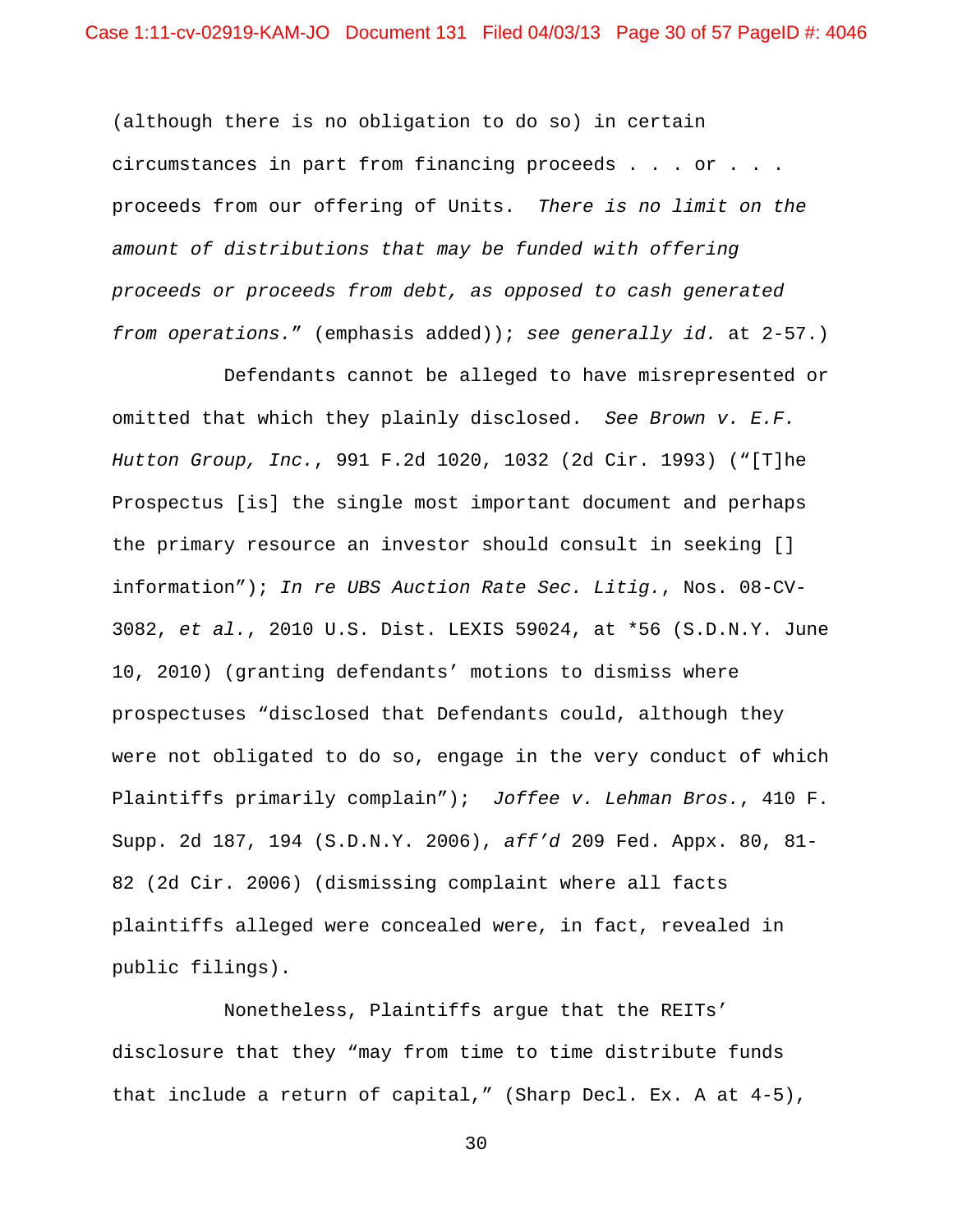(although there is no obligation to do so) in certain circumstances in part from financing proceeds . . . or . . . proceeds from our offering of Units. *There is no limit on the amount of distributions that may be funded with offering proceeds or proceeds from debt, as opposed to cash generated from operations.*" (emphasis added)); *see generally id.* at 2-57.)

Defendants cannot be alleged to have misrepresented or omitted that which they plainly disclosed. *See Brown v. E.F. Hutton Group, Inc.*, 991 F.2d 1020, 1032 (2d Cir. 1993) ("[T]he Prospectus [is] the single most important document and perhaps the primary resource an investor should consult in seeking [] information"); *In re UBS Auction Rate Sec. Litig.*, Nos. 08-CV-3082, *et al.*, 2010 U.S. Dist. LEXIS 59024, at *56 (S.D.N.Y. June 10, 2010) (granting defendants' motions to dismiss where prospectuses "disclosed that Defendants could, although they were not obligated to do so, engage in the very conduct of which Plaintiffs primarily complain"); *Joffee v. Lehman Bros.*, 410 F. Supp. 2d 187, 194 (S.D.N.Y. 2006), *aff'd* 209 Fed. Appx. 80, 81-82 (2d Cir. 2006) (dismissing complaint where all facts plaintiffs alleged were concealed were, in fact, revealed in public filings).

Nonetheless, Plaintiffs argue that the REITs' disclosure that they "may from time to time distribute funds that include a return of capital," (Sharp Decl. Ex. A at 4-5),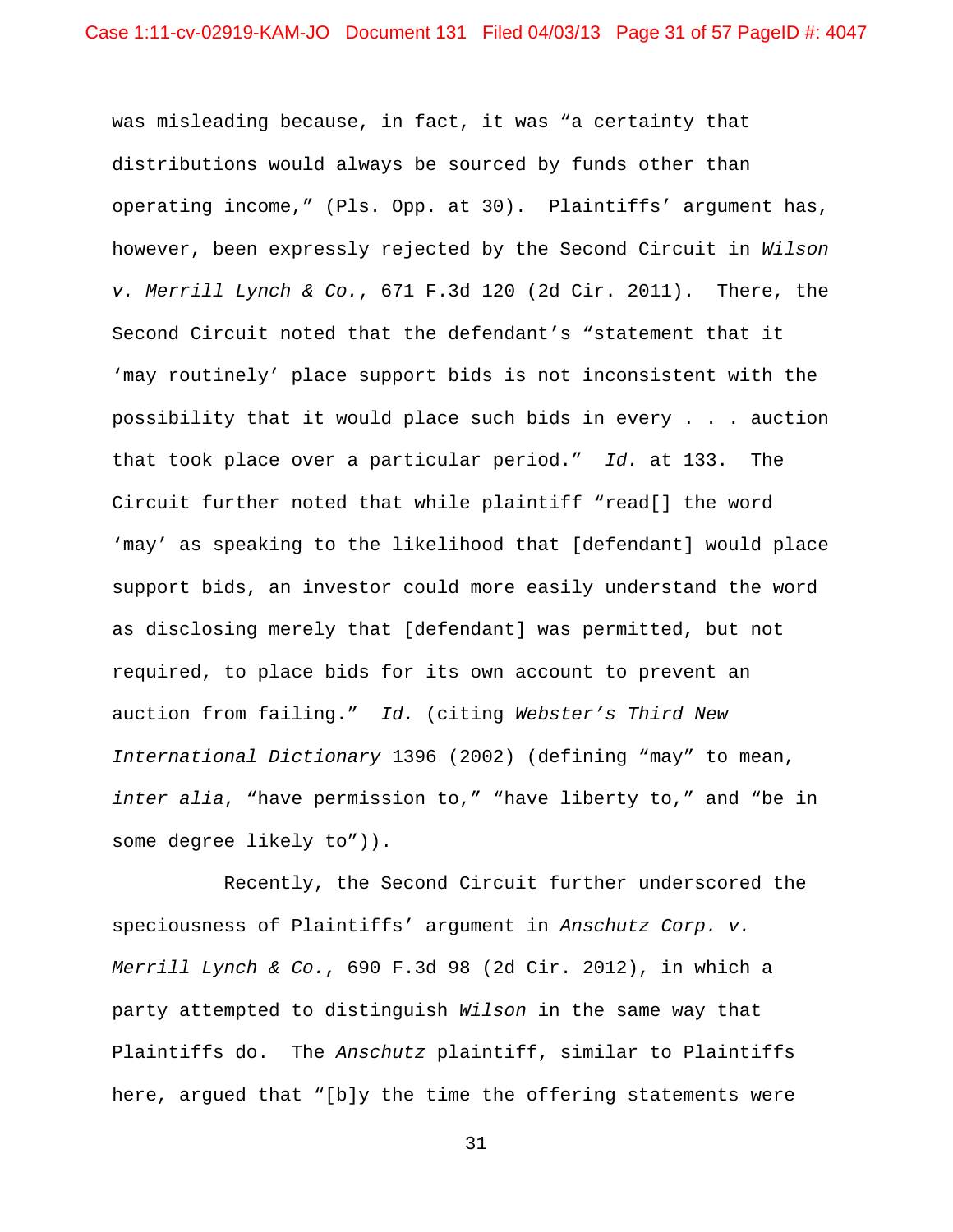was misleading because, in fact, it was "a certainty that distributions would always be sourced by funds other than operating income," (Pls. Opp. at 30). Plaintiffs' argument has, however, been expressly rejected by the Second Circuit in *Wilson v. Merrill Lynch & Co.*, 671 F.3d 120 (2d Cir. 2011). There, the Second Circuit noted that the defendant's "statement that it 'may routinely' place support bids is not inconsistent with the possibility that it would place such bids in every . . . auction that took place over a particular period." *Id.* at 133. The Circuit further noted that while plaintiff "read[] the word 'may' as speaking to the likelihood that [defendant] would place support bids, an investor could more easily understand the word as disclosing merely that [defendant] was permitted, but not required, to place bids for its own account to prevent an auction from failing." *Id.* (citing *Webster's Third New International Dictionary* 1396 (2002) (defining "may" to mean, *inter alia*, "have permission to," "have liberty to," and "be in some degree likely to")).

Recently, the Second Circuit further underscored the speciousness of Plaintiffs' argument in *Anschutz Corp. v. Merrill Lynch & Co.*, 690 F.3d 98 (2d Cir. 2012), in which a party attempted to distinguish *Wilson* in the same way that Plaintiffs do. The *Anschutz* plaintiff, similar to Plaintiffs here, argued that "[b]y the time the offering statements were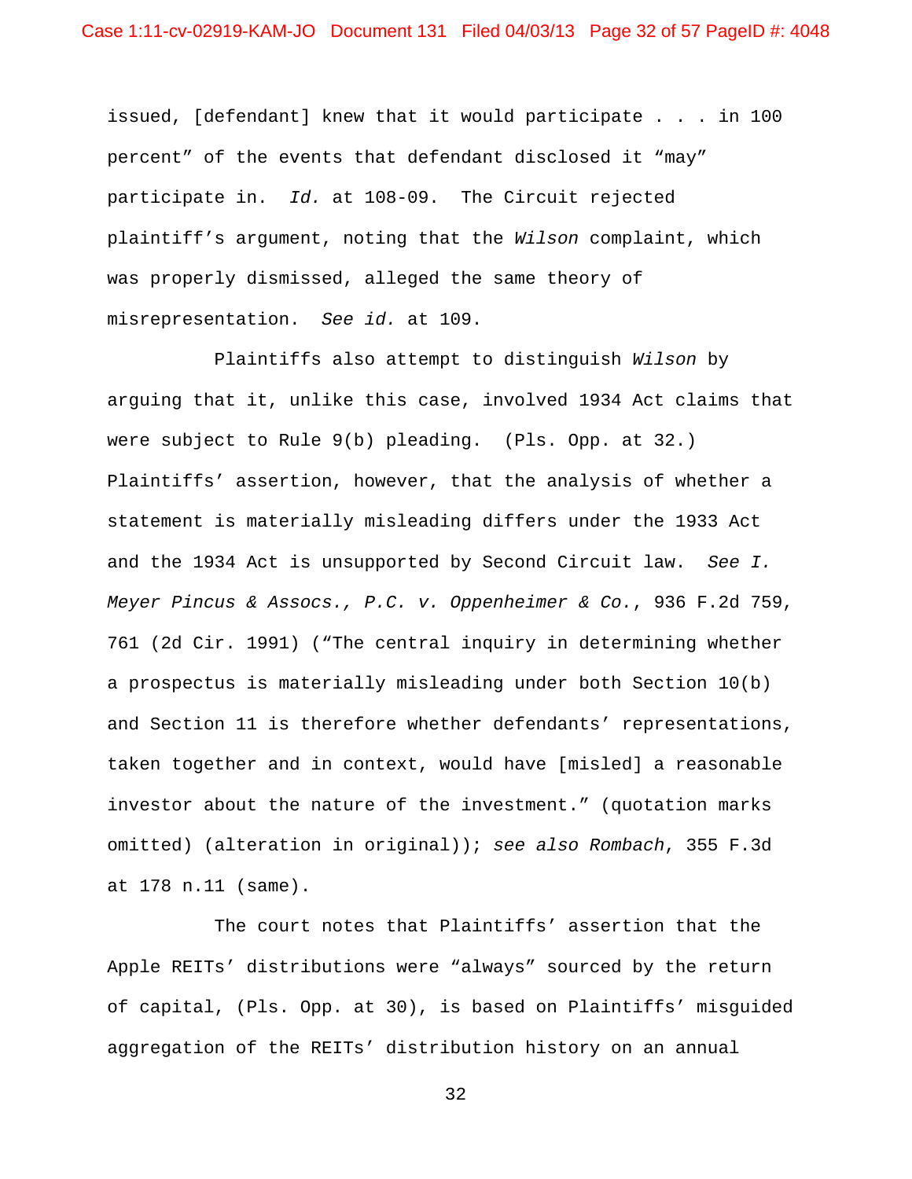issued, [defendant] knew that it would participate . . . in 100 percent" of the events that defendant disclosed it "may" participate in. *Id.* at 108-09. The Circuit rejected plaintiff's argument, noting that the *Wilson* complaint, which was properly dismissed, alleged the same theory of misrepresentation. *See id.* at 109.

Plaintiffs also attempt to distinguish *Wilson* by arguing that it, unlike this case, involved 1934 Act claims that were subject to Rule 9(b) pleading. (Pls. Opp. at 32.) Plaintiffs' assertion, however, that the analysis of whether a statement is materially misleading differs under the 1933 Act and the 1934 Act is unsupported by Second Circuit law. *See I. Meyer Pincus & Assocs., P.C. v. Oppenheimer & Co.*, 936 F.2d 759, 761 (2d Cir. 1991) ("The central inquiry in determining whether a prospectus is materially misleading under both Section 10(b) and Section 11 is therefore whether defendants' representations, taken together and in context, would have [misled] a reasonable investor about the nature of the investment." (quotation marks omitted) (alteration in original)); *see also Rombach*, 355 F.3d at 178 n.11 (same).

The court notes that Plaintiffs' assertion that the Apple REITs' distributions were "always" sourced by the return of capital, (Pls. Opp. at 30), is based on Plaintiffs' misguided aggregation of the REITs' distribution history on an annual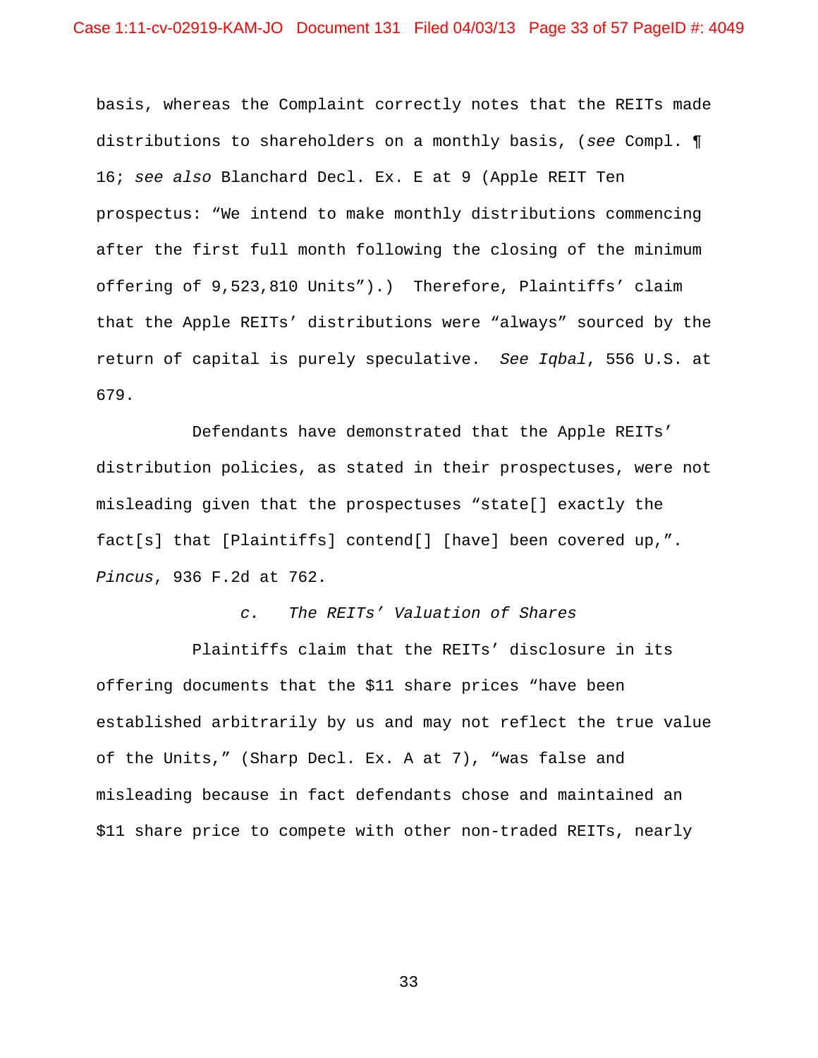basis, whereas the Complaint correctly notes that the REITs made distributions to shareholders on a monthly basis, (*see* Compl. ¶ 16; *see also* Blanchard Decl. Ex. E at 9 (Apple REIT Ten prospectus: "We intend to make monthly distributions commencing after the first full month following the closing of the minimum offering of 9,523,810 Units").) Therefore, Plaintiffs' claim that the Apple REITs' distributions were "always" sourced by the return of capital is purely speculative. *See Iqbal*, 556 U.S. at 679.

Defendants have demonstrated that the Apple REITs' distribution policies, as stated in their prospectuses, were not misleading given that the prospectuses "state[] exactly the fact[s] that [Plaintiffs] contend[] [have] been covered up,". *Pincus*, 936 F.2d at 762.

*c. The REITs' Valuation of Shares*

Plaintiffs claim that the REITs' disclosure in its offering documents that the $11 share prices "have been established arbitrarily by us and may not reflect the true value of the Units," (Sharp Decl. Ex. A at 7), "was false and misleading because in fact defendants chose and maintained an $11 share price to compete with other non-traded REITs, nearly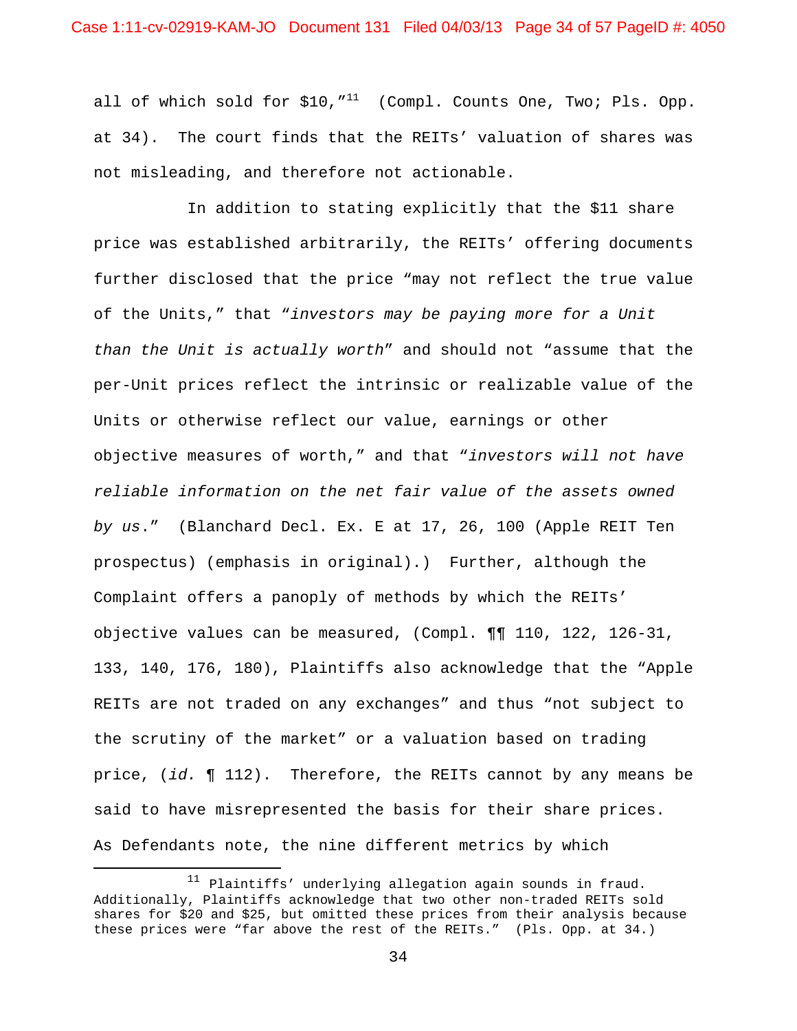all of which sold for $10,"[11] (Compl. Counts One, Two; Pls. Opp. at 34). The court finds that the REITs' valuation of shares was not misleading, and therefore not actionable.

In addition to stating explicitly that the $11 share price was established arbitrarily, the REITs' offering documents further disclosed that the price "may not reflect the true value of the Units," that "*investors may be paying more for a Unit than the Unit is actually worth*" and should not "assume that the per-Unit prices reflect the intrinsic or realizable value of the Units or otherwise reflect our value, earnings or other objective measures of worth," and that "*investors will not have reliable information on the net fair value of the assets owned by us*." (Blanchard Decl. Ex. E at 17, 26, 100 (Apple REIT Ten prospectus) (emphasis in original).) Further, although the Complaint offers a panoply of methods by which the REITs' objective values can be measured, (Compl. ¶¶ 110, 122, 126-31, 133, 140, 176, 180), Plaintiffs also acknowledge that the "Apple REITs are not traded on any exchanges" and thus "not subject to the scrutiny of the market" or a valuation based on trading price, (*id.* ¶ 112). Therefore, the REITs cannot by any means be said to have misrepresented the basis for their share prices. As Defendants note, the nine different metrics by which

---

[11] Plaintiffs' underlying allegation again sounds in fraud. Additionally, Plaintiffs acknowledge that two other non-traded REITs sold shares for $20 and $25, but omitted these prices from their analysis because these prices were "far above the rest of the REITs." (Pls. Opp. at 34.)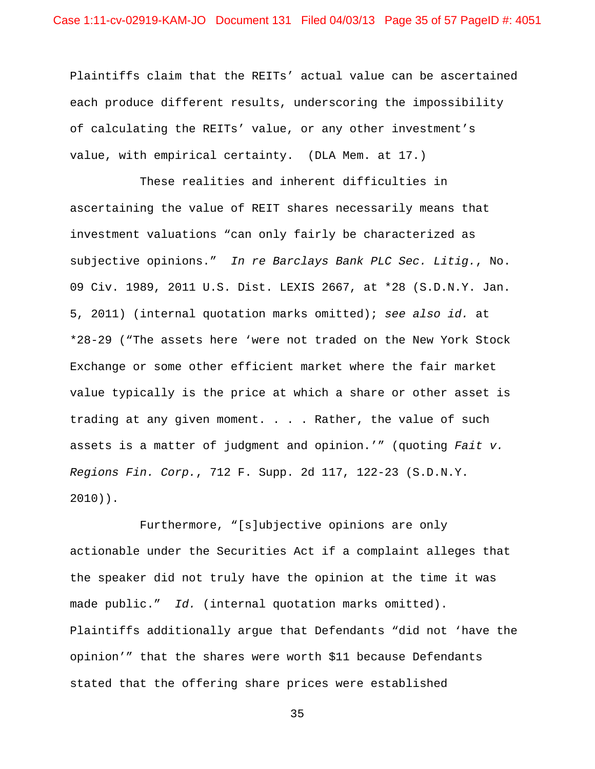Plaintiffs claim that the REITs' actual value can be ascertained each produce different results, underscoring the impossibility of calculating the REITs' value, or any other investment's value, with empirical certainty. (DLA Mem. at 17.)

These realities and inherent difficulties in ascertaining the value of REIT shares necessarily means that investment valuations "can only fairly be characterized as subjective opinions." *In re Barclays Bank PLC Sec. Litig.*, No. 09 Civ. 1989, 2011 U.S. Dist. LEXIS 2667, at *28 (S.D.N.Y. Jan. 5, 2011) (internal quotation marks omitted); *see also id.* at *28-29 ("The assets here 'were not traded on the New York Stock Exchange or some other efficient market where the fair market value typically is the price at which a share or other asset is trading at any given moment. . . . Rather, the value of such assets is a matter of judgment and opinion.'" (quoting *Fait v. Regions Fin. Corp.*, 712 F. Supp. 2d 117, 122-23 (S.D.N.Y. 2010)).

Furthermore, "[s]ubjective opinions are only actionable under the Securities Act if a complaint alleges that the speaker did not truly have the opinion at the time it was made public." *Id.* (internal quotation marks omitted). Plaintiffs additionally argue that Defendants "did not 'have the opinion'" that the shares were worth $11 because Defendants stated that the offering share prices were established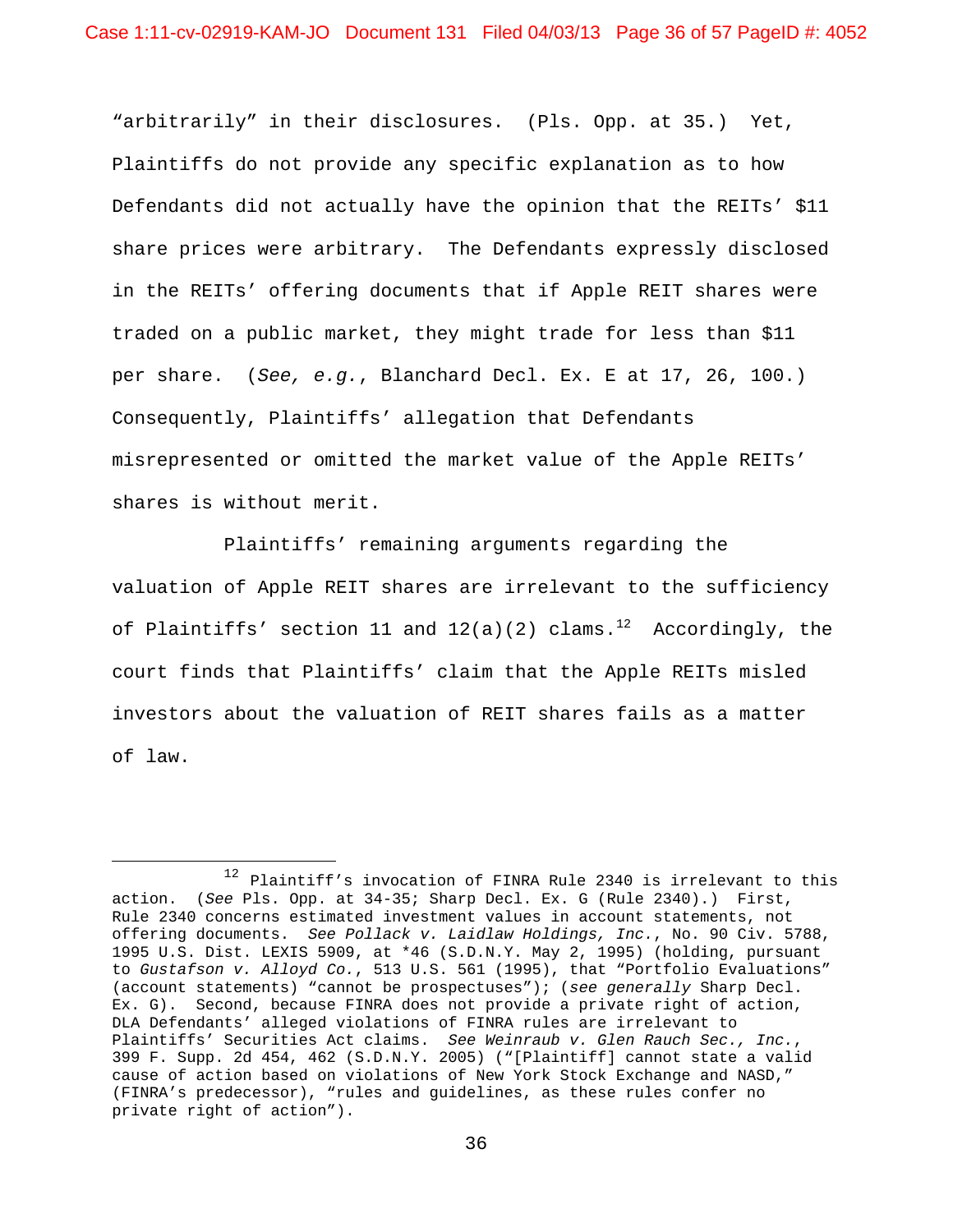"arbitrarily" in their disclosures. (Pls. Opp. at 35.) Yet, Plaintiffs do not provide any specific explanation as to how Defendants did not actually have the opinion that the REITs' $11 share prices were arbitrary. The Defendants expressly disclosed in the REITs' offering documents that if Apple REIT shares were traded on a public market, they might trade for less than $11 per share. (*See, e.g.*, Blanchard Decl. Ex. E at 17, 26, 100.) Consequently, Plaintiffs' allegation that Defendants misrepresented or omitted the market value of the Apple REITs' shares is without merit.

Plaintiffs' remaining arguments regarding the valuation of Apple REIT shares are irrelevant to the sufficiency of Plaintiffs' section 11 and 12(a)(2) claims.[12] Accordingly, the court finds that Plaintiffs' claim that the Apple REITs misled investors about the valuation of REIT shares fails as a matter of law.

---

[12] Plaintiff's invocation of FINRA Rule 2340 is irrelevant to this action. (*See* Pls. Opp. at 34-35; Sharp Decl. Ex. G (Rule 2340).) First, Rule 2340 concerns estimated investment values in account statements, not offering documents. *See Pollack v. Laidlaw Holdings, Inc.*, No. 90 Civ. 5788, 1995 U.S. Dist. LEXIS 5909, at *46 (S.D.N.Y. May 2, 1995) (holding, pursuant to *Gustafson v. Alloyd Co.*, 513 U.S. 561 (1995), that "Portfolio Evaluations" (account statements) "cannot be prospectuses"); (*see generally* Sharp Decl. Ex. G). Second, because FINRA does not provide a private right of action, DLA Defendants' alleged violations of FINRA rules are irrelevant to Plaintiffs' Securities Act claims. *See Weinraub v. Glen Rauch Sec., Inc.*, 399 F. Supp. 2d 454, 462 (S.D.N.Y. 2005) ("[Plaintiff] cannot state a valid cause of action based on violations of New York Stock Exchange and NASD," (FINRA's predecessor), "rules and guidelines, as these rules confer no private right of action").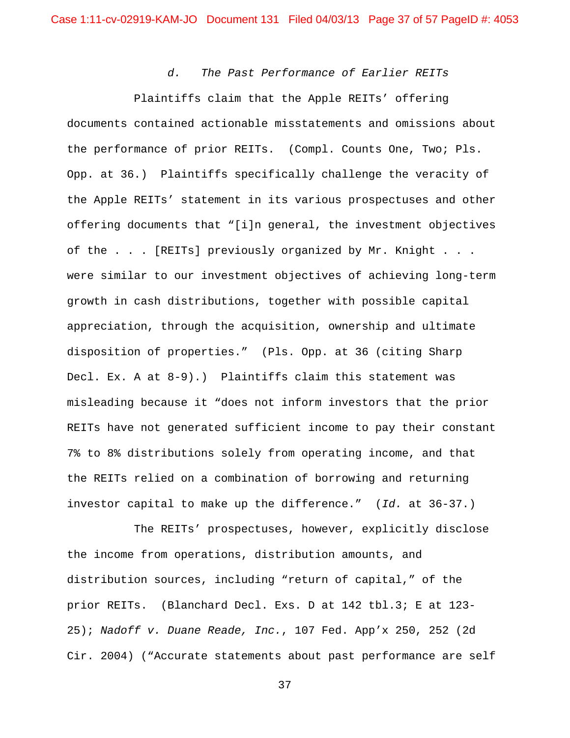*d. The Past Performance of Earlier REITs*

Plaintiffs claim that the Apple REITs' offering documents contained actionable misstatements and omissions about the performance of prior REITs. (Compl. Counts One, Two; Pls. Opp. at 36.) Plaintiffs specifically challenge the veracity of the Apple REITs' statement in its various prospectuses and other offering documents that "[i]n general, the investment objectives of the . . . [REITs] previously organized by Mr. Knight . . . were similar to our investment objectives of achieving long-term growth in cash distributions, together with possible capital appreciation, through the acquisition, ownership and ultimate disposition of properties." (Pls. Opp. at 36 (citing Sharp Decl. Ex. A at 8-9).) Plaintiffs claim this statement was misleading because it "does not inform investors that the prior REITs have not generated sufficient income to pay their constant 7% to 8% distributions solely from operating income, and that the REITs relied on a combination of borrowing and returning investor capital to make up the difference." (*Id.* at 36-37.)

The REITs' prospectuses, however, explicitly disclose the income from operations, distribution amounts, and distribution sources, including "return of capital," of the prior REITs. (Blanchard Decl. Exs. D at 142 tbl.3; E at 123-25); *Nadoff v. Duane Reade, Inc.*, 107 Fed. App'x 250, 252 (2d Cir. 2004) ("Accurate statements about past performance are self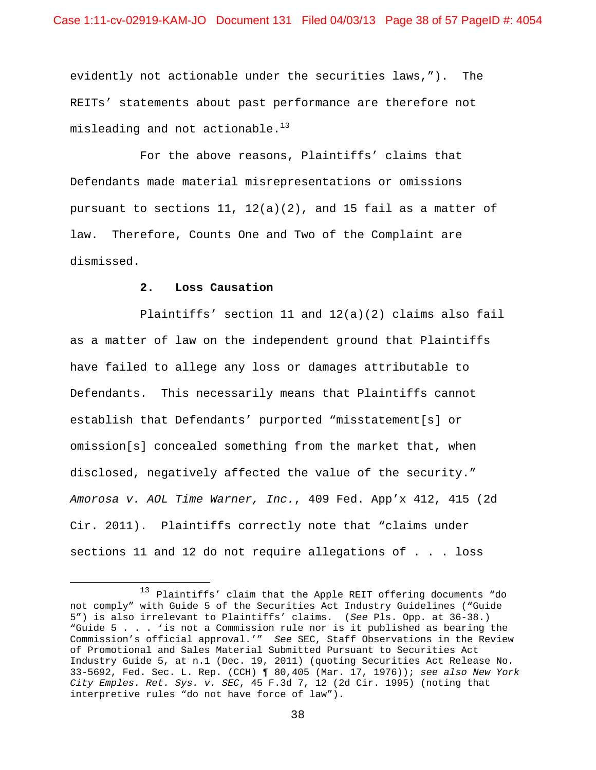evidently not actionable under the securities laws,"). The REITs' statements about past performance are therefore not misleading and not actionable.[13]

For the above reasons, Plaintiffs' claims that Defendants made material misrepresentations or omissions pursuant to sections 11, 12(a)(2), and 15 fail as a matter of law. Therefore, Counts One and Two of the Complaint are dismissed.

**2. Loss Causation**

Plaintiffs' section 11 and 12(a)(2) claims also fail as a matter of law on the independent ground that Plaintiffs have failed to allege any loss or damages attributable to Defendants. This necessarily means that Plaintiffs cannot establish that Defendants' purported "misstatement[s] or omission[s] concealed something from the market that, when disclosed, negatively affected the value of the security." *Amorosa v. AOL Time Warner, Inc.*, 409 Fed. App'x 412, 415 (2d Cir. 2011). Plaintiffs correctly note that "claims under sections 11 and 12 do not require allegations of . . . loss

---

[13] Plaintiffs' claim that the Apple REIT offering documents "do not comply" with Guide 5 of the Securities Act Industry Guidelines ("Guide 5") is also irrelevant to Plaintiffs' claims. (*See* Pls. Opp. at 36-38.) "Guide 5 . . . 'is not a Commission rule nor is it published as bearing the Commission's official approval.'" *See* SEC, Staff Observations in the Review of Promotional and Sales Material Submitted Pursuant to Securities Act Industry Guide 5, at n.1 (Dec. 19, 2011) (quoting Securities Act Release No. 33-5692, Fed. Sec. L. Rep. (CCH) ¶ 80,405 (Mar. 17, 1976)); *see also New York City Emples. Ret. Sys. v. SEC*, 45 F.3d 7, 12 (2d Cir. 1995) (noting that interpretive rules "do not have force of law").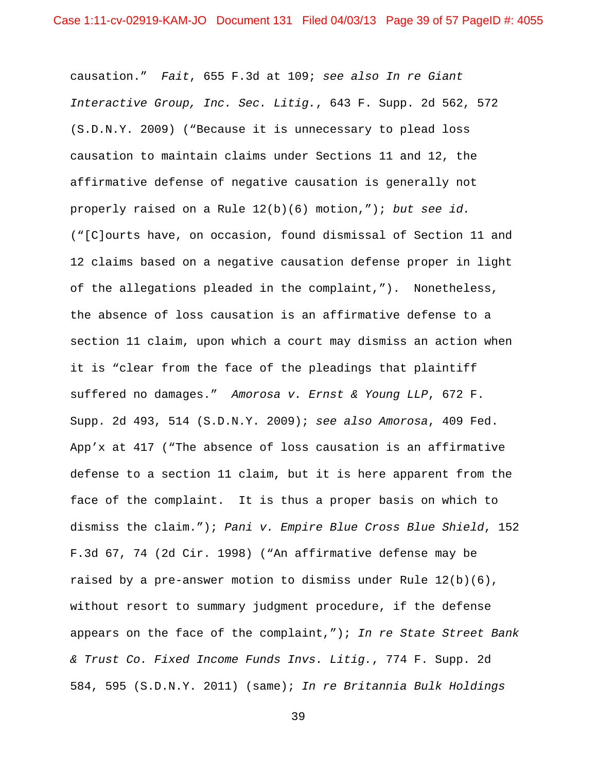causation." *Fait*, 655 F.3d at 109; *see also In re Giant Interactive Group, Inc. Sec. Litig.*, 643 F. Supp. 2d 562, 572 (S.D.N.Y. 2009) ("Because it is unnecessary to plead loss causation to maintain claims under Sections 11 and 12, the affirmative defense of negative causation is generally not properly raised on a Rule 12(b)(6) motion,"); *but see id.* ("[C]ourts have, on occasion, found dismissal of Section 11 and 12 claims based on a negative causation defense proper in light of the allegations pleaded in the complaint,"). Nonetheless, the absence of loss causation is an affirmative defense to a section 11 claim, upon which a court may dismiss an action when it is "clear from the face of the pleadings that plaintiff suffered no damages." *Amorosa v. Ernst & Young LLP*, 672 F. Supp. 2d 493, 514 (S.D.N.Y. 2009); *see also Amorosa*, 409 Fed. App'x at 417 ("The absence of loss causation is an affirmative defense to a section 11 claim, but it is here apparent from the face of the complaint. It is thus a proper basis on which to dismiss the claim."); *Pani v. Empire Blue Cross Blue Shield*, 152 F.3d 67, 74 (2d Cir. 1998) ("An affirmative defense may be raised by a pre-answer motion to dismiss under Rule 12(b)(6), without resort to summary judgment procedure, if the defense appears on the face of the complaint,"); *In re State Street Bank & Trust Co. Fixed Income Funds Invs. Litig.*, 774 F. Supp. 2d 584, 595 (S.D.N.Y. 2011) (same); *In re Britannia Bulk Holdings*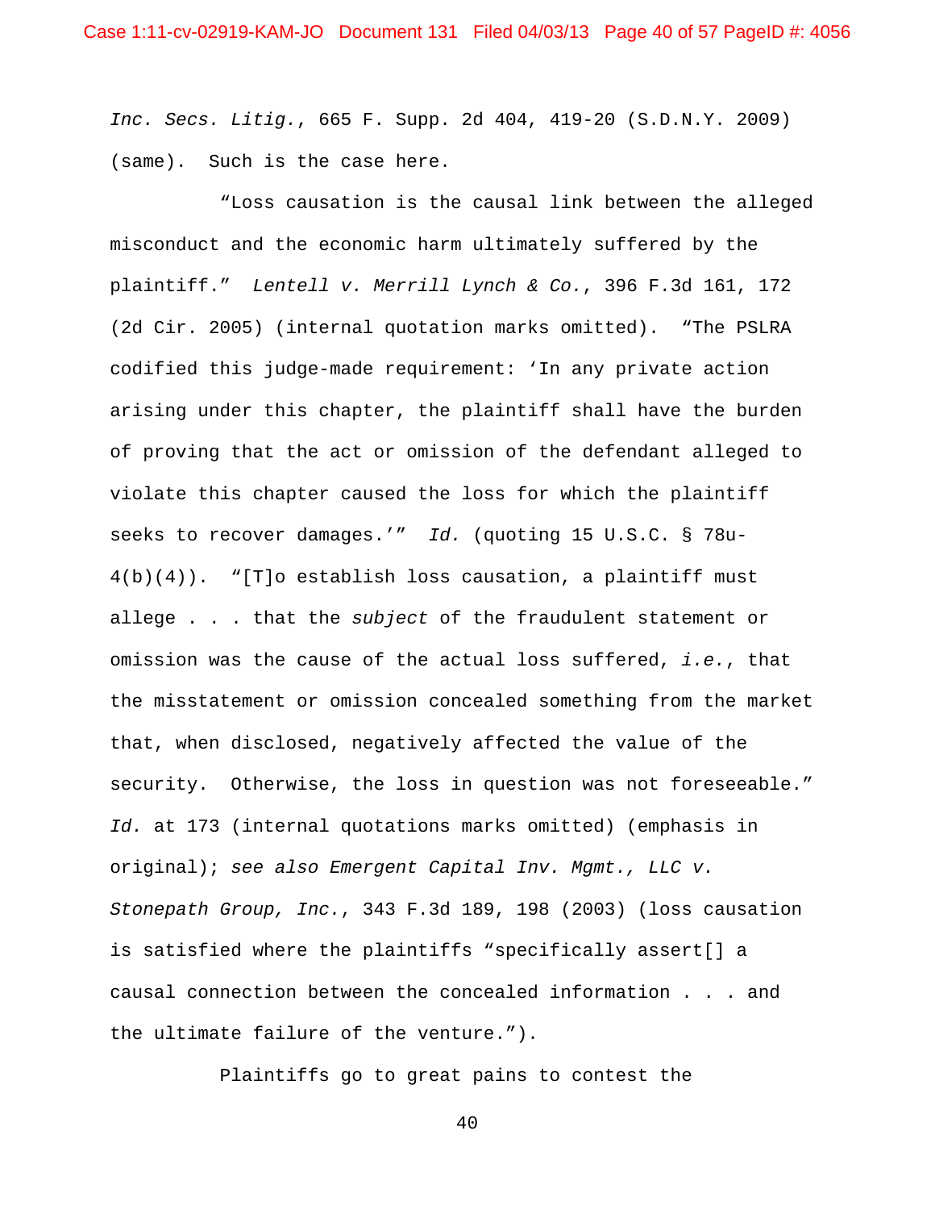*Inc. Secs. Litig.*, 665 F. Supp. 2d 404, 419-20 (S.D.N.Y. 2009) (same). Such is the case here.

"Loss causation is the causal link between the alleged misconduct and the economic harm ultimately suffered by the plaintiff." *Lentell v. Merrill Lynch & Co.*, 396 F.3d 161, 172 (2d Cir. 2005) (internal quotation marks omitted). "The PSLRA codified this judge-made requirement: 'In any private action arising under this chapter, the plaintiff shall have the burden of proving that the act or omission of the defendant alleged to violate this chapter caused the loss for which the plaintiff seeks to recover damages.'" *Id.* (quoting 15 U.S.C. § 78u-4(b)(4)). "[T]o establish loss causation, a plaintiff must allege . . . that the *subject* of the fraudulent statement or omission was the cause of the actual loss suffered, *i.e.*, that the misstatement or omission concealed something from the market that, when disclosed, negatively affected the value of the security. Otherwise, the loss in question was not foreseeable." *Id.* at 173 (internal quotations marks omitted) (emphasis in original); *see also Emergent Capital Inv. Mgmt., LLC v. Stonepath Group, Inc.*, 343 F.3d 189, 198 (2003) (loss causation is satisfied where the plaintiffs "specifically assert[] a causal connection between the concealed information . . . and the ultimate failure of the venture.").

Plaintiffs go to great pains to contest the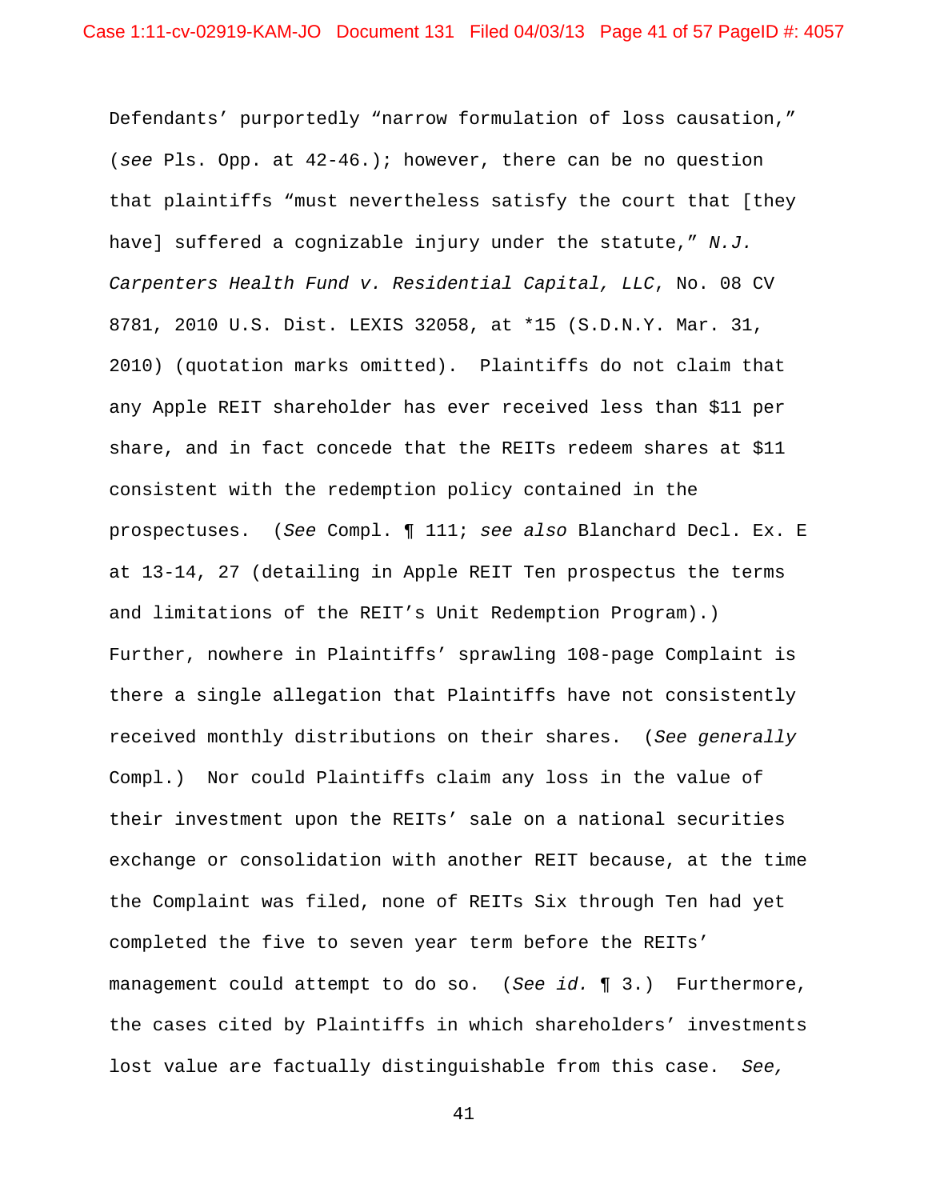Defendants' purportedly "narrow formulation of loss causation," (*see* Pls. Opp. at 42-46.); however, there can be no question that plaintiffs "must nevertheless satisfy the court that [they have] suffered a cognizable injury under the statute," *N.J. Carpenters Health Fund v. Residential Capital, LLC*, No. 08 CV 8781, 2010 U.S. Dist. LEXIS 32058, at *15 (S.D.N.Y. Mar. 31, 2010) (quotation marks omitted). Plaintiffs do not claim that any Apple REIT shareholder has ever received less than $11 per share, and in fact concede that the REITs redeem shares at $11 consistent with the redemption policy contained in the prospectuses. (*See* Compl. ¶ 111; *see also* Blanchard Decl. Ex. E at 13-14, 27 (detailing in Apple REIT Ten prospectus the terms and limitations of the REIT's Unit Redemption Program).) Further, nowhere in Plaintiffs' sprawling 108-page Complaint is there a single allegation that Plaintiffs have not consistently received monthly distributions on their shares. (*See generally* Compl.) Nor could Plaintiffs claim any loss in the value of their investment upon the REITs' sale on a national securities exchange or consolidation with another REIT because, at the time the Complaint was filed, none of REITs Six through Ten had yet completed the five to seven year term before the REITs' management could attempt to do so. (*See id.* ¶ 3.) Furthermore, the cases cited by Plaintiffs in which shareholders' investments lost value are factually distinguishable from this case. *See,*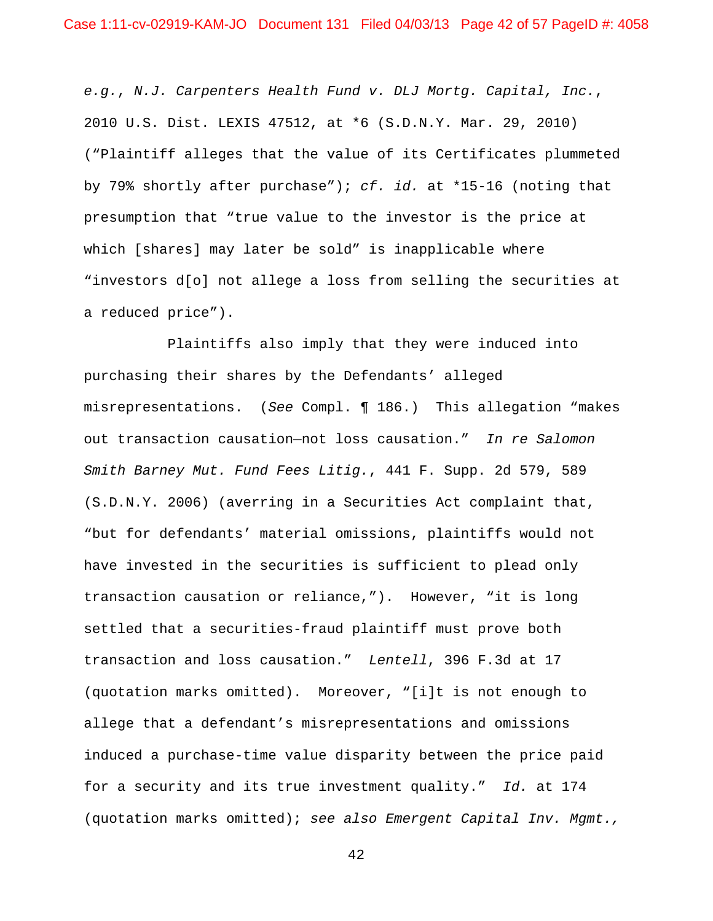*e.g.*, *N.J. Carpenters Health Fund v. DLJ Mortg. Capital, Inc.*, 2010 U.S. Dist. LEXIS 47512, at *6 (S.D.N.Y. Mar. 29, 2010) ("Plaintiff alleges that the value of its Certificates plummeted by 79% shortly after purchase"); *cf. id.* at *15-16 (noting that presumption that "true value to the investor is the price at which [shares] may later be sold" is inapplicable where "investors d[o] not allege a loss from selling the securities at a reduced price").

Plaintiffs also imply that they were induced into purchasing their shares by the Defendants' alleged misrepresentations. (*See* Compl. ¶ 186.) This allegation "makes out transaction causation—not loss causation." *In re Salomon Smith Barney Mut. Fund Fees Litig.*, 441 F. Supp. 2d 579, 589 (S.D.N.Y. 2006) (averring in a Securities Act complaint that, "but for defendants' material omissions, plaintiffs would not have invested in the securities is sufficient to plead only transaction causation or reliance,"). However, "it is long settled that a securities-fraud plaintiff must prove both transaction and loss causation." *Lentell*, 396 F.3d at 17 (quotation marks omitted). Moreover, "[i]t is not enough to allege that a defendant's misrepresentations and omissions induced a purchase-time value disparity between the price paid for a security and its true investment quality." *Id.* at 174 (quotation marks omitted); *see also Emergent Capital Inv. Mgmt.,*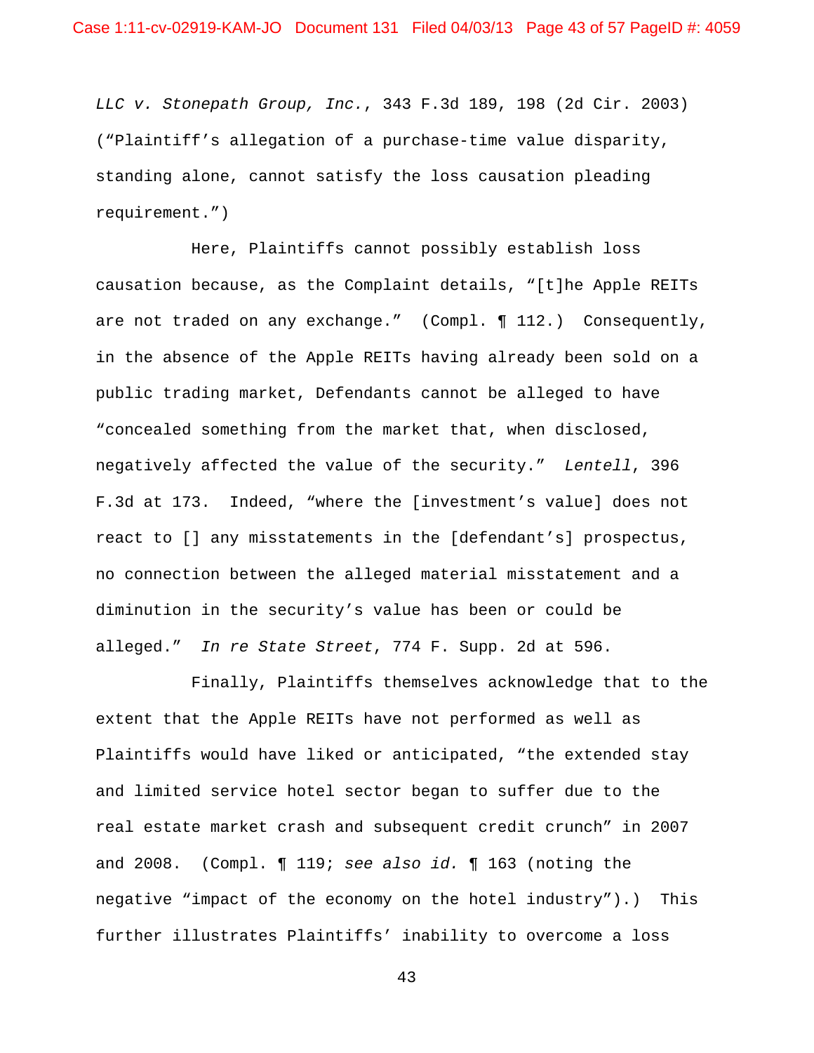*LLC v. Stonepath Group, Inc.*, 343 F.3d 189, 198 (2d Cir. 2003) ("Plaintiff's allegation of a purchase-time value disparity, standing alone, cannot satisfy the loss causation pleading requirement.")

Here, Plaintiffs cannot possibly establish loss causation because, as the Complaint details, "[t]he Apple REITs are not traded on any exchange." (Compl. ¶ 112.) Consequently, in the absence of the Apple REITs having already been sold on a public trading market, Defendants cannot be alleged to have "concealed something from the market that, when disclosed, negatively affected the value of the security." *Lentell*, 396 F.3d at 173. Indeed, "where the [investment's value] does not react to [] any misstatements in the [defendant's] prospectus, no connection between the alleged material misstatement and a diminution in the security's value has been or could be alleged." *In re State Street*, 774 F. Supp. 2d at 596.

Finally, Plaintiffs themselves acknowledge that to the extent that the Apple REITs have not performed as well as Plaintiffs would have liked or anticipated, "the extended stay and limited service hotel sector began to suffer due to the real estate market crash and subsequent credit crunch" in 2007 and 2008. (Compl. ¶ 119; *see also id.* ¶ 163 (noting the negative "impact of the economy on the hotel industry").) This further illustrates Plaintiffs' inability to overcome a loss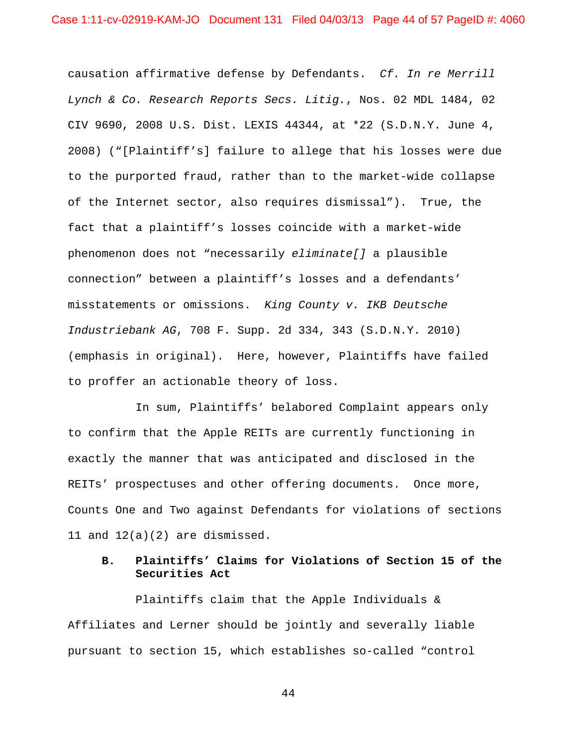causation affirmative defense by Defendants. *Cf. In re Merrill Lynch & Co. Research Reports Secs. Litig.*, Nos. 02 MDL 1484, 02 CIV 9690, 2008 U.S. Dist. LEXIS 44344, at *22 (S.D.N.Y. June 4, 2008) ("[Plaintiff's] failure to allege that his losses were due to the purported fraud, rather than to the market-wide collapse of the Internet sector, also requires dismissal"). True, the fact that a plaintiff's losses coincide with a market-wide phenomenon does not "necessarily *eliminate[]* a plausible connection" between a plaintiff's losses and a defendants' misstatements or omissions. *King County v. IKB Deutsche Industriebank AG*, 708 F. Supp. 2d 334, 343 (S.D.N.Y. 2010) (emphasis in original). Here, however, Plaintiffs have failed to proffer an actionable theory of loss.

In sum, Plaintiffs' belabored Complaint appears only to confirm that the Apple REITs are currently functioning in exactly the manner that was anticipated and disclosed in the REITs' prospectuses and other offering documents. Once more, Counts One and Two against Defendants for violations of sections 11 and 12(a)(2) are dismissed.

### B. Plaintiffs' Claims for Violations of Section 15 of the Securities Act

Plaintiffs claim that the Apple Individuals & Affiliates and Lerner should be jointly and severally liable pursuant to section 15, which establishes so-called "control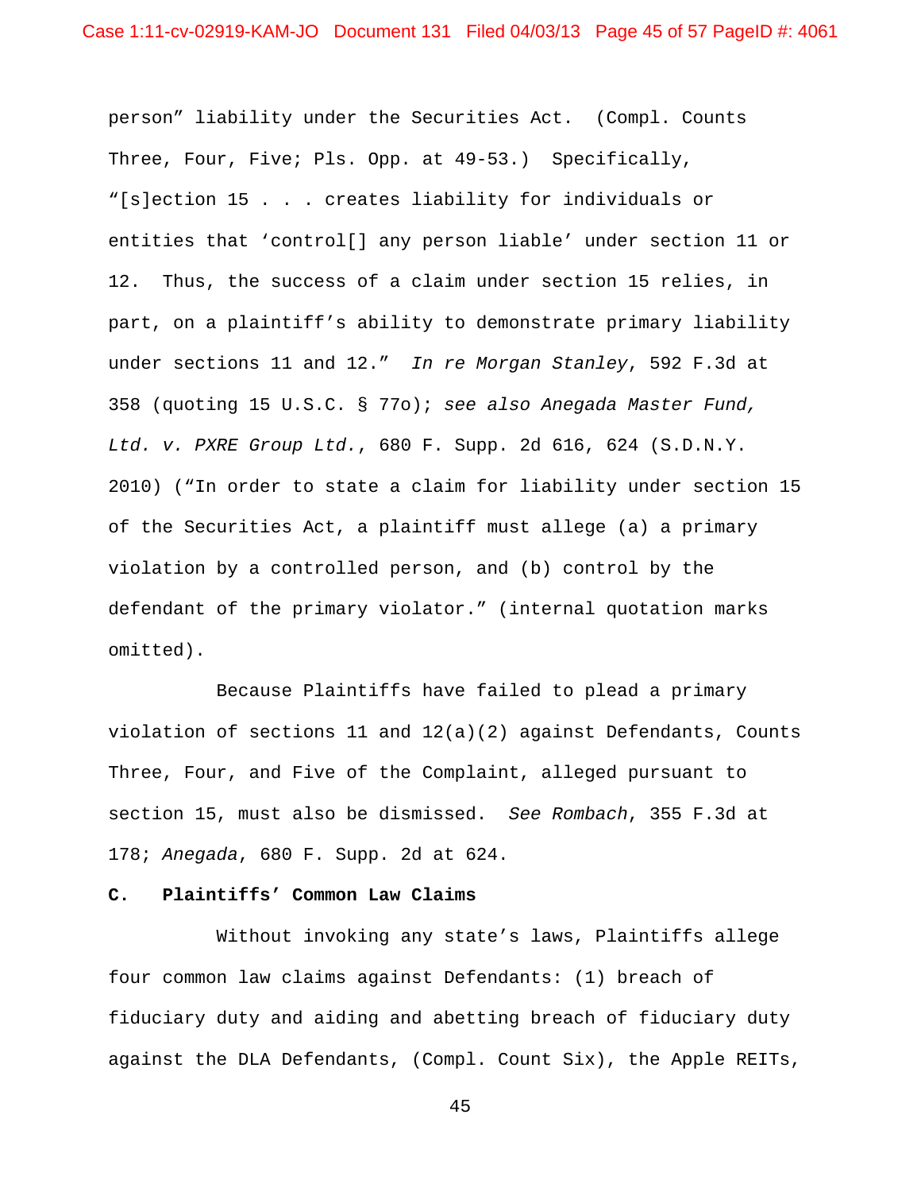person" liability under the Securities Act. (Compl. Counts Three, Four, Five; Pls. Opp. at 49-53.) Specifically, "[s]ection 15 . . . creates liability for individuals or entities that 'control[] any person liable' under section 11 or 12. Thus, the success of a claim under section 15 relies, in part, on a plaintiff's ability to demonstrate primary liability under sections 11 and 12." *In re Morgan Stanley*, 592 F.3d at 358 (quoting 15 U.S.C. § 77o); *see also Anegada Master Fund, Ltd. v. PXRE Group Ltd.*, 680 F. Supp. 2d 616, 624 (S.D.N.Y. 2010) ("In order to state a claim for liability under section 15 of the Securities Act, a plaintiff must allege (a) a primary violation by a controlled person, and (b) control by the defendant of the primary violator." (internal quotation marks omitted).

Because Plaintiffs have failed to plead a primary violation of sections 11 and 12(a)(2) against Defendants, Counts Three, Four, and Five of the Complaint, alleged pursuant to section 15, must also be dismissed. *See Rombach*, 355 F.3d at 178; *Anegada*, 680 F. Supp. 2d at 624.

**C. Plaintiffs' Common Law Claims**

Without invoking any state's laws, Plaintiffs allege four common law claims against Defendants: (1) breach of fiduciary duty and aiding and abetting breach of fiduciary duty against the DLA Defendants, (Compl. Count Six), the Apple REITs,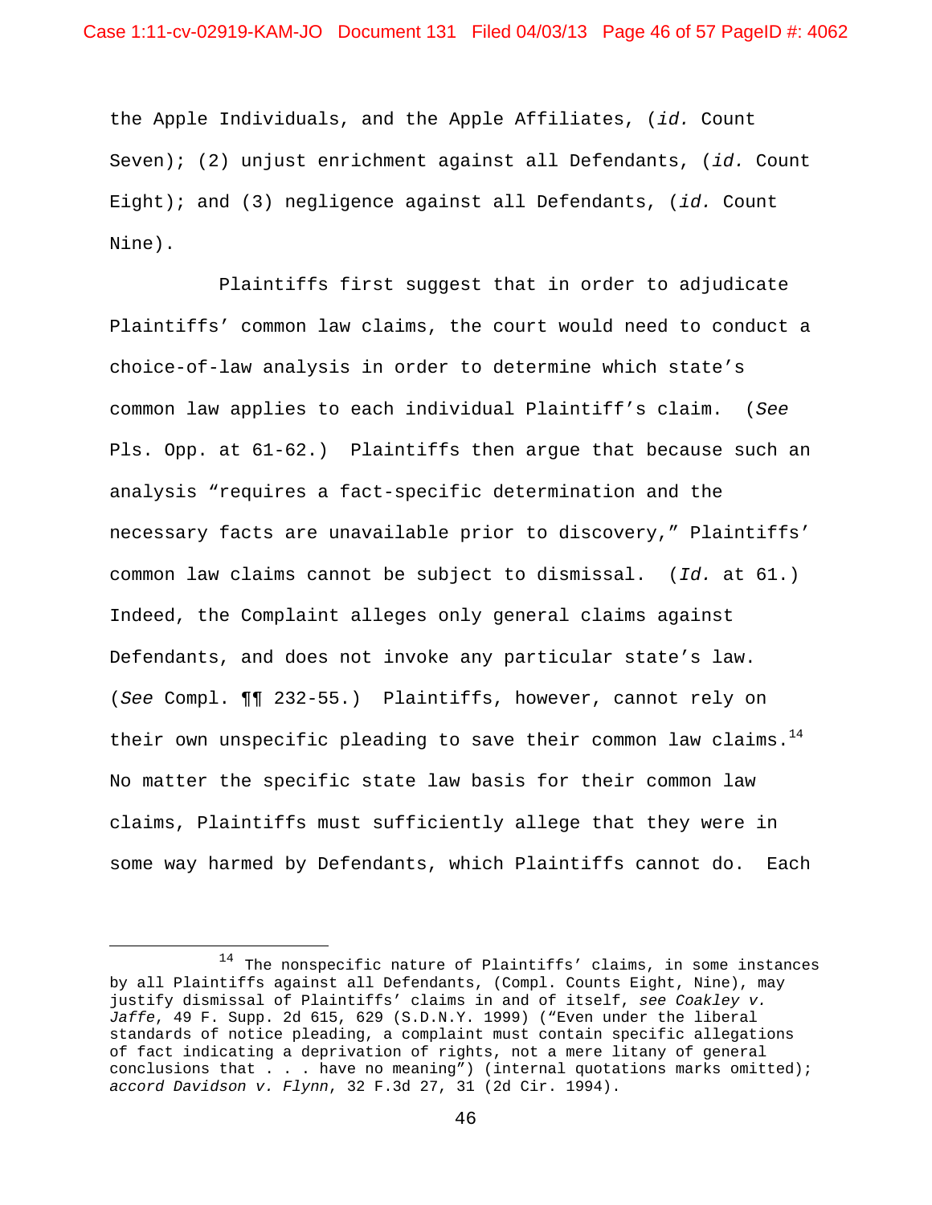the Apple Individuals, and the Apple Affiliates, (*id.* Count Seven); (2) unjust enrichment against all Defendants, (*id.* Count Eight); and (3) negligence against all Defendants, (*id.* Count Nine).

Plaintiffs first suggest that in order to adjudicate Plaintiffs' common law claims, the court would need to conduct a choice-of-law analysis in order to determine which state's common law applies to each individual Plaintiff's claim. (*See* Pls. Opp. at 61-62.) Plaintiffs then argue that because such an analysis "requires a fact-specific determination and the necessary facts are unavailable prior to discovery," Plaintiffs' common law claims cannot be subject to dismissal. (*Id.* at 61.) Indeed, the Complaint alleges only general claims against Defendants, and does not invoke any particular state's law. (*See* Compl. ¶¶ 232-55.) Plaintiffs, however, cannot rely on their own unspecific pleading to save their common law claims.[14] No matter the specific state law basis for their common law claims, Plaintiffs must sufficiently allege that they were in some way harmed by Defendants, which Plaintiffs cannot do. Each

---

[14] The nonspecific nature of Plaintiffs' claims, in some instances by all Plaintiffs against all Defendants, (Compl. Counts Eight, Nine), may justify dismissal of Plaintiffs' claims in and of itself, *see Coakley v. Jaffe*, 49 F. Supp. 2d 615, 629 (S.D.N.Y. 1999) ("Even under the liberal standards of notice pleading, a complaint must contain specific allegations of fact indicating a deprivation of rights, not a mere litany of general conclusions that . . . have no meaning") (internal quotations marks omitted); *accord Davidson v. Flynn*, 32 F.3d 27, 31 (2d Cir. 1994).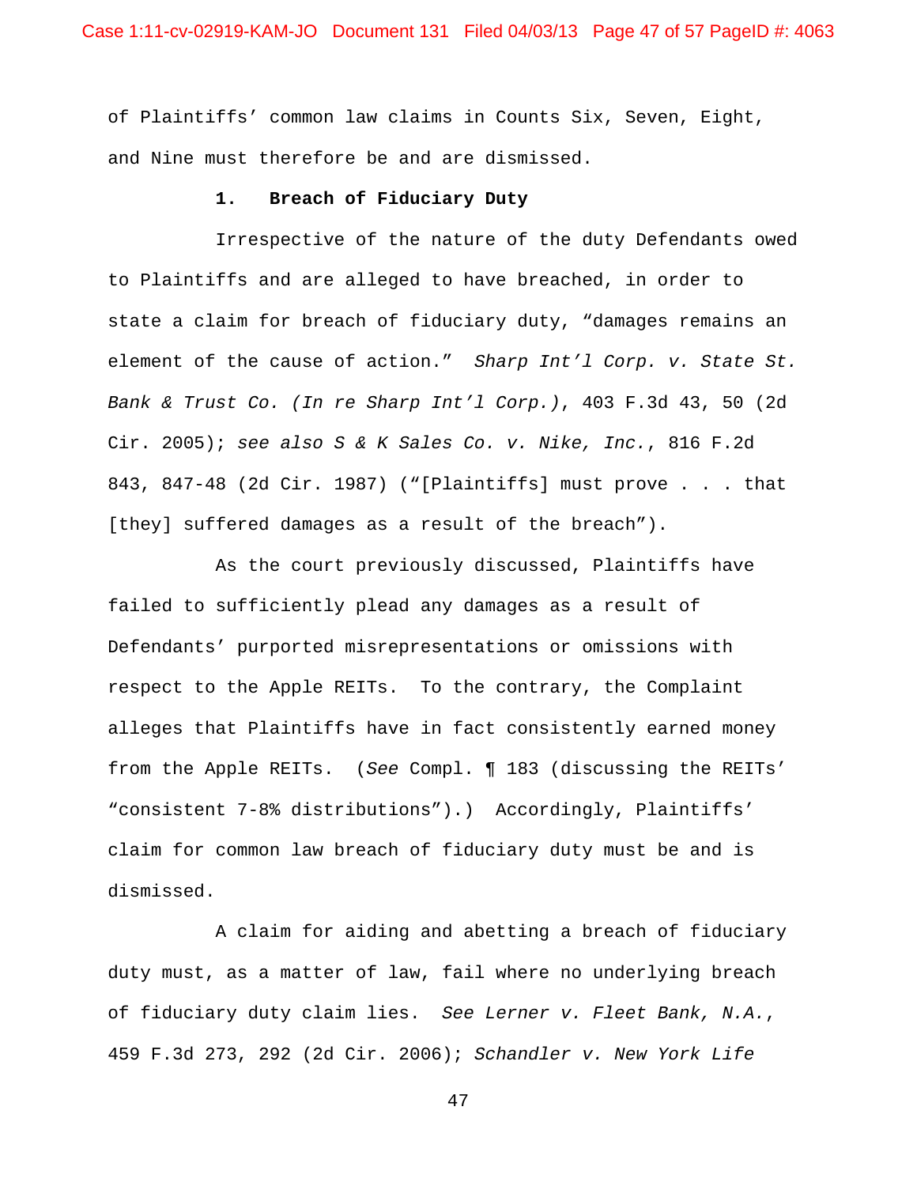of Plaintiffs' common law claims in Counts Six, Seven, Eight, and Nine must therefore be and are dismissed.

### 1. Breach of Fiduciary Duty

Irrespective of the nature of the duty Defendants owed to Plaintiffs and are alleged to have breached, in order to state a claim for breach of fiduciary duty, "damages remains an element of the cause of action." *Sharp Int'l Corp. v. State St. Bank & Trust Co. (In re Sharp Int'l Corp.)*, 403 F.3d 43, 50 (2d Cir. 2005); *see also S & K Sales Co. v. Nike, Inc.*, 816 F.2d 843, 847-48 (2d Cir. 1987) ("[Plaintiffs] must prove . . . that [they] suffered damages as a result of the breach").

As the court previously discussed, Plaintiffs have failed to sufficiently plead any damages as a result of Defendants' purported misrepresentations or omissions with respect to the Apple REITs. To the contrary, the Complaint alleges that Plaintiffs have in fact consistently earned money from the Apple REITs. (*See* Compl. ¶ 183 (discussing the REITs' "consistent 7-8% distributions").) Accordingly, Plaintiffs' claim for common law breach of fiduciary duty must be and is dismissed.

A claim for aiding and abetting a breach of fiduciary duty must, as a matter of law, fail where no underlying breach of fiduciary duty claim lies. *See Lerner v. Fleet Bank, N.A.*, 459 F.3d 273, 292 (2d Cir. 2006); *Schandler v. New York Life*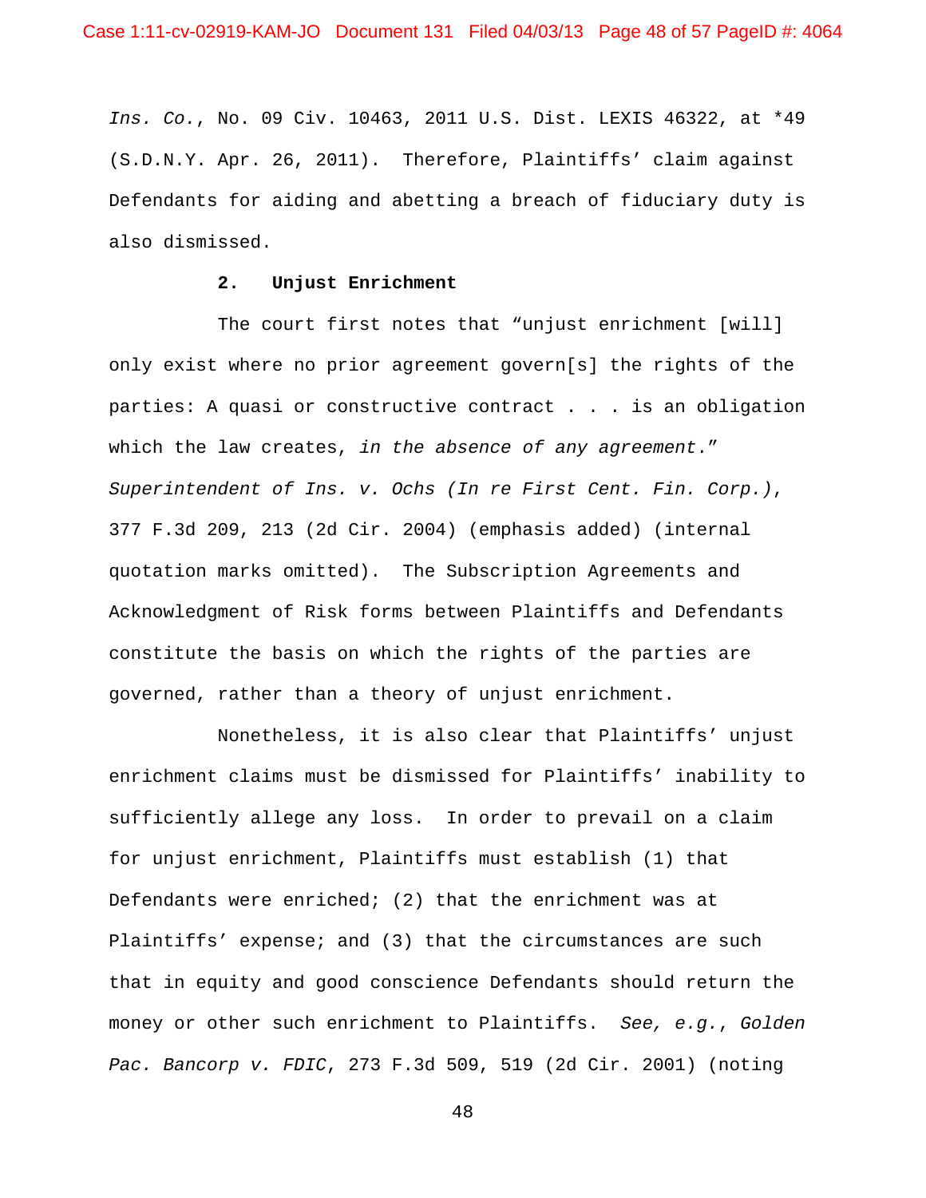*Ins. Co.*, No. 09 Civ. 10463, 2011 U.S. Dist. LEXIS 46322, at *49 (S.D.N.Y. Apr. 26, 2011). Therefore, Plaintiffs' claim against Defendants for aiding and abetting a breach of fiduciary duty is also dismissed.

### 2. Unjust Enrichment

The court first notes that "unjust enrichment [will] only exist where no prior agreement govern[s] the rights of the parties: A quasi or constructive contract . . . is an obligation which the law creates, *in the absence of any agreement*." *Superintendent of Ins. v. Ochs (In re First Cent. Fin. Corp.)*, 377 F.3d 209, 213 (2d Cir. 2004) (emphasis added) (internal quotation marks omitted). The Subscription Agreements and Acknowledgment of Risk forms between Plaintiffs and Defendants constitute the basis on which the rights of the parties are governed, rather than a theory of unjust enrichment.

Nonetheless, it is also clear that Plaintiffs' unjust enrichment claims must be dismissed for Plaintiffs' inability to sufficiently allege any loss. In order to prevail on a claim for unjust enrichment, Plaintiffs must establish (1) that Defendants were enriched; (2) that the enrichment was at Plaintiffs' expense; and (3) that the circumstances are such that in equity and good conscience Defendants should return the money or other such enrichment to Plaintiffs. *See, e.g.*, *Golden Pac. Bancorp v. FDIC*, 273 F.3d 509, 519 (2d Cir. 2001) (noting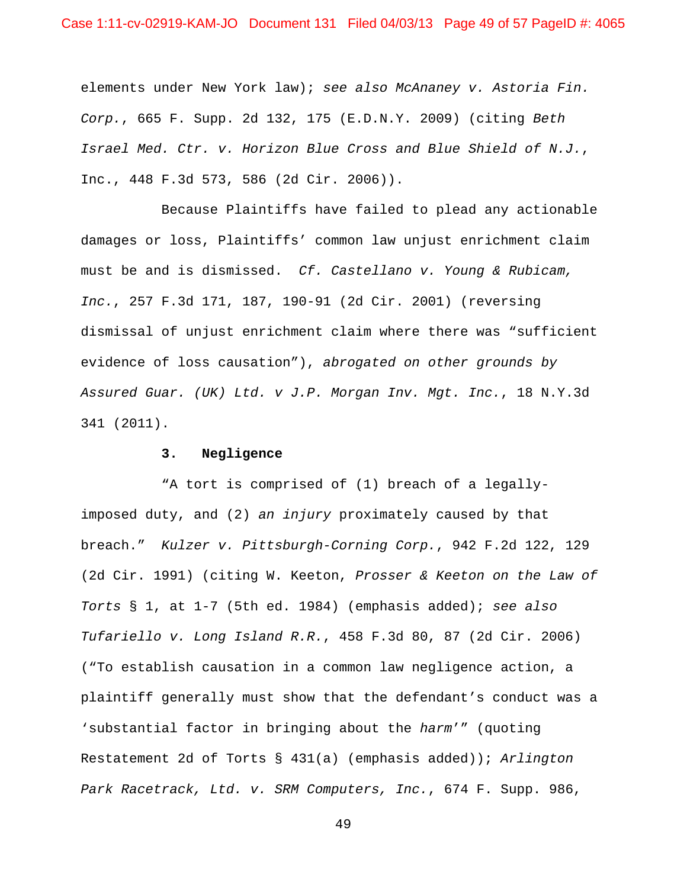elements under New York law); *see also McAnaney v. Astoria Fin. Corp.*, 665 F. Supp. 2d 132, 175 (E.D.N.Y. 2009) (citing *Beth Israel Med. Ctr. v. Horizon Blue Cross and Blue Shield of N.J.*, Inc., 448 F.3d 573, 586 (2d Cir. 2006)).

Because Plaintiffs have failed to plead any actionable damages or loss, Plaintiffs' common law unjust enrichment claim must be and is dismissed. *Cf. Castellano v. Young & Rubicam, Inc.*, 257 F.3d 171, 187, 190-91 (2d Cir. 2001) (reversing dismissal of unjust enrichment claim where there was "sufficient evidence of loss causation"), *abrogated on other grounds by Assured Guar. (UK) Ltd. v J.P. Morgan Inv. Mgt. Inc.*, 18 N.Y.3d 341 (2011).

### 3. Negligence

"A tort is comprised of (1) breach of a legally-imposed duty, and (2) *an injury* proximately caused by that breach." *Kulzer v. Pittsburgh-Corning Corp.*, 942 F.2d 122, 129 (2d Cir. 1991) (citing W. Keeton, *Prosser & Keeton on the Law of Torts* § 1, at 1-7 (5th ed. 1984) (emphasis added); *see also Tufariello v. Long Island R.R.*, 458 F.3d 80, 87 (2d Cir. 2006) ("To establish causation in a common law negligence action, a plaintiff generally must show that the defendant's conduct was a 'substantial factor in bringing about the *harm*'" (quoting Restatement 2d of Torts § 431(a) (emphasis added)); *Arlington Park Racetrack, Ltd. v. SRM Computers, Inc.*, 674 F. Supp. 986,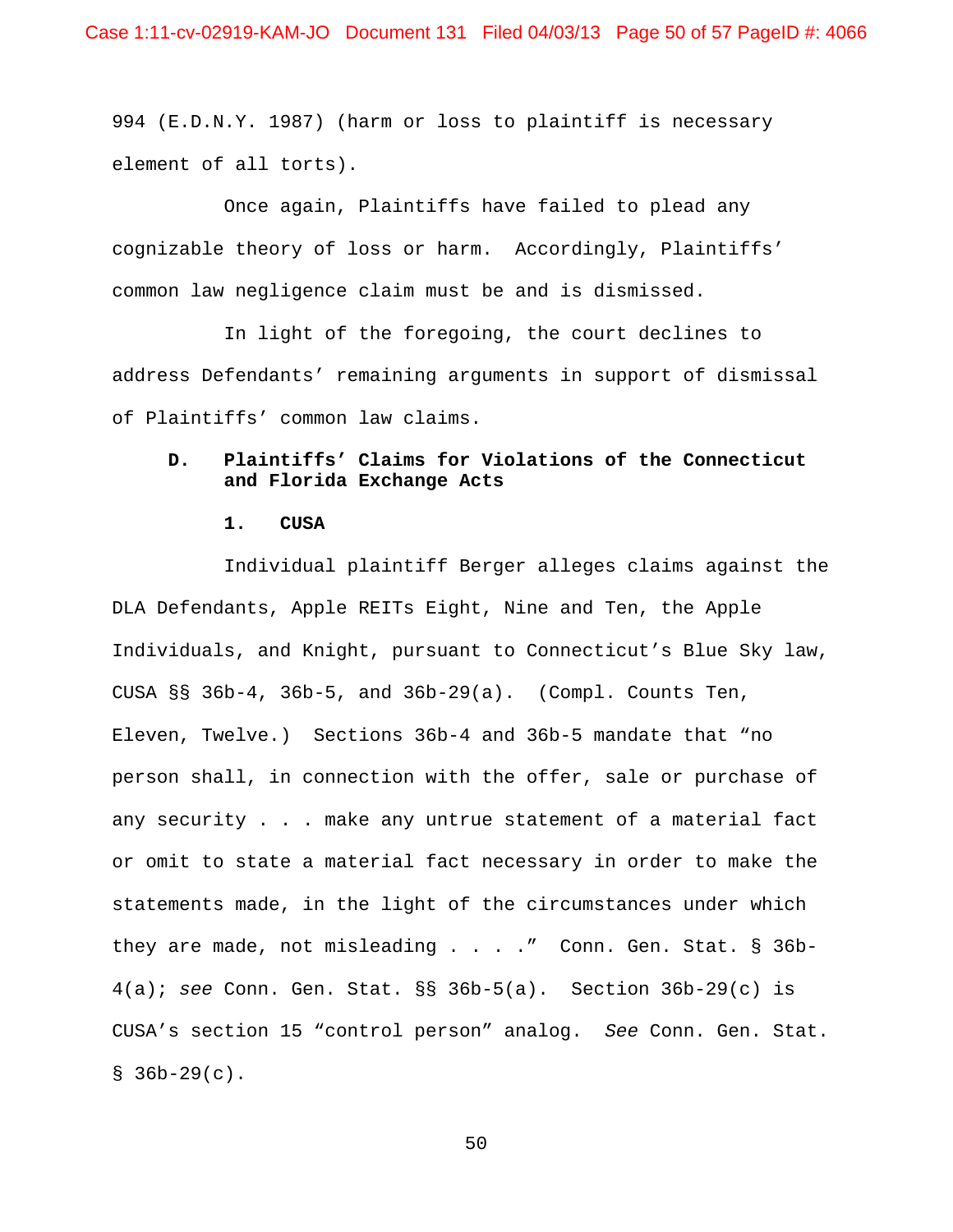994 (E.D.N.Y. 1987) (harm or loss to plaintiff is necessary element of all torts).

Once again, Plaintiffs have failed to plead any cognizable theory of loss or harm. Accordingly, Plaintiffs' common law negligence claim must be and is dismissed.

In light of the foregoing, the court declines to address Defendants' remaining arguments in support of dismissal of Plaintiffs' common law claims.

### D. Plaintiffs' Claims for Violations of the Connecticut and Florida Exchange Acts

#### 1. CUSA

Individual plaintiff Berger alleges claims against the DLA Defendants, Apple REITs Eight, Nine and Ten, the Apple Individuals, and Knight, pursuant to Connecticut's Blue Sky law, CUSA §§ 36b-4, 36b-5, and 36b-29(a). (Compl. Counts Ten, Eleven, Twelve.) Sections 36b-4 and 36b-5 mandate that "no person shall, in connection with the offer, sale or purchase of any security . . . make any untrue statement of a material fact or omit to state a material fact necessary in order to make the statements made, in the light of the circumstances under which they are made, not misleading . . . ." Conn. Gen. Stat. § 36b-4(a); *see* Conn. Gen. Stat. §§ 36b-5(a). Section 36b-29(c) is CUSA's section 15 "control person" analog. *See* Conn. Gen. Stat. § 36b-29(c).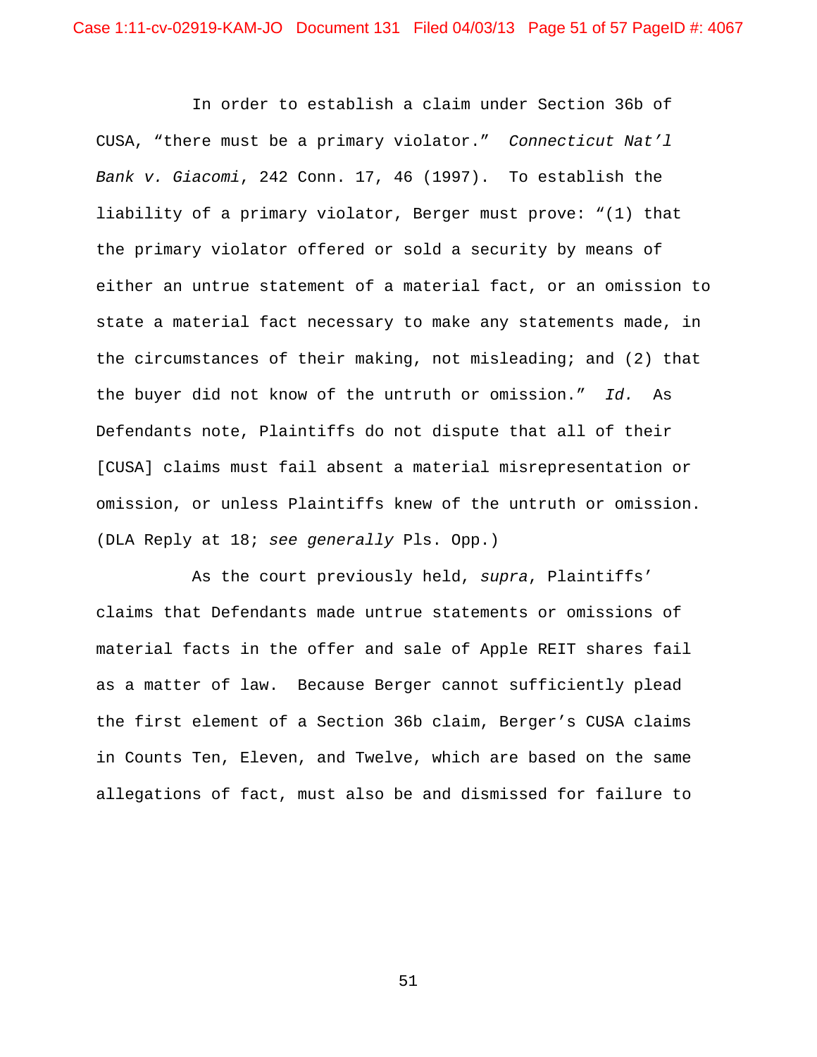In order to establish a claim under Section 36b of CUSA, "there must be a primary violator." *Connecticut Nat'l Bank v. Giacomi*, 242 Conn. 17, 46 (1997). To establish the liability of a primary violator, Berger must prove: "(1) that the primary violator offered or sold a security by means of either an untrue statement of a material fact, or an omission to state a material fact necessary to make any statements made, in the circumstances of their making, not misleading; and (2) that the buyer did not know of the untruth or omission." *Id.* As Defendants note, Plaintiffs do not dispute that all of their [CUSA] claims must fail absent a material misrepresentation or omission, or unless Plaintiffs knew of the untruth or omission. (DLA Reply at 18; *see generally* Pls. Opp.)

As the court previously held, *supra*, Plaintiffs' claims that Defendants made untrue statements or omissions of material facts in the offer and sale of Apple REIT shares fail as a matter of law. Because Berger cannot sufficiently plead the first element of a Section 36b claim, Berger's CUSA claims in Counts Ten, Eleven, and Twelve, which are based on the same allegations of fact, must also be and dismissed for failure to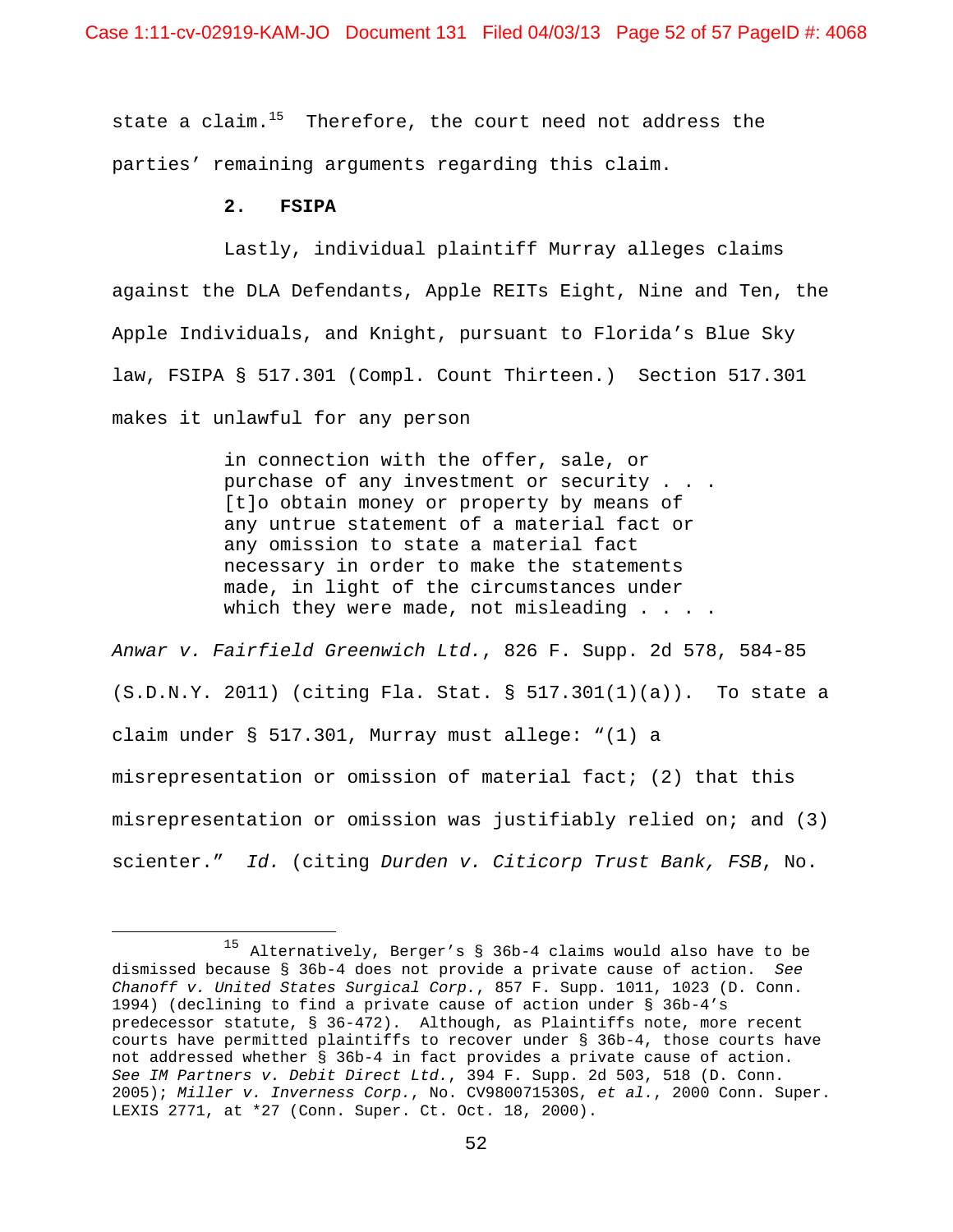state a claim.[15] Therefore, the court need not address the parties' remaining arguments regarding this claim.

**2. FSIPA**

Lastly, individual plaintiff Murray alleges claims against the DLA Defendants, Apple REITs Eight, Nine and Ten, the Apple Individuals, and Knight, pursuant to Florida's Blue Sky law, FSIPA § 517.301 (Compl. Count Thirteen.) Section 517.301 makes it unlawful for any person

> in connection with the offer, sale, or purchase of any investment or security . . . [t]o obtain money or property by means of any untrue statement of a material fact or any omission to state a material fact necessary in order to make the statements made, in light of the circumstances under which they were made, not misleading . . . .

*Anwar v. Fairfield Greenwich Ltd.*, 826 F. Supp. 2d 578, 584-85 (S.D.N.Y. 2011) (citing Fla. Stat. § 517.301(1)(a)). To state a claim under § 517.301, Murray must allege: "(1) a misrepresentation or omission of material fact; (2) that this misrepresentation or omission was justifiably relied on; and (3) scienter." *Id.* (citing *Durden v. Citicorp Trust Bank, FSB*, No.

---

[15] Alternatively, Berger's § 36b-4 claims would also have to be dismissed because § 36b-4 does not provide a private cause of action. *See Chanoff v. United States Surgical Corp.*, 857 F. Supp. 1011, 1023 (D. Conn. 1994) (declining to find a private cause of action under § 36b-4's predecessor statute, § 36-472). Although, as Plaintiffs note, more recent courts have permitted plaintiffs to recover under § 36b-4, those courts have not addressed whether § 36b-4 in fact provides a private cause of action. *See IM Partners v. Debit Direct Ltd.*, 394 F. Supp. 2d 503, 518 (D. Conn. 2005); *Miller v. Inverness Corp.*, No. CV980071530S, *et al.*, 2000 Conn. Super. LEXIS 2771, at *27 (Conn. Super. Ct. Oct. 18, 2000).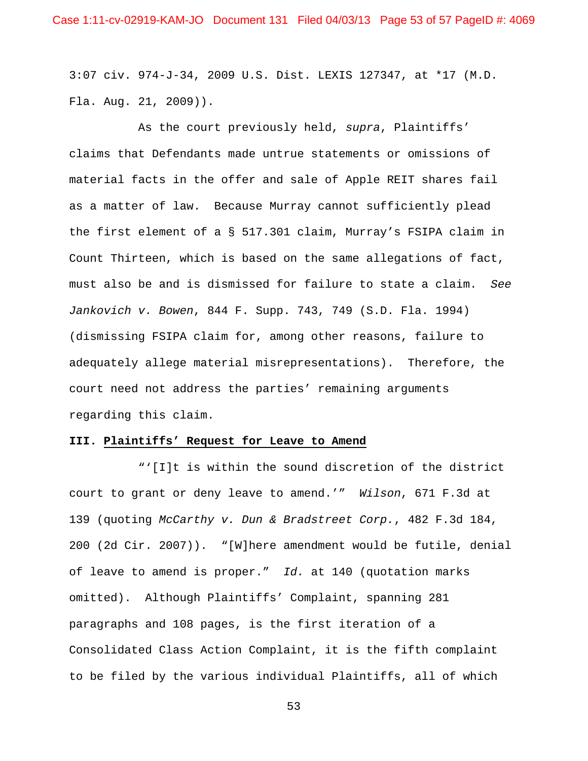3:07 civ. 974-J-34, 2009 U.S. Dist. LEXIS 127347, at *17 (M.D. Fla. Aug. 21, 2009)).

As the court previously held, *supra*, Plaintiffs' claims that Defendants made untrue statements or omissions of material facts in the offer and sale of Apple REIT shares fail as a matter of law. Because Murray cannot sufficiently plead the first element of a § 517.301 claim, Murray's FSIPA claim in Count Thirteen, which is based on the same allegations of fact, must also be and is dismissed for failure to state a claim. *See Jankovich v. Bowen*, 844 F. Supp. 743, 749 (S.D. Fla. 1994) (dismissing FSIPA claim for, among other reasons, failure to adequately allege material misrepresentations). Therefore, the court need not address the parties' remaining arguments regarding this claim.

## III. Plaintiffs' Request for Leave to Amend

"'[I]t is within the sound discretion of the district court to grant or deny leave to amend.'" *Wilson*, 671 F.3d at 139 (quoting *McCarthy v. Dun & Bradstreet Corp.*, 482 F.3d 184, 200 (2d Cir. 2007)). "[W]here amendment would be futile, denial of leave to amend is proper." *Id.* at 140 (quotation marks omitted). Although Plaintiffs' Complaint, spanning 281 paragraphs and 108 pages, is the first iteration of a Consolidated Class Action Complaint, it is the fifth complaint to be filed by the various individual Plaintiffs, all of which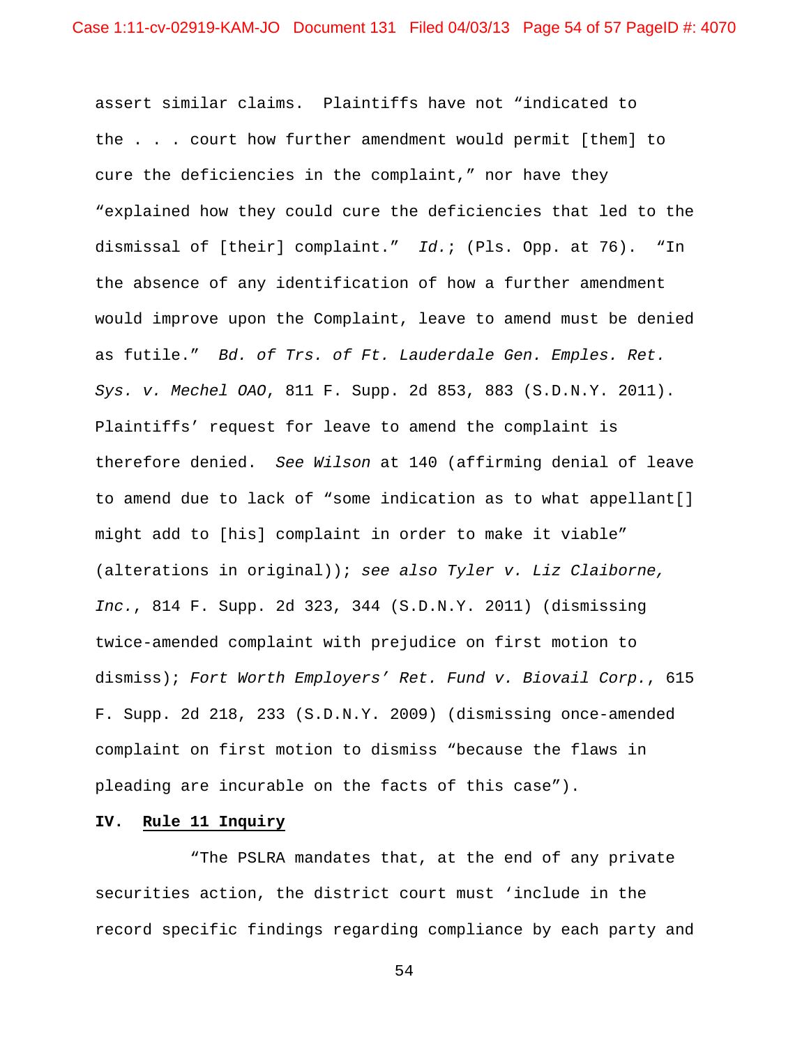assert similar claims. Plaintiffs have not "indicated to the . . . court how further amendment would permit [them] to cure the deficiencies in the complaint," nor have they "explained how they could cure the deficiencies that led to the dismissal of [their] complaint." *Id.*; (Pls. Opp. at 76). "In the absence of any identification of how a further amendment would improve upon the Complaint, leave to amend must be denied as futile." *Bd. of Trs. of Ft. Lauderdale Gen. Emples. Ret. Sys. v. Mechel OAO*, 811 F. Supp. 2d 853, 883 (S.D.N.Y. 2011). Plaintiffs' request for leave to amend the complaint is therefore denied. *See Wilson* at 140 (affirming denial of leave to amend due to lack of "some indication as to what appellant[] might add to [his] complaint in order to make it viable" (alterations in original)); *see also Tyler v. Liz Claiborne, Inc.*, 814 F. Supp. 2d 323, 344 (S.D.N.Y. 2011) (dismissing twice-amended complaint with prejudice on first motion to dismiss); *Fort Worth Employers' Ret. Fund v. Biovail Corp.*, 615 F. Supp. 2d 218, 233 (S.D.N.Y. 2009) (dismissing once-amended complaint on first motion to dismiss "because the flaws in pleading are incurable on the facts of this case").

## IV. Rule 11 Inquiry

"The PSLRA mandates that, at the end of any private securities action, the district court must 'include in the record specific findings regarding compliance by each party and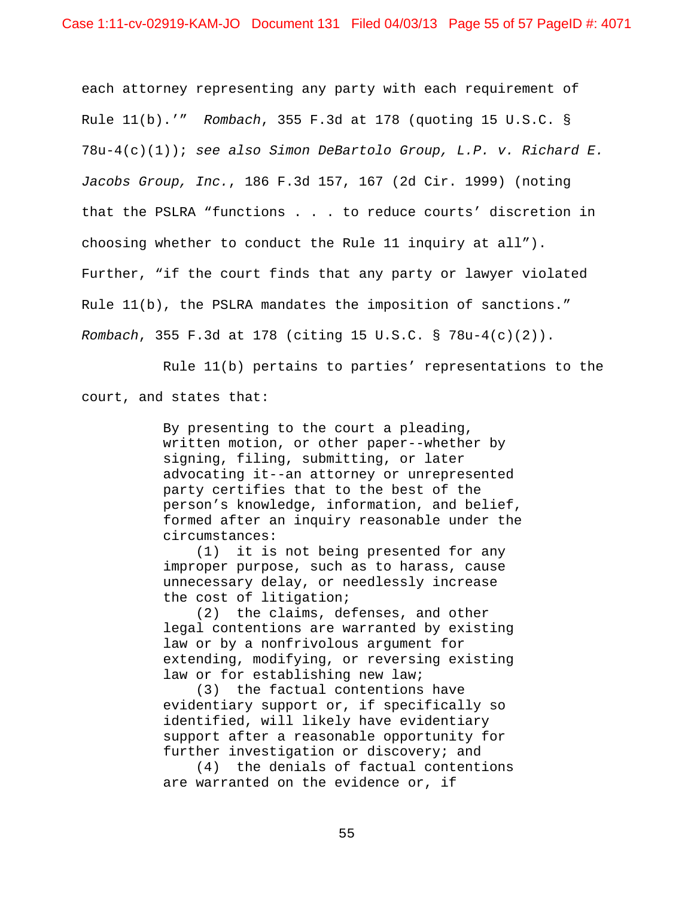each attorney representing any party with each requirement of Rule 11(b).'" *Rombach*, 355 F.3d at 178 (quoting 15 U.S.C. § 78u-4(c)(1)); *see also Simon DeBartolo Group, L.P. v. Richard E. Jacobs Group, Inc.*, 186 F.3d 157, 167 (2d Cir. 1999) (noting that the PSLRA "functions . . . to reduce courts' discretion in choosing whether to conduct the Rule 11 inquiry at all"). Further, "if the court finds that any party or lawyer violated Rule 11(b), the PSLRA mandates the imposition of sanctions." *Rombach*, 355 F.3d at 178 (citing 15 U.S.C. § 78u-4(c)(2)).

Rule 11(b) pertains to parties' representations to the court, and states that:

> By presenting to the court a pleading, written motion, or other paper--whether by signing, filing, submitting, or later advocating it--an attorney or unrepresented party certifies that to the best of the person's knowledge, information, and belief, formed after an inquiry reasonable under the circumstances:
>
> (1) it is not being presented for any improper purpose, such as to harass, cause unnecessary delay, or needlessly increase the cost of litigation;
>
> (2) the claims, defenses, and other legal contentions are warranted by existing law or by a nonfrivolous argument for extending, modifying, or reversing existing law or for establishing new law;
>
> (3) the factual contentions have evidentiary support or, if specifically so identified, will likely have evidentiary support after a reasonable opportunity for further investigation or discovery; and
>
> (4) the denials of factual contentions are warranted on the evidence or, if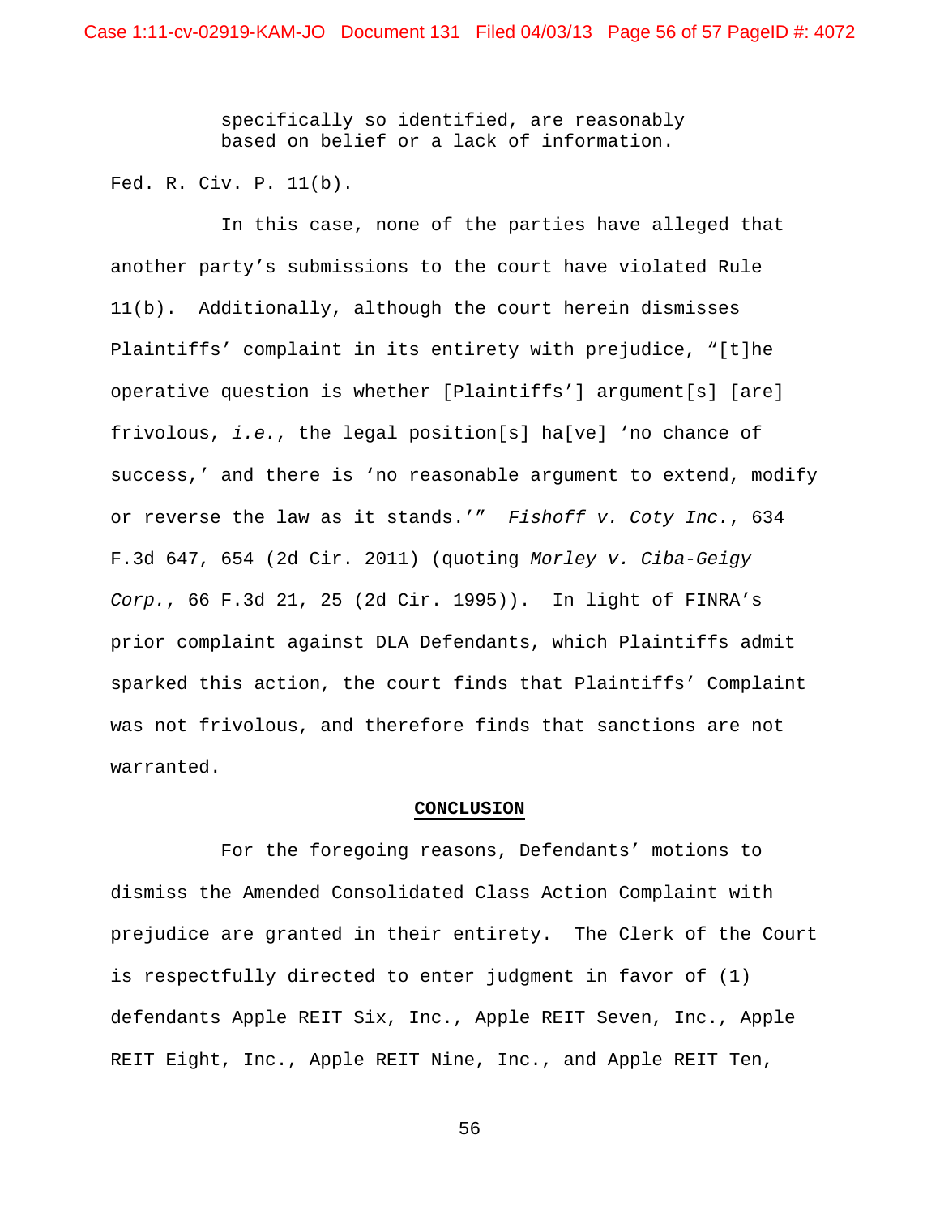specifically so identified, are reasonably based on belief or a lack of information.

Fed. R. Civ. P. 11(b).

In this case, none of the parties have alleged that another party's submissions to the court have violated Rule 11(b). Additionally, although the court herein dismisses Plaintiffs' complaint in its entirety with prejudice, "[t]he operative question is whether [Plaintiffs'] argument[s] [are] frivolous, *i.e.*, the legal position[s] ha[ve] 'no chance of success,' and there is 'no reasonable argument to extend, modify or reverse the law as it stands.'" *Fishoff v. Coty Inc.*, 634 F.3d 647, 654 (2d Cir. 2011) (quoting *Morley v. Ciba-Geigy Corp.*, 66 F.3d 21, 25 (2d Cir. 1995)). In light of FINRA's prior complaint against DLA Defendants, which Plaintiffs admit sparked this action, the court finds that Plaintiffs' Complaint was not frivolous, and therefore finds that sanctions are not warranted.

## CONCLUSION

For the foregoing reasons, Defendants' motions to dismiss the Amended Consolidated Class Action Complaint with prejudice are granted in their entirety. The Clerk of the Court is respectfully directed to enter judgment in favor of (1) defendants Apple REIT Six, Inc., Apple REIT Seven, Inc., Apple REIT Eight, Inc., Apple REIT Nine, Inc., and Apple REIT Ten,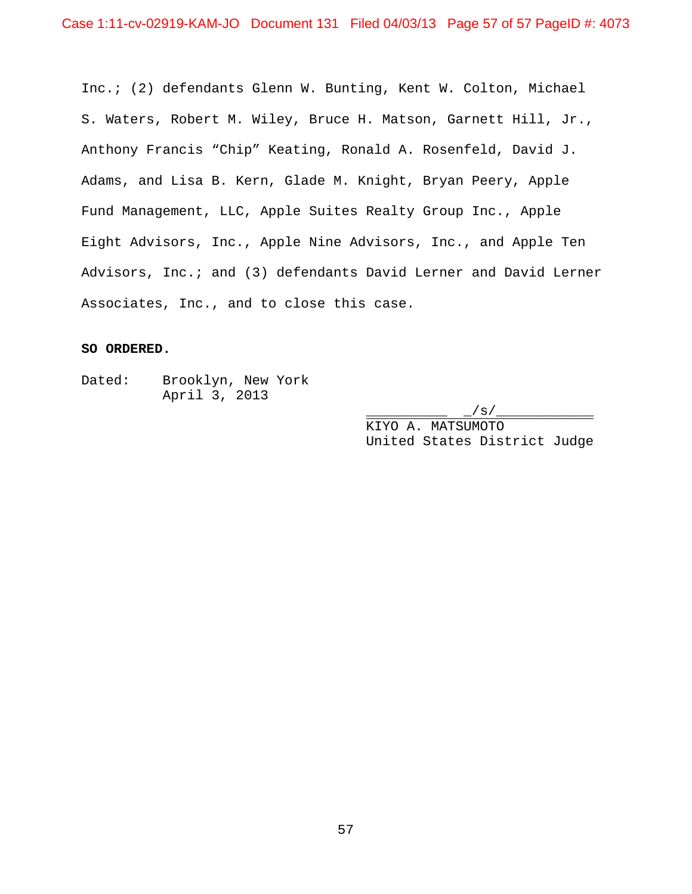Inc.; (2) defendants Glenn W. Bunting, Kent W. Colton, Michael S. Waters, Robert M. Wiley, Bruce H. Matson, Garnett Hill, Jr., Anthony Francis “Chip” Keating, Ronald A. Rosenfeld, David J. Adams, and Lisa B. Kern, Glade M. Knight, Bryan Peery, Apple Fund Management, LLC, Apple Suites Realty Group Inc., Apple Eight Advisors, Inc., Apple Nine Advisors, Inc., and Apple Ten Advisors, Inc.; and (3) defendants David Lerner and David Lerner Associates, Inc., and to close this case.

**SO ORDERED.**

Dated: Brooklyn, New York
April 3, 2013

/s/
KIYO A. MATSUMOTO
United States District Judge